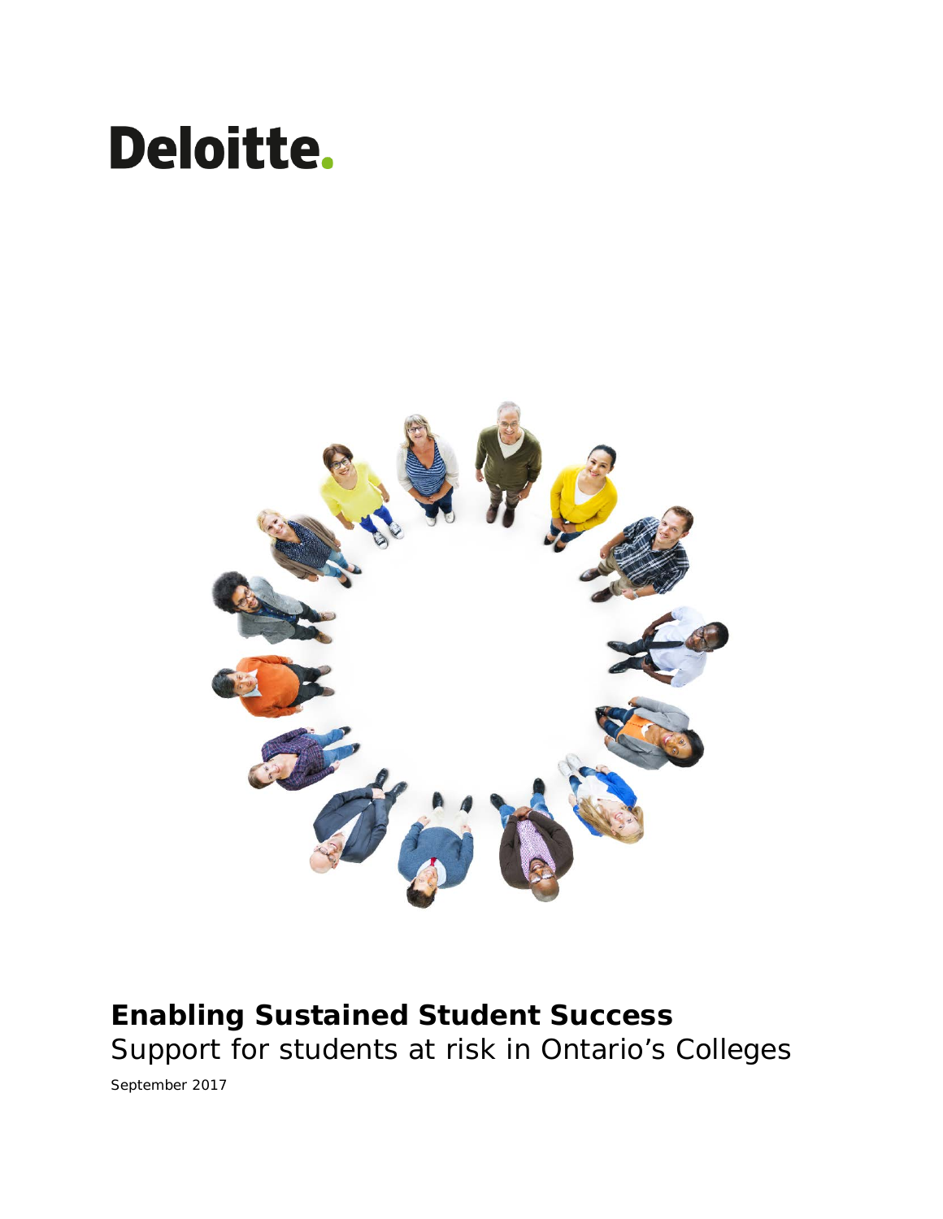Deloitte.

# Enabling Sustained Student Success

## Support for students at risk in Ontario's Colleges

September 2017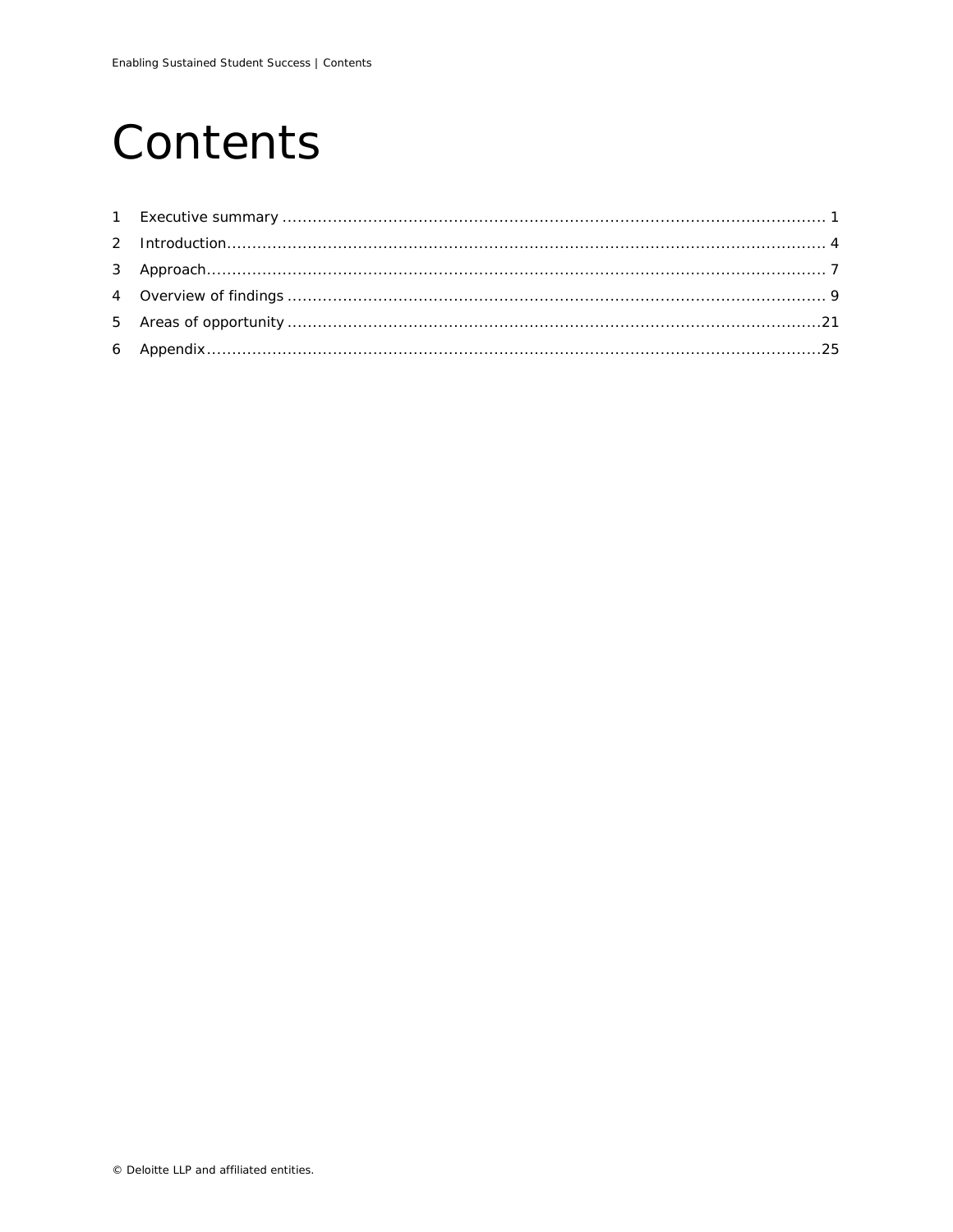# Contents

1 Executive summary ........................................................................................................ 1

2 Introduction.................................................................................................................. 4

3 Approach....................................................................................................................... 7

4 Overview of findings ...................................................................................................... 9

5 Areas of opportunity .....................................................................................................21

6 Appendix.......................................................................................................................25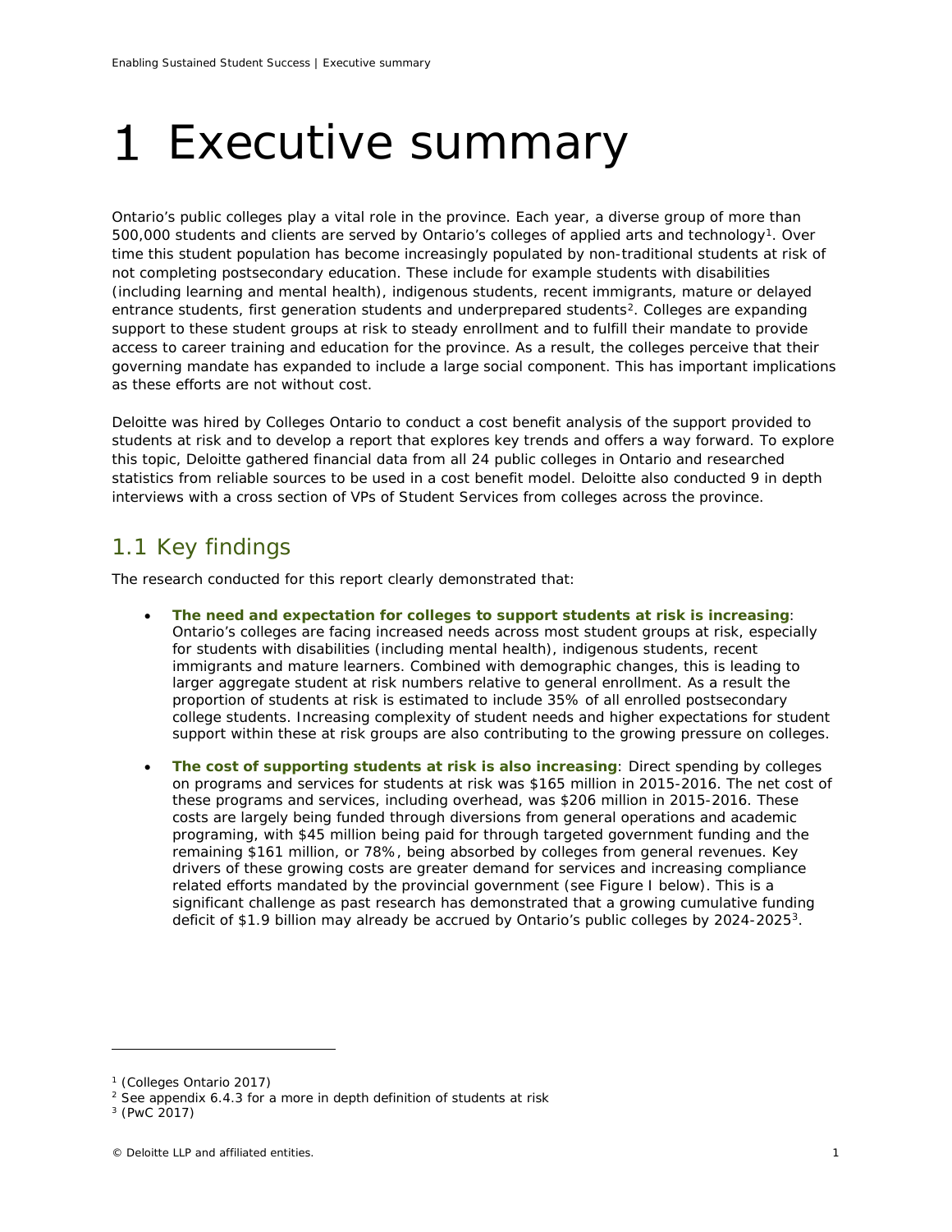# 1 Executive summary

Ontario's public colleges play a vital role in the province. Each year, a diverse group of more than 500,000 students and clients are served by Ontario's colleges of applied arts and technology[1]. Over time this student population has become increasingly populated by non-traditional students at risk of not completing postsecondary education. These include for example students with disabilities (including learning and mental health), indigenous students, recent immigrants, mature or delayed entrance students, first generation students and underprepared students[2]. Colleges are expanding support to these student groups at risk to steady enrollment and to fulfill their mandate to provide access to career training and education for the province. As a result, the colleges perceive that their governing mandate has expanded to include a large social component. This has important implications as these efforts are not without cost.

Deloitte was hired by Colleges Ontario to conduct a cost benefit analysis of the support provided to students at risk and to develop a report that explores key trends and offers a way forward. To explore this topic, Deloitte gathered financial data from all 24 public colleges in Ontario and researched statistics from reliable sources to be used in a cost benefit model. Deloitte also conducted 9 in depth interviews with a cross section of VPs of Student Services from colleges across the province.

## 1.1 Key findings

The research conducted for this report clearly demonstrated that:

- **The need and expectation for colleges to support students at risk is increasing**: Ontario's colleges are facing increased needs across most student groups at risk, especially for students with disabilities (including mental health), indigenous students, recent immigrants and mature learners. Combined with demographic changes, this is leading to larger aggregate student at risk numbers relative to general enrollment. As a result the proportion of students at risk is estimated to include 35% of all enrolled postsecondary college students. Increasing complexity of student needs and higher expectations for student support within these at risk groups are also contributing to the growing pressure on colleges.
- **The cost of supporting students at risk is also increasing**: Direct spending by colleges on programs and services for students at risk was $165 million in 2015-2016. The net cost of these programs and services, including overhead, was $206 million in 2015-2016. These costs are largely being funded through diversions from general operations and academic programing, with $45 million being paid for through targeted government funding and the remaining $161 million, or 78%, being absorbed by colleges from general revenues. Key drivers of these growing costs are greater demand for services and increasing compliance related efforts mandated by the provincial government (see Figure I below). This is a significant challenge as past research has demonstrated that a growing cumulative funding deficit of $1.9 billion may already be accrued by Ontario's public colleges by 2024-2025[3].

[1] (Colleges Ontario 2017)
[2] See appendix 6.4.3 for a more in depth definition of students at risk
[3] (PwC 2017)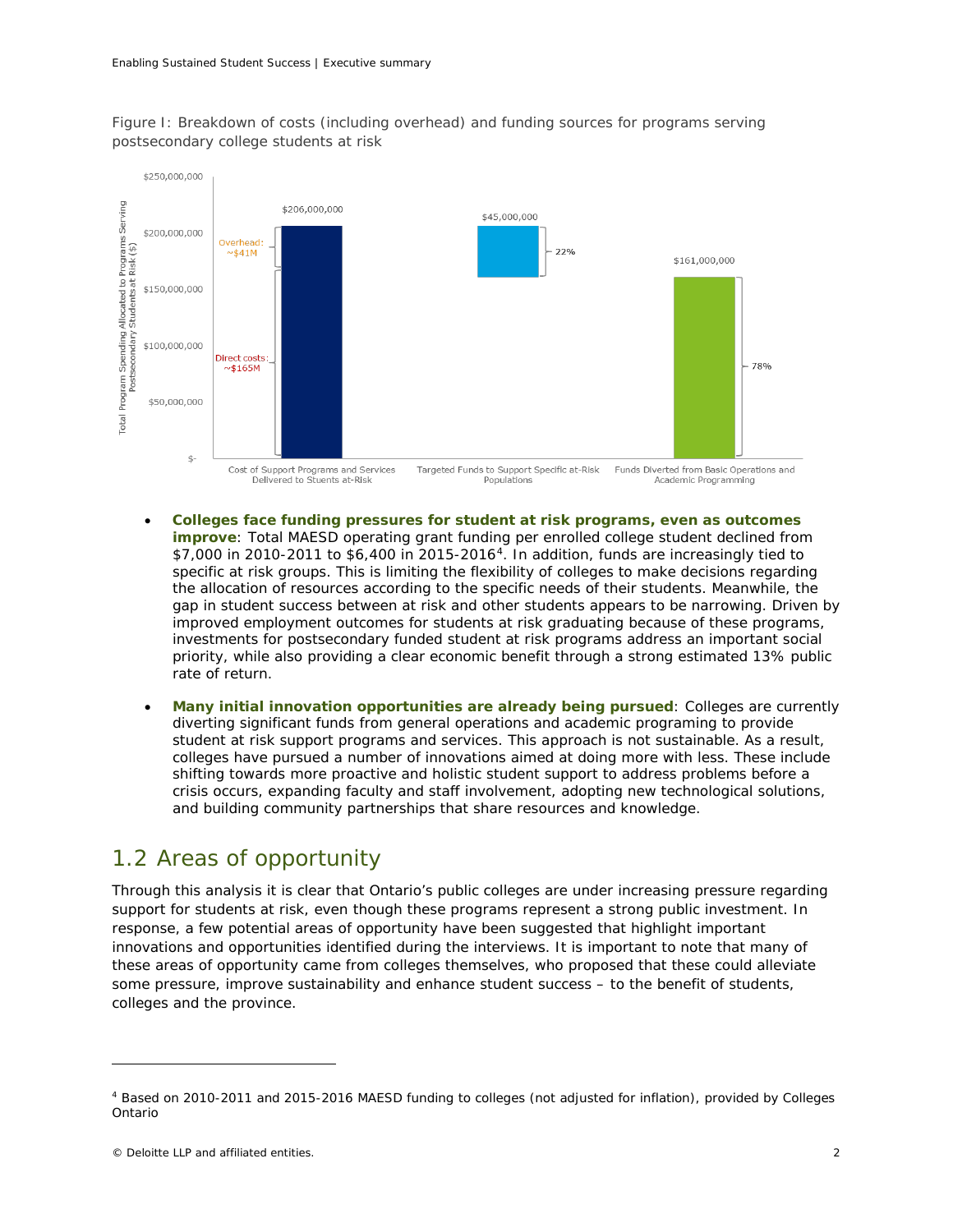Figure I: Breakdown of costs (including overhead) and funding sources for programs serving postsecondary college students at risk

- **Colleges face funding pressures for student at risk programs, even as outcomes improve**: Total MAESD operating grant funding per enrolled college student declined from \$7,000 in 2010-2011 to \$6,400 in 2015-2016[4]. In addition, funds are increasingly tied to specific at risk groups. This is limiting the flexibility of colleges to make decisions regarding the allocation of resources according to the specific needs of their students. Meanwhile, the gap in student success between at risk and other students appears to be narrowing. Driven by improved employment outcomes for students at risk graduating because of these programs, investments for postsecondary funded student at risk programs address an important social priority, while also providing a clear economic benefit through a strong estimated 13% public rate of return.
- **Many initial innovation opportunities are already being pursued**: Colleges are currently diverting significant funds from general operations and academic programing to provide student at risk support programs and services. This approach is not sustainable. As a result, colleges have pursued a number of innovations aimed at doing more with less. These include shifting towards more proactive and holistic student support to address problems before a crisis occurs, expanding faculty and staff involvement, adopting new technological solutions, and building community partnerships that share resources and knowledge.

## 1.2 Areas of opportunity

Through this analysis it is clear that Ontario's public colleges are under increasing pressure regarding support for students at risk, even though these programs represent a strong public investment. In response, a few potential areas of opportunity have been suggested that highlight important innovations and opportunities identified during the interviews. It is important to note that many of these areas of opportunity came from colleges themselves, who proposed that these could alleviate some pressure, improve sustainability and enhance student success – to the benefit of students, colleges and the province.

[4] Based on 2010-2011 and 2015-2016 MAESD funding to colleges (not adjusted for inflation), provided by Colleges Ontario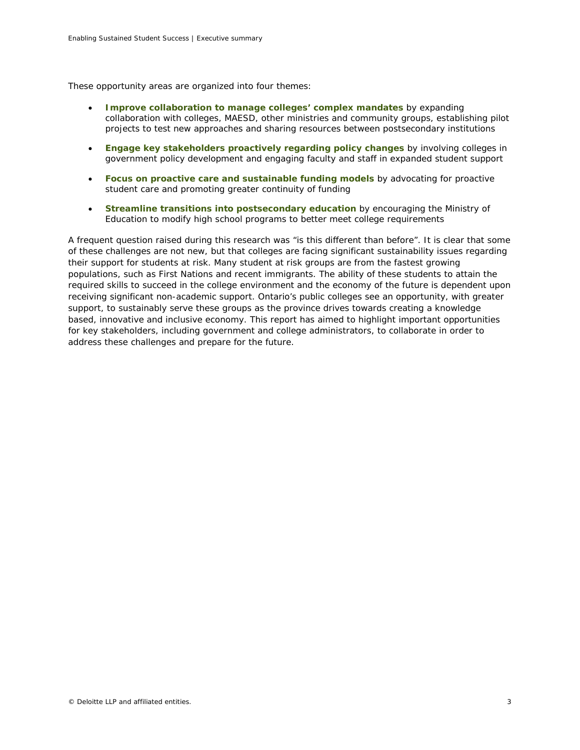These opportunity areas are organized into four themes:

- **Improve collaboration to manage colleges' complex mandates** by expanding collaboration with colleges, MAESD, other ministries and community groups, establishing pilot projects to test new approaches and sharing resources between postsecondary institutions
- **Engage key stakeholders proactively regarding policy changes** by involving colleges in government policy development and engaging faculty and staff in expanded student support
- **Focus on proactive care and sustainable funding models** by advocating for proactive student care and promoting greater continuity of funding
- **Streamline transitions into postsecondary education** by encouraging the Ministry of Education to modify high school programs to better meet college requirements

A frequent question raised during this research was "is this different than before". It is clear that some of these challenges are not new, but that colleges are facing significant sustainability issues regarding their support for students at risk. Many student at risk groups are from the fastest growing populations, such as First Nations and recent immigrants. The ability of these students to attain the required skills to succeed in the college environment and the economy of the future is dependent upon receiving significant non-academic support. Ontario's public colleges see an opportunity, with greater support, to sustainably serve these groups as the province drives towards creating a knowledge based, innovative and inclusive economy. This report has aimed to highlight important opportunities for key stakeholders, including government and college administrators, to collaborate in order to address these challenges and prepare for the future.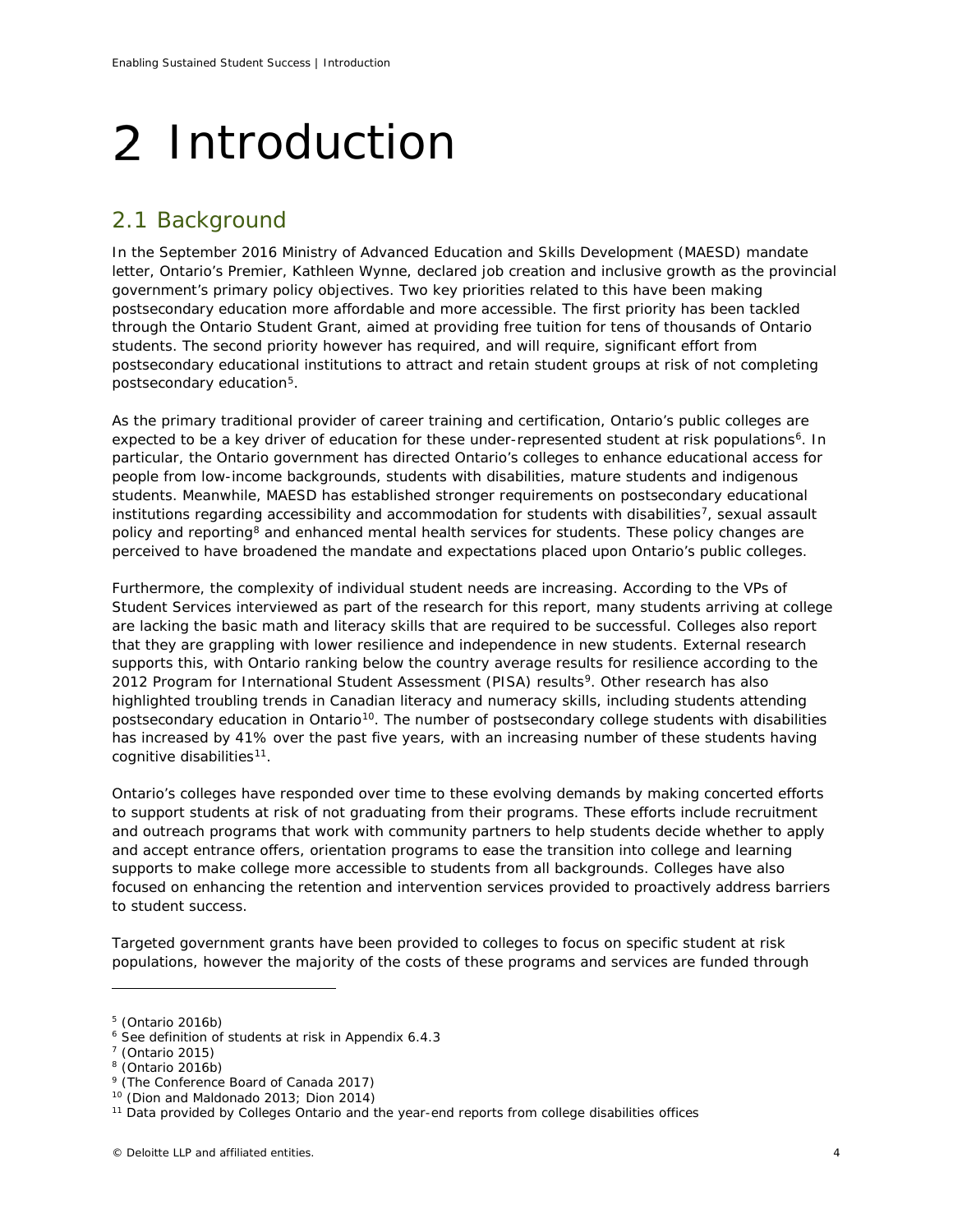# 2 Introduction

## 2.1 Background

In the September 2016 Ministry of Advanced Education and Skills Development (MAESD) mandate letter, Ontario's Premier, Kathleen Wynne, declared job creation and inclusive growth as the provincial government's primary policy objectives. Two key priorities related to this have been making postsecondary education more affordable and more accessible. The first priority has been tackled through the Ontario Student Grant, aimed at providing free tuition for tens of thousands of Ontario students. The second priority however has required, and will require, significant effort from postsecondary educational institutions to attract and retain student groups at risk of not completing postsecondary education[5].

As the primary traditional provider of career training and certification, Ontario's public colleges are expected to be a key driver of education for these under-represented student at risk populations[6]. In particular, the Ontario government has directed Ontario's colleges to enhance educational access for people from low-income backgrounds, students with disabilities, mature students and indigenous students. Meanwhile, MAESD has established stronger requirements on postsecondary educational institutions regarding accessibility and accommodation for students with disabilities[7], sexual assault policy and reporting[8] and enhanced mental health services for students. These policy changes are perceived to have broadened the mandate and expectations placed upon Ontario's public colleges.

Furthermore, the complexity of individual student needs are increasing. According to the VPs of Student Services interviewed as part of the research for this report, many students arriving at college are lacking the basic math and literacy skills that are required to be successful. Colleges also report that they are grappling with lower resilience and independence in new students. External research supports this, with Ontario ranking below the country average results for resilience according to the 2012 Program for International Student Assessment (PISA) results[9]. Other research has also highlighted troubling trends in Canadian literacy and numeracy skills, including students attending postsecondary education in Ontario[10]. The number of postsecondary college students with disabilities has increased by 41% over the past five years, with an increasing number of these students having cognitive disabilities[11].

Ontario's colleges have responded over time to these evolving demands by making concerted efforts to support students at risk of not graduating from their programs. These efforts include recruitment and outreach programs that work with community partners to help students decide whether to apply and accept entrance offers, orientation programs to ease the transition into college and learning supports to make college more accessible to students from all backgrounds. Colleges have also focused on enhancing the retention and intervention services provided to proactively address barriers to student success.

Targeted government grants have been provided to colleges to focus on specific student at risk populations, however the majority of the costs of these programs and services are funded through

---

[5] (Ontario 2016b)
[6] See definition of students at risk in Appendix 6.4.3
[7] (Ontario 2015)
[8] (Ontario 2016b)
[9] (The Conference Board of Canada 2017)
[10] (Dion and Maldonado 2013; Dion 2014)
[11] Data provided by Colleges Ontario and the year-end reports from college disabilities offices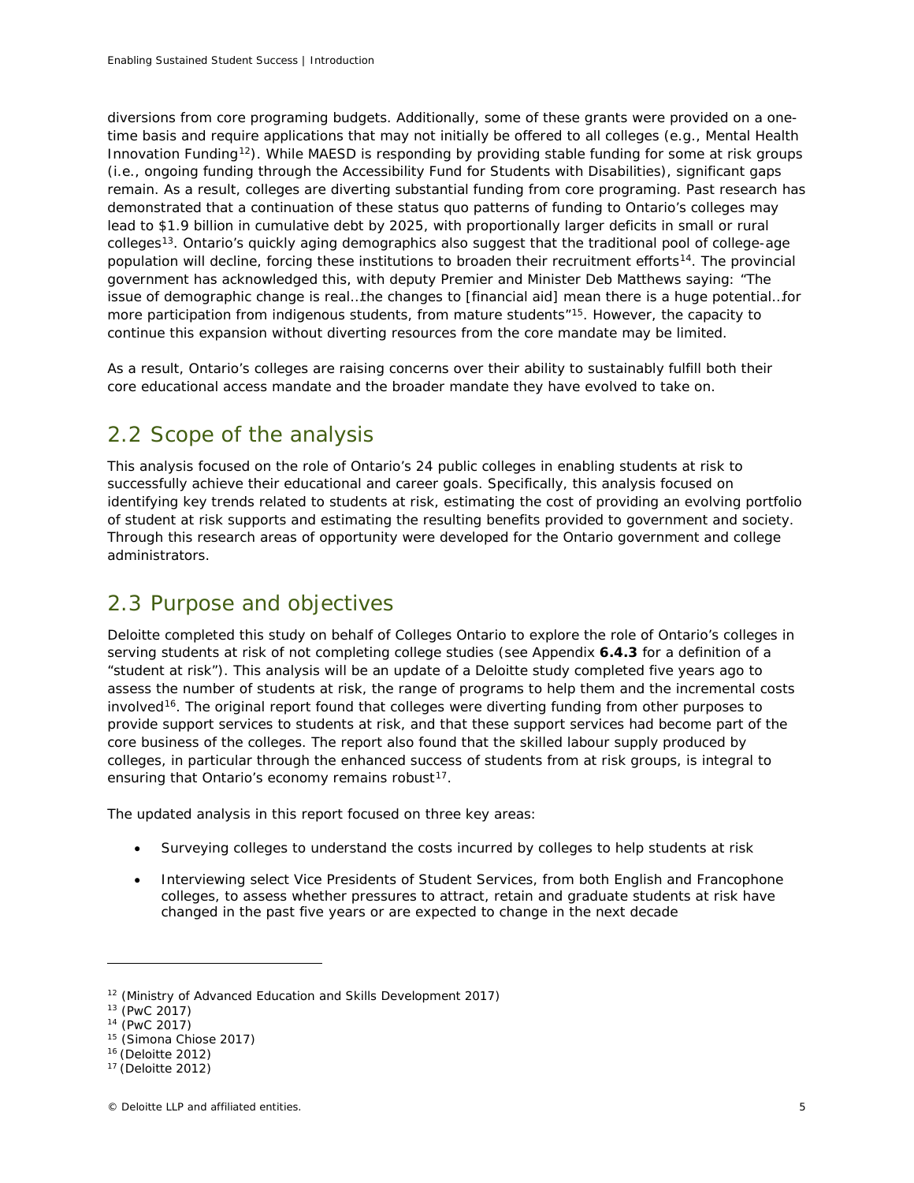diversions from core programing budgets. Additionally, some of these grants were provided on a one-time basis and require applications that may not initially be offered to all colleges (e.g., Mental Health Innovation Funding[12]). While MAESD is responding by providing stable funding for some at risk groups (i.e., ongoing funding through the Accessibility Fund for Students with Disabilities), significant gaps remain. As a result, colleges are diverting substantial funding from core programing. Past research has demonstrated that a continuation of these status quo patterns of funding to Ontario's colleges may lead to $1.9 billion in cumulative debt by 2025, with proportionally larger deficits in small or rural colleges[13]. Ontario's quickly aging demographics also suggest that the traditional pool of college-age population will decline, forcing these institutions to broaden their recruitment efforts[14]. The provincial government has acknowledged this, with deputy Premier and Minister Deb Matthews saying: "The issue of demographic change is real…the changes to [financial aid] mean there is a huge potential…for more participation from indigenous students, from mature students"[15]. However, the capacity to continue this expansion without diverting resources from the core mandate may be limited.

As a result, Ontario's colleges are raising concerns over their ability to sustainably fulfill both their core educational access mandate and the broader mandate they have evolved to take on.

## 2.2 Scope of the analysis

This analysis focused on the role of Ontario's 24 public colleges in enabling students at risk to successfully achieve their educational and career goals. Specifically, this analysis focused on identifying key trends related to students at risk, estimating the cost of providing an evolving portfolio of student at risk supports and estimating the resulting benefits provided to government and society. Through this research areas of opportunity were developed for the Ontario government and college administrators.

## 2.3 Purpose and objectives

Deloitte completed this study on behalf of Colleges Ontario to explore the role of Ontario's colleges in serving students at risk of not completing college studies (see Appendix **6.4.3** for a definition of a "student at risk"). This analysis will be an update of a Deloitte study completed five years ago to assess the number of students at risk, the range of programs to help them and the incremental costs involved[16]. The original report found that colleges were diverting funding from other purposes to provide support services to students at risk, and that these support services had become part of the core business of the colleges. The report also found that the skilled labour supply produced by colleges, in particular through the enhanced success of students from at risk groups, is integral to ensuring that Ontario's economy remains robust[17].

The updated analysis in this report focused on three key areas:

- Surveying colleges to understand the costs incurred by colleges to help students at risk
- Interviewing select Vice Presidents of Student Services, from both English and Francophone colleges, to assess whether pressures to attract, retain and graduate students at risk have changed in the past five years or are expected to change in the next decade

---

[12] (Ministry of Advanced Education and Skills Development 2017)
[13] (PwC 2017)
[14] (PwC 2017)
[15] (Simona Chiose 2017)
[16] (Deloitte 2012)
[17] (Deloitte 2012)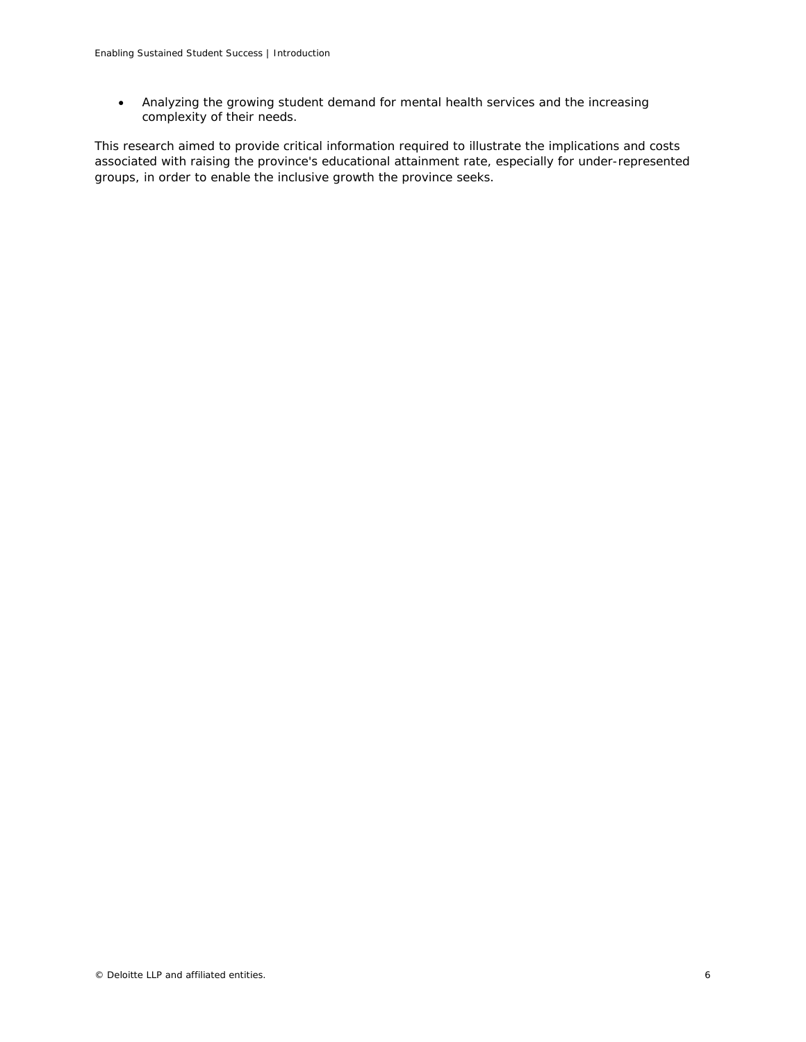- Analyzing the growing student demand for mental health services and the increasing complexity of their needs.

This research aimed to provide critical information required to illustrate the implications and costs associated with raising the province's educational attainment rate, especially for under-represented groups, in order to enable the inclusive growth the province seeks.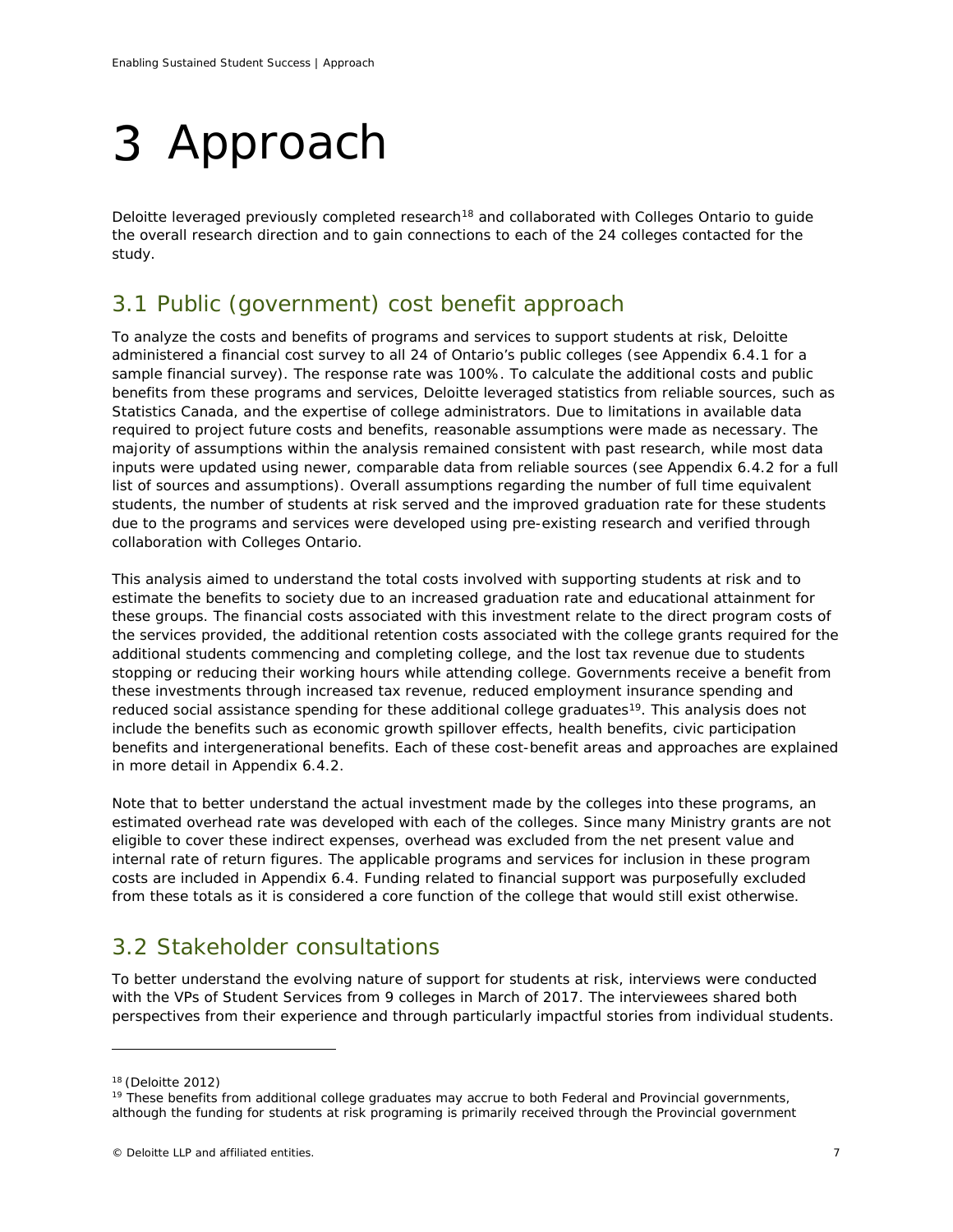# 3 Approach

Deloitte leveraged previously completed research[18] and collaborated with Colleges Ontario to guide the overall research direction and to gain connections to each of the 24 colleges contacted for the study.

## 3.1 Public (government) cost benefit approach

To analyze the costs and benefits of programs and services to support students at risk, Deloitte administered a financial cost survey to all 24 of Ontario's public colleges (see Appendix 6.4.1 for a sample financial survey). The response rate was 100%. To calculate the additional costs and public benefits from these programs and services, Deloitte leveraged statistics from reliable sources, such as Statistics Canada, and the expertise of college administrators. Due to limitations in available data required to project future costs and benefits, reasonable assumptions were made as necessary. The majority of assumptions within the analysis remained consistent with past research, while most data inputs were updated using newer, comparable data from reliable sources (see Appendix 6.4.2 for a full list of sources and assumptions). Overall assumptions regarding the number of full time equivalent students, the number of students at risk served and the improved graduation rate for these students due to the programs and services were developed using pre-existing research and verified through collaboration with Colleges Ontario.

This analysis aimed to understand the total costs involved with supporting students at risk and to estimate the benefits to society due to an increased graduation rate and educational attainment for these groups. The financial costs associated with this investment relate to the direct program costs of the services provided, the additional retention costs associated with the college grants required for the additional students commencing and completing college, and the lost tax revenue due to students stopping or reducing their working hours while attending college. Governments receive a benefit from these investments through increased tax revenue, reduced employment insurance spending and reduced social assistance spending for these additional college graduates[19]. This analysis does not include the benefits such as economic growth spillover effects, health benefits, civic participation benefits and intergenerational benefits. Each of these cost-benefit areas and approaches are explained in more detail in Appendix 6.4.2.

Note that to better understand the actual investment made by the colleges into these programs, an estimated overhead rate was developed with each of the colleges. Since many Ministry grants are not eligible to cover these indirect expenses, overhead was excluded from the net present value and internal rate of return figures. The applicable programs and services for inclusion in these program costs are included in Appendix 6.4. Funding related to financial support was purposefully excluded from these totals as it is considered a core function of the college that would still exist otherwise.

## 3.2 Stakeholder consultations

To better understand the evolving nature of support for students at risk, interviews were conducted with the VPs of Student Services from 9 colleges in March of 2017. The interviewees shared both perspectives from their experience and through particularly impactful stories from individual students.

---

[18] (Deloitte 2012)

[19] These benefits from additional college graduates may accrue to both Federal and Provincial governments, although the funding for students at risk programing is primarily received through the Provincial government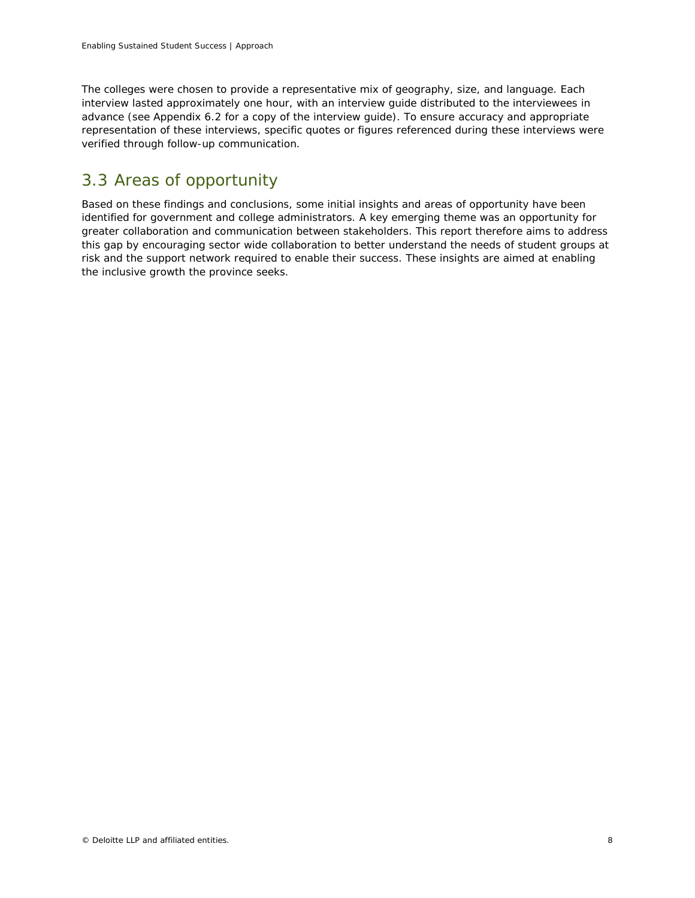The colleges were chosen to provide a representative mix of geography, size, and language. Each interview lasted approximately one hour, with an interview guide distributed to the interviewees in advance (see Appendix 6.2 for a copy of the interview guide). To ensure accuracy and appropriate representation of these interviews, specific quotes or figures referenced during these interviews were verified through follow-up communication.

## 3.3 Areas of opportunity

Based on these findings and conclusions, some initial insights and areas of opportunity have been identified for government and college administrators. A key emerging theme was an opportunity for greater collaboration and communication between stakeholders. This report therefore aims to address this gap by encouraging sector wide collaboration to better understand the needs of student groups at risk and the support network required to enable their success. These insights are aimed at enabling the inclusive growth the province seeks.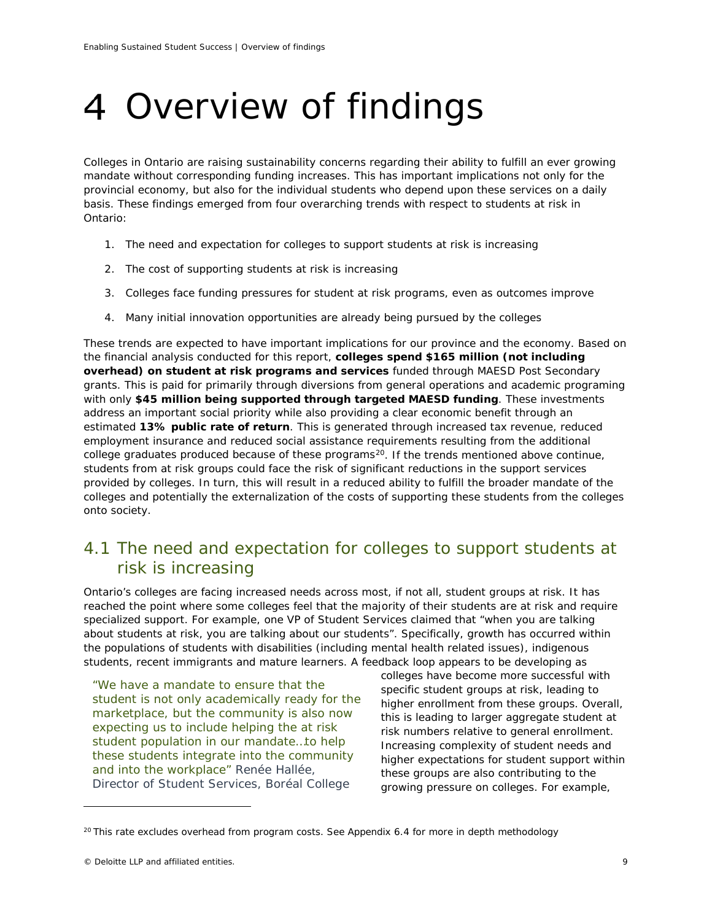# 4 Overview of findings

Colleges in Ontario are raising sustainability concerns regarding their ability to fulfill an ever growing mandate without corresponding funding increases. This has important implications not only for the provincial economy, but also for the individual students who depend upon these services on a daily basis. These findings emerged from four overarching trends with respect to students at risk in Ontario:

1. The need and expectation for colleges to support students at risk is increasing
2. The cost of supporting students at risk is increasing
3. Colleges face funding pressures for student at risk programs, even as outcomes improve
4. Many initial innovation opportunities are already being pursued by the colleges

These trends are expected to have important implications for our province and the economy. Based on the financial analysis conducted for this report, **colleges spend $165 million (not including overhead) on student at risk programs and services** funded through MAESD Post Secondary grants. This is paid for primarily through diversions from general operations and academic programing with only **$45 million being supported through targeted MAESD funding**. These investments address an important social priority while also providing a clear economic benefit through an estimated **13% public rate of return**. This is generated through increased tax revenue, reduced employment insurance and reduced social assistance requirements resulting from the additional college graduates produced because of these programs[20]. If the trends mentioned above continue, students from at risk groups could face the risk of significant reductions in the support services provided by colleges. In turn, this will result in a reduced ability to fulfill the broader mandate of the colleges and potentially the externalization of the costs of supporting these students from the colleges onto society.

## 4.1 The need and expectation for colleges to support students at risk is increasing

Ontario's colleges are facing increased needs across most, if not all, student groups at risk. It has reached the point where some colleges feel that the majority of their students are at risk and require specialized support. For example, one VP of Student Services claimed that "when you are talking about students at risk, you are talking about our students". Specifically, growth has occurred within the populations of students with disabilities (including mental health related issues), indigenous students, recent immigrants and mature learners. A feedback loop appears to be developing as colleges have become more successful with specific student groups at risk, leading to higher enrollment from these groups. Overall, this is leading to larger aggregate student at risk numbers relative to general enrollment. Increasing complexity of student needs and higher expectations for student support within these groups are also contributing to the growing pressure on colleges. For example,

> "We have a mandate to ensure that the student is not only academically ready for the marketplace, but the community is also now expecting us to include helping the at risk student population in our mandate…to help these students integrate into the community and into the workplace" Renée Hallée, Director of Student Services, Boréal College

[20] This rate excludes overhead from program costs. See Appendix 6.4 for more in depth methodology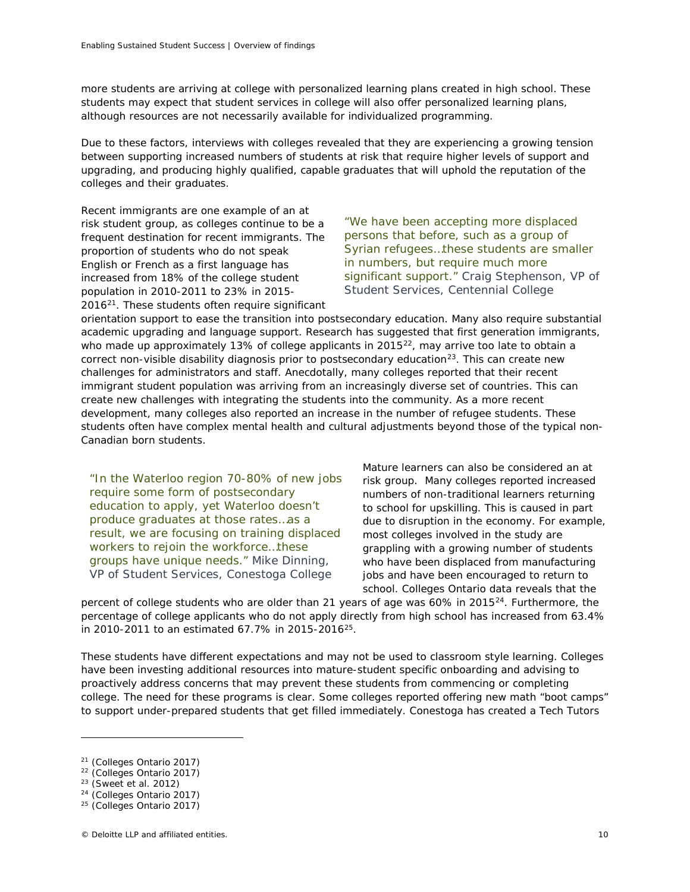more students are arriving at college with personalized learning plans created in high school. These students may expect that student services in college will also offer personalized learning plans, although resources are not necessarily available for individualized programming.

Due to these factors, interviews with colleges revealed that they are experiencing a growing tension between supporting increased numbers of students at risk that require higher levels of support and upgrading, and producing highly qualified, capable graduates that will uphold the reputation of the colleges and their graduates.

Recent immigrants are one example of an at risk student group, as colleges continue to be a frequent destination for recent immigrants. The proportion of students who do not speak English or French as a first language has increased from 18% of the college student population in 2010-2011 to 23% in 2015-2016[21]. These students often require significant orientation support to ease the transition into postsecondary education. Many also require substantial academic upgrading and language support. Research has suggested that first generation immigrants, who made up approximately 13% of college applicants in 2015[22], may arrive too late to obtain a correct non-visible disability diagnosis prior to postsecondary education[23]. This can create new challenges for administrators and staff. Anecdotally, many colleges reported that their recent immigrant student population was arriving from an increasingly diverse set of countries. This can create new challenges with integrating the students into the community. As a more recent development, many colleges also reported an increase in the number of refugee students. These students often have complex mental health and cultural adjustments beyond those of the typical non-Canadian born students.

> "We have been accepting more displaced persons that before, such as a group of Syrian refugees…these students are smaller in numbers, but require much more significant support." Craig Stephenson, VP of Student Services, Centennial College

Mature learners can also be considered an at risk group. Many colleges reported increased numbers of non-traditional learners returning to school for upskilling. This is caused in part due to disruption in the economy. For example, most colleges involved in the study are grappling with a growing number of students who have been displaced from manufacturing jobs and have been encouraged to return to school. Colleges Ontario data reveals that the percent of college students who are older than 21 years of age was 60% in 2015[24]. Furthermore, the percentage of college applicants who do not apply directly from high school has increased from 63.4% in 2010-2011 to an estimated 67.7% in 2015-2016[25].

> "In the Waterloo region 70-80% of new jobs require some form of postsecondary education to apply, yet Waterloo doesn't produce graduates at those rates…as a result, we are focusing on training displaced workers to rejoin the workforce…these groups have unique needs." Mike Dinning, VP of Student Services, Conestoga College

These students have different expectations and may not be used to classroom style learning. Colleges have been investing additional resources into mature-student specific onboarding and advising to proactively address concerns that may prevent these students from commencing or completing college. The need for these programs is clear. Some colleges reported offering new math "boot camps" to support under-prepared students that get filled immediately. Conestoga has created a Tech Tutors

---

[21] (Colleges Ontario 2017)
[22] (Colleges Ontario 2017)
[23] (Sweet et al. 2012)
[24] (Colleges Ontario 2017)
[25] (Colleges Ontario 2017)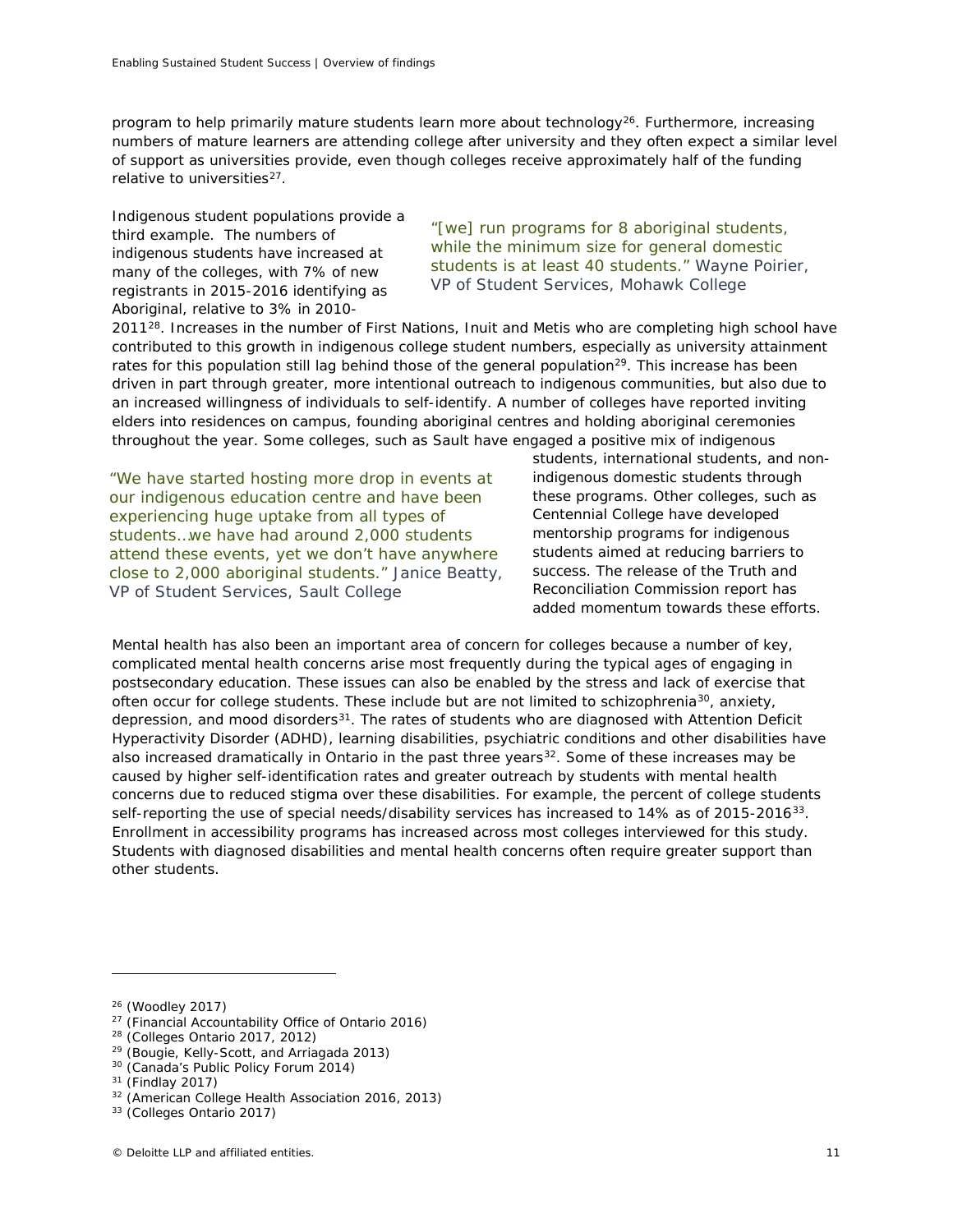program to help primarily mature students learn more about technology[26]. Furthermore, increasing numbers of mature learners are attending college after university and they often expect a similar level of support as universities provide, even though colleges receive approximately half of the funding relative to universities[27].

Indigenous student populations provide a third example. The numbers of indigenous students have increased at many of the colleges, with 7% of new registrants in 2015-2016 identifying as Aboriginal, relative to 3% in 2010-2011[28]. Increases in the number of First Nations, Inuit and Metis who are completing high school have contributed to this growth in indigenous college student numbers, especially as university attainment rates for this population still lag behind those of the general population[29]. This increase has been driven in part through greater, more intentional outreach to indigenous communities, but also due to an increased willingness of individuals to self-identify. A number of colleges have reported inviting elders into residences on campus, founding aboriginal centres and holding aboriginal ceremonies throughout the year. Some colleges, such as Sault have engaged a positive mix of indigenous students, international students, and non-indigenous domestic students through these programs. Other colleges, such as Centennial College have developed mentorship programs for indigenous students aimed at reducing barriers to success. The release of the Truth and Reconciliation Commission report has added momentum towards these efforts.

> "[we] run programs for 8 aboriginal students, while the minimum size for general domestic students is at least 40 students." Wayne Poirier, VP of Student Services, Mohawk College

> "We have started hosting more drop in events at our indigenous education centre and have been experiencing huge uptake from all types of students…we have had around 2,000 students attend these events, yet we don't have anywhere close to 2,000 aboriginal students." Janice Beatty, VP of Student Services, Sault College

Mental health has also been an important area of concern for colleges because a number of key, complicated mental health concerns arise most frequently during the typical ages of engaging in postsecondary education. These issues can also be enabled by the stress and lack of exercise that often occur for college students. These include but are not limited to schizophrenia[30], anxiety, depression, and mood disorders[31]. The rates of students who are diagnosed with Attention Deficit Hyperactivity Disorder (ADHD), learning disabilities, psychiatric conditions and other disabilities have also increased dramatically in Ontario in the past three years[32]. Some of these increases may be caused by higher self-identification rates and greater outreach by students with mental health concerns due to reduced stigma over these disabilities. For example, the percent of college students self-reporting the use of special needs/disability services has increased to 14% as of 2015-2016[33]. Enrollment in accessibility programs has increased across most colleges interviewed for this study. Students with diagnosed disabilities and mental health concerns often require greater support than other students.

---

[26] (Woodley 2017)
[27] (Financial Accountability Office of Ontario 2016)
[28] (Colleges Ontario 2017, 2012)
[29] (Bougie, Kelly-Scott, and Arriagada 2013)
[30] (Canada's Public Policy Forum 2014)
[31] (Findlay 2017)
[32] (American College Health Association 2016, 2013)
[33] (Colleges Ontario 2017)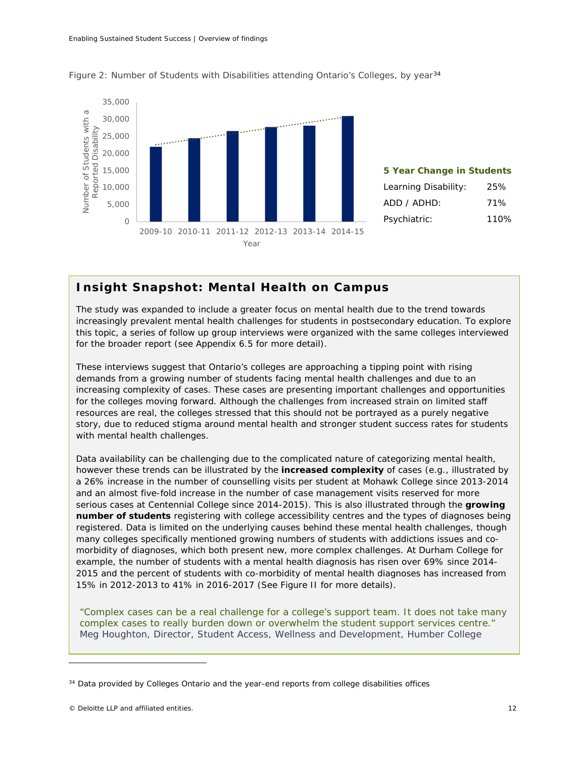Figure 2: Number of Students with Disabilities attending Ontario's Colleges, by year[34]

**5 Year Change in Students**

| | |
|---|---|
| Learning Disability: | 25% |
| ADD / ADHD: | 71% |
| Psychiatric: | 110% |

## Insight Snapshot: Mental Health on Campus

The study was expanded to include a greater focus on mental health due to the trend towards increasingly prevalent mental health challenges for students in postsecondary education. To explore this topic, a series of follow up group interviews were organized with the same colleges interviewed for the broader report (see Appendix 6.5 for more detail).

These interviews suggest that Ontario's colleges are approaching a tipping point with rising demands from a growing number of students facing mental health challenges and due to an increasing complexity of cases. These cases are presenting important challenges and opportunities for the colleges moving forward. Although the challenges from increased strain on limited staff resources are real, the colleges stressed that this should not be portrayed as a purely negative story, due to reduced stigma around mental health and stronger student success rates for students with mental health challenges.

Data availability can be challenging due to the complicated nature of categorizing mental health, however these trends can be illustrated by the **increased complexity** of cases (e.g., illustrated by a 26% increase in the number of counselling visits per student at Mohawk College since 2013-2014 and an almost five-fold increase in the number of case management visits reserved for more serious cases at Centennial College since 2014-2015). This is also illustrated through the **growing number of students** registering with college accessibility centres and the types of diagnoses being registered. Data is limited on the underlying causes behind these mental health challenges, though many colleges specifically mentioned growing numbers of students with addictions issues and co-morbidity of diagnoses, which both present new, more complex challenges. At Durham College for example, the number of students with a mental health diagnosis has risen over 69% since 2014-2015 and the percent of students with co-morbidity of mental health diagnoses has increased from 15% in 2012-2013 to 41% in 2016-2017 (See Figure II for more details).

"Complex cases can be a real challenge for a college's support team. It does not take many complex cases to really burden down or overwhelm the student support services centre."
Meg Houghton, Director, Student Access, Wellness and Development, Humber College

---

[34] Data provided by Colleges Ontario and the year-end reports from college disabilities offices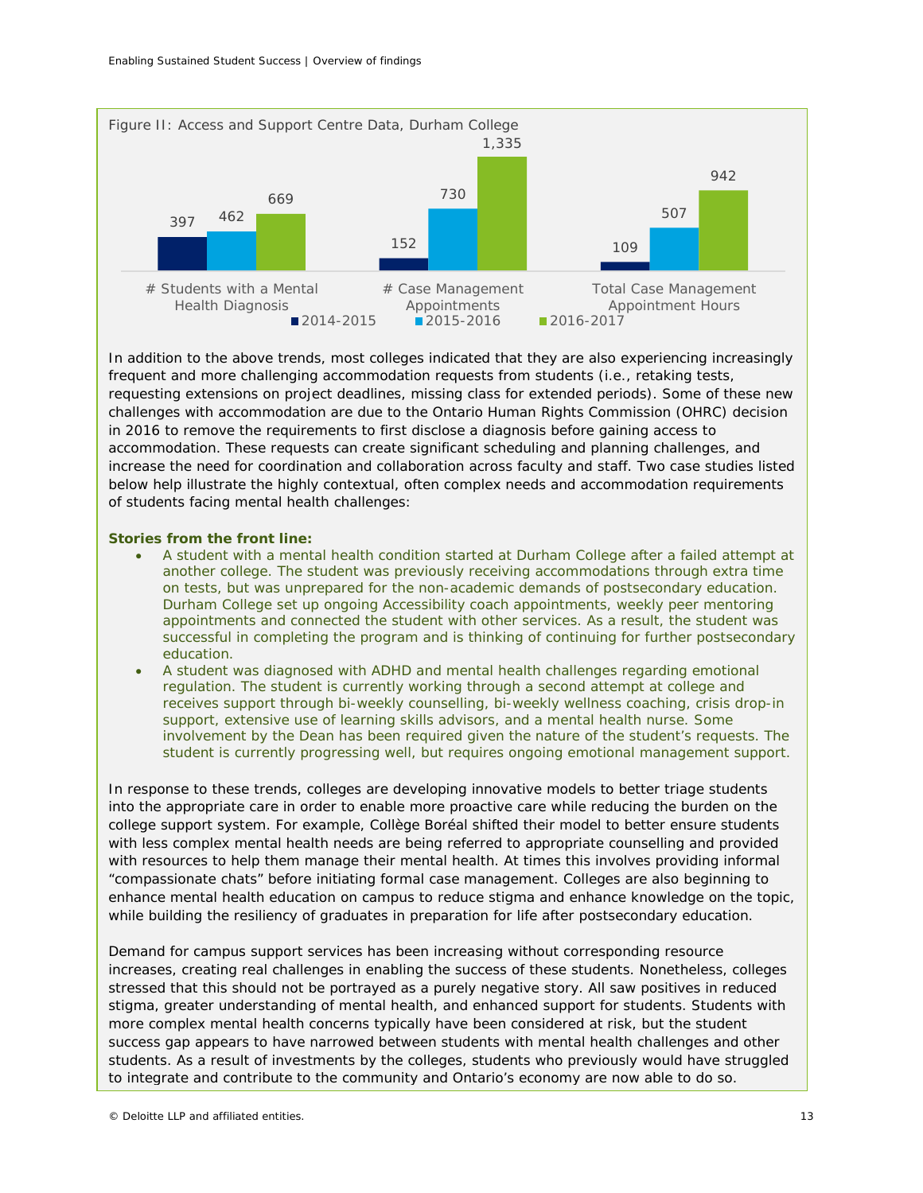Figure II: Access and Support Centre Data, Durham College

| | 2014-2015 | 2015-2016 | 2016-2017 |
|---|---|---|---|
| # Students with a Mental Health Diagnosis | 397 | 462 | 669 |
| # Case Management Appointments | 152 | 730 | 1,335 |
| Total Case Management Appointment Hours | 109 | 507 | 942 |

In addition to the above trends, most colleges indicated that they are also experiencing increasingly frequent and more challenging accommodation requests from students (i.e., retaking tests, requesting extensions on project deadlines, missing class for extended periods). Some of these new challenges with accommodation are due to the Ontario Human Rights Commission (OHRC) decision in 2016 to remove the requirements to first disclose a diagnosis before gaining access to accommodation. These requests can create significant scheduling and planning challenges, and increase the need for coordination and collaboration across faculty and staff. Two case studies listed below help illustrate the highly contextual, often complex needs and accommodation requirements of students facing mental health challenges:

**Stories from the front line:**

- A student with a mental health condition started at Durham College after a failed attempt at another college. The student was previously receiving accommodations through extra time on tests, but was unprepared for the non-academic demands of postsecondary education. Durham College set up ongoing Accessibility coach appointments, weekly peer mentoring appointments and connected the student with other services. As a result, the student was successful in completing the program and is thinking of continuing for further postsecondary education.
- A student was diagnosed with ADHD and mental health challenges regarding emotional regulation. The student is currently working through a second attempt at college and receives support through bi-weekly counselling, bi-weekly wellness coaching, crisis drop-in support, extensive use of learning skills advisors, and a mental health nurse. Some involvement by the Dean has been required given the nature of the student's requests. The student is currently progressing well, but requires ongoing emotional management support.

In response to these trends, colleges are developing innovative models to better triage students into the appropriate care in order to enable more proactive care while reducing the burden on the college support system. For example, Collège Boréal shifted their model to better ensure students with less complex mental health needs are being referred to appropriate counselling and provided with resources to help them manage their mental health. At times this involves providing informal "compassionate chats" before initiating formal case management. Colleges are also beginning to enhance mental health education on campus to reduce stigma and enhance knowledge on the topic, while building the resiliency of graduates in preparation for life after postsecondary education.

Demand for campus support services has been increasing without corresponding resource increases, creating real challenges in enabling the success of these students. Nonetheless, colleges stressed that this should not be portrayed as a purely negative story. All saw positives in reduced stigma, greater understanding of mental health, and enhanced support for students. Students with more complex mental health concerns typically have been considered at risk, but the student success gap appears to have narrowed between students with mental health challenges and other students. As a result of investments by the colleges, students who previously would have struggled to integrate and contribute to the community and Ontario's economy are now able to do so.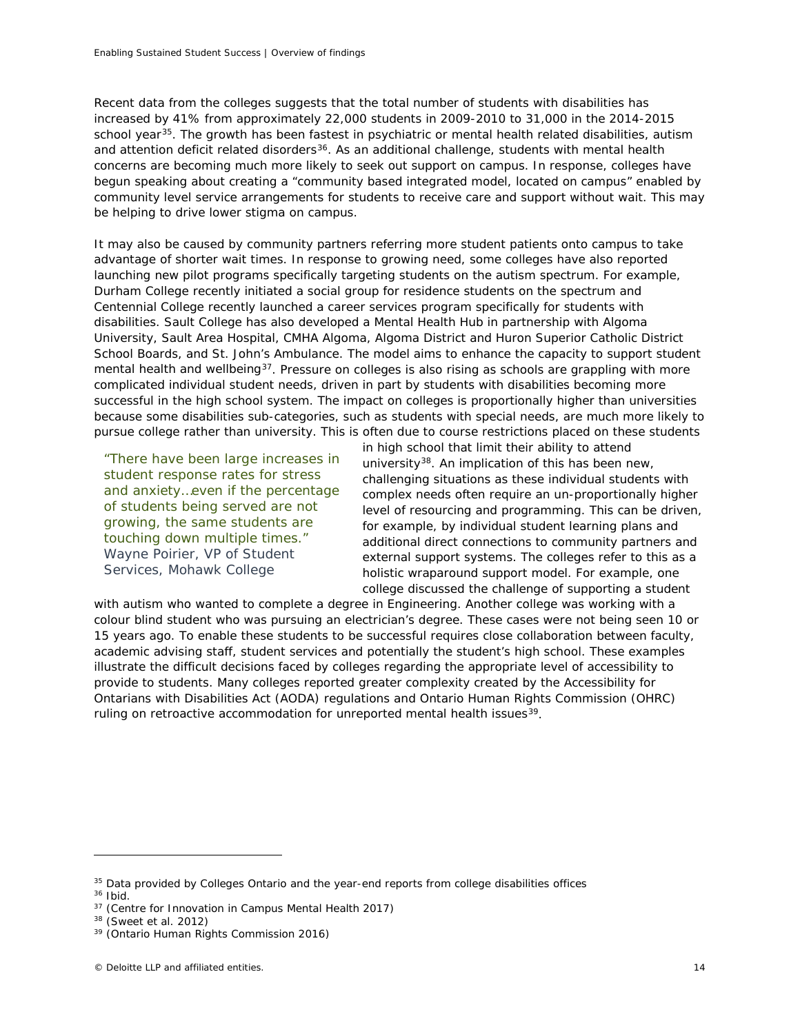Recent data from the colleges suggests that the total number of students with disabilities has increased by 41% from approximately 22,000 students in 2009-2010 to 31,000 in the 2014-2015 school year[35]. The growth has been fastest in psychiatric or mental health related disabilities, autism and attention deficit related disorders[36]. As an additional challenge, students with mental health concerns are becoming much more likely to seek out support on campus. In response, colleges have begun speaking about creating a "community based integrated model, located on campus" enabled by community level service arrangements for students to receive care and support without wait. This may be helping to drive lower stigma on campus.

It may also be caused by community partners referring more student patients onto campus to take advantage of shorter wait times. In response to growing need, some colleges have also reported launching new pilot programs specifically targeting students on the autism spectrum. For example, Durham College recently initiated a social group for residence students on the spectrum and Centennial College recently launched a career services program specifically for students with disabilities. Sault College has also developed a Mental Health Hub in partnership with Algoma University, Sault Area Hospital, CMHA Algoma, Algoma District and Huron Superior Catholic District School Boards, and St. John's Ambulance. The model aims to enhance the capacity to support student mental health and wellbeing[37]. Pressure on colleges is also rising as schools are grappling with more complicated individual student needs, driven in part by students with disabilities becoming more successful in the high school system. The impact on colleges is proportionally higher than universities because some disabilities sub-categories, such as students with special needs, are much more likely to pursue college rather than university. This is often due to course restrictions placed on these students in high school that limit their ability to attend university[38]. An implication of this has been new, challenging situations as these individual students with complex needs often require an un-proportionally higher level of resourcing and programming. This can be driven, for example, by individual student learning plans and additional direct connections to community partners and external support systems. The colleges refer to this as a holistic wraparound support model. For example, one college discussed the challenge of supporting a student with autism who wanted to complete a degree in Engineering. Another college was working with a colour blind student who was pursuing an electrician's degree. These cases were not being seen 10 or 15 years ago. To enable these students to be successful requires close collaboration between faculty, academic advising staff, student services and potentially the student's high school. These examples illustrate the difficult decisions faced by colleges regarding the appropriate level of accessibility to provide to students. Many colleges reported greater complexity created by the Accessibility for Ontarians with Disabilities Act (AODA) regulations and Ontario Human Rights Commission (OHRC) ruling on retroactive accommodation for unreported mental health issues[39].

> "There have been large increases in student response rates for stress and anxiety…even if the percentage of students being served are not growing, the same students are touching down multiple times."
> Wayne Poirier, VP of Student Services, Mohawk College

---

[35] Data provided by Colleges Ontario and the year-end reports from college disabilities offices

[36] Ibid.

[37] (Centre for Innovation in Campus Mental Health 2017)

[38] (Sweet et al. 2012)

[39] (Ontario Human Rights Commission 2016)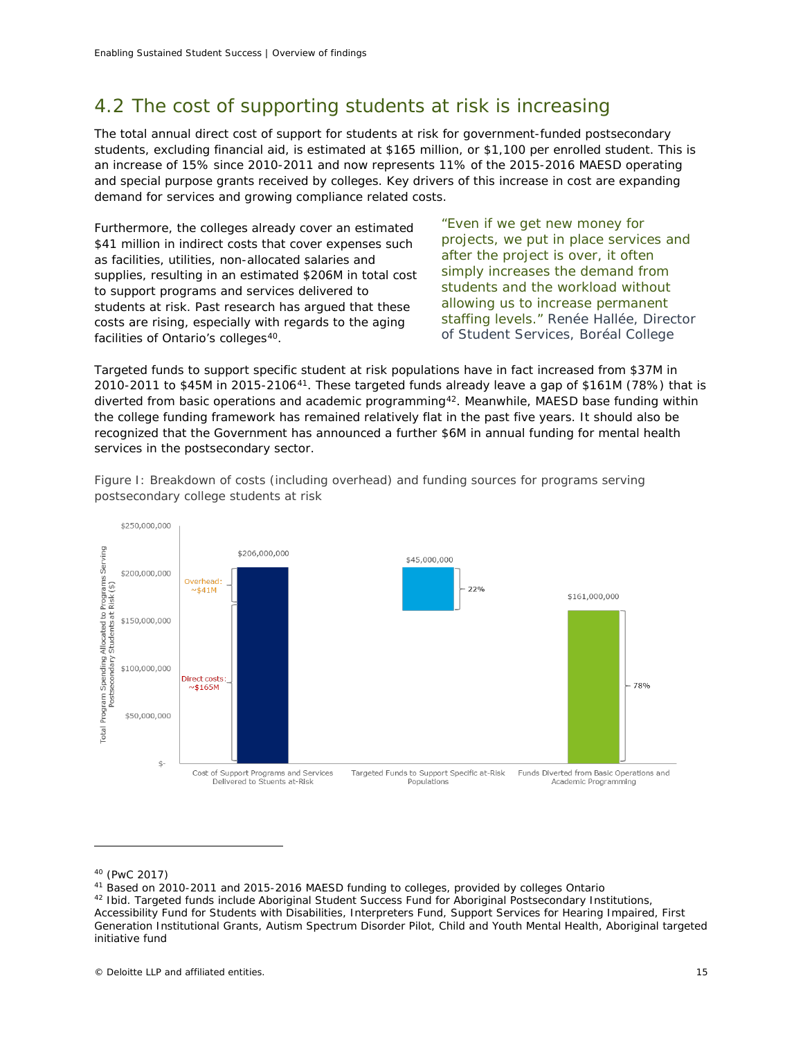## 4.2 The cost of supporting students at risk is increasing

The total annual direct cost of support for students at risk for government-funded postsecondary students, excluding financial aid, is estimated at $165 million, or $1,100 per enrolled student. This is an increase of 15% since 2010-2011 and now represents 11% of the 2015-2016 MAESD operating and special purpose grants received by colleges. Key drivers of this increase in cost are expanding demand for services and growing compliance related costs.

Furthermore, the colleges already cover an estimated $41 million in indirect costs that cover expenses such as facilities, utilities, non-allocated salaries and supplies, resulting in an estimated $206M in total cost to support programs and services delivered to students at risk. Past research has argued that these costs are rising, especially with regards to the aging facilities of Ontario's colleges[40].

"Even if we get new money for projects, we put in place services and after the project is over, it often simply increases the demand from students and the workload without allowing us to increase permanent staffing levels." Renée Hallée, Director of Student Services, Boréal College

Targeted funds to support specific student at risk populations have in fact increased from $37M in 2010-2011 to $45M in 2015-2106[41]. These targeted funds already leave a gap of $161M (78%) that is diverted from basic operations and academic programming[42]. Meanwhile, MAESD base funding within the college funding framework has remained relatively flat in the past five years. It should also be recognized that the Government has announced a further $6M in annual funding for mental health services in the postsecondary sector.

Figure I: Breakdown of costs (including overhead) and funding sources for programs serving postsecondary college students at risk

| Category | Amount | Notes |
| --- | --- | --- |
| Cost of Support Programs and Services Delivered to Stuents at-Risk | $206,000,000 | Overhead: ~$41M; Direct costs: ~$165M |
| Targeted Funds to Support Specific at-Risk Populations | $45,000,000 | 22% |
| Funds Diverted from Basic Operations and Academic Programming | $161,000,000 | 78% |

---

[40] (PwC 2017)

[41] Based on 2010-2011 and 2015-2016 MAESD funding to colleges, provided by colleges Ontario

[42] Ibid. Targeted funds include Aboriginal Student Success Fund for Aboriginal Postsecondary Institutions, Accessibility Fund for Students with Disabilities, Interpreters Fund, Support Services for Hearing Impaired, First Generation Institutional Grants, Autism Spectrum Disorder Pilot, Child and Youth Mental Health, Aboriginal targeted initiative fund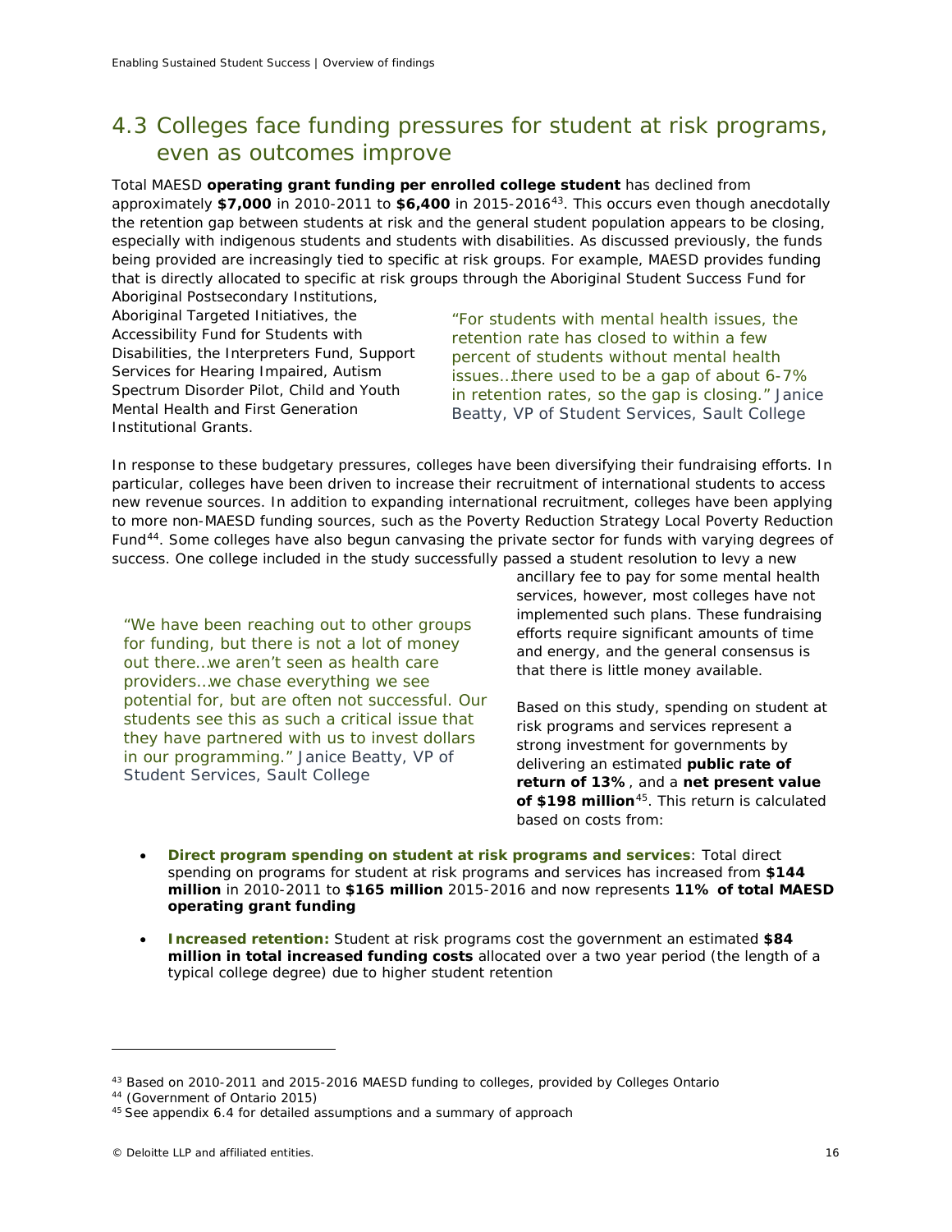## 4.3 Colleges face funding pressures for student at risk programs, even as outcomes improve

Total MAESD **operating grant funding per enrolled college student** has declined from approximately **$7,000** in 2010-2011 to **$6,400** in 2015-2016[43]. This occurs even though anecdotally the retention gap between students at risk and the general student population appears to be closing, especially with indigenous students and students with disabilities. As discussed previously, the funds being provided are increasingly tied to specific at risk groups. For example, MAESD provides funding that is directly allocated to specific at risk groups through the Aboriginal Student Success Fund for Aboriginal Postsecondary Institutions, Aboriginal Targeted Initiatives, the Accessibility Fund for Students with Disabilities, the Interpreters Fund, Support Services for Hearing Impaired, Autism Spectrum Disorder Pilot, Child and Youth Mental Health and First Generation Institutional Grants.

> "For students with mental health issues, the retention rate has closed to within a few percent of students without mental health issues…there used to be a gap of about 6-7% in retention rates, so the gap is closing." Janice Beatty, VP of Student Services, Sault College

In response to these budgetary pressures, colleges have been diversifying their fundraising efforts. In particular, colleges have been driven to increase their recruitment of international students to access new revenue sources. In addition to expanding international recruitment, colleges have been applying to more non-MAESD funding sources, such as the Poverty Reduction Strategy Local Poverty Reduction Fund[44]. Some colleges have also begun canvasing the private sector for funds with varying degrees of success. One college included in the study successfully passed a student resolution to levy a new ancillary fee to pay for some mental health services, however, most colleges have not implemented such plans. These fundraising efforts require significant amounts of time and energy, and the general consensus is that there is little money available.

> "We have been reaching out to other groups for funding, but there is not a lot of money out there…we aren't seen as health care providers…we chase everything we see potential for, but are often not successful. Our students see this as such a critical issue that they have partnered with us to invest dollars in our programming." Janice Beatty, VP of Student Services, Sault College

Based on this study, spending on student at risk programs and services represent a strong investment for governments by delivering an estimated **public rate of return of 13%**, and a **net present value of $198 million**[45]. This return is calculated based on costs from:

- **Direct program spending on student at risk programs and services**: Total direct spending on programs for student at risk programs and services has increased from **$144 million** in 2010-2011 to **$165 million** 2015-2016 and now represents **11% of total MAESD operating grant funding**
- **Increased retention:** Student at risk programs cost the government an estimated **$84 million in total increased funding costs** allocated over a two year period (the length of a typical college degree) due to higher student retention

---

[43] Based on 2010-2011 and 2015-2016 MAESD funding to colleges, provided by Colleges Ontario

[44] (Government of Ontario 2015)

[45] See appendix 6.4 for detailed assumptions and a summary of approach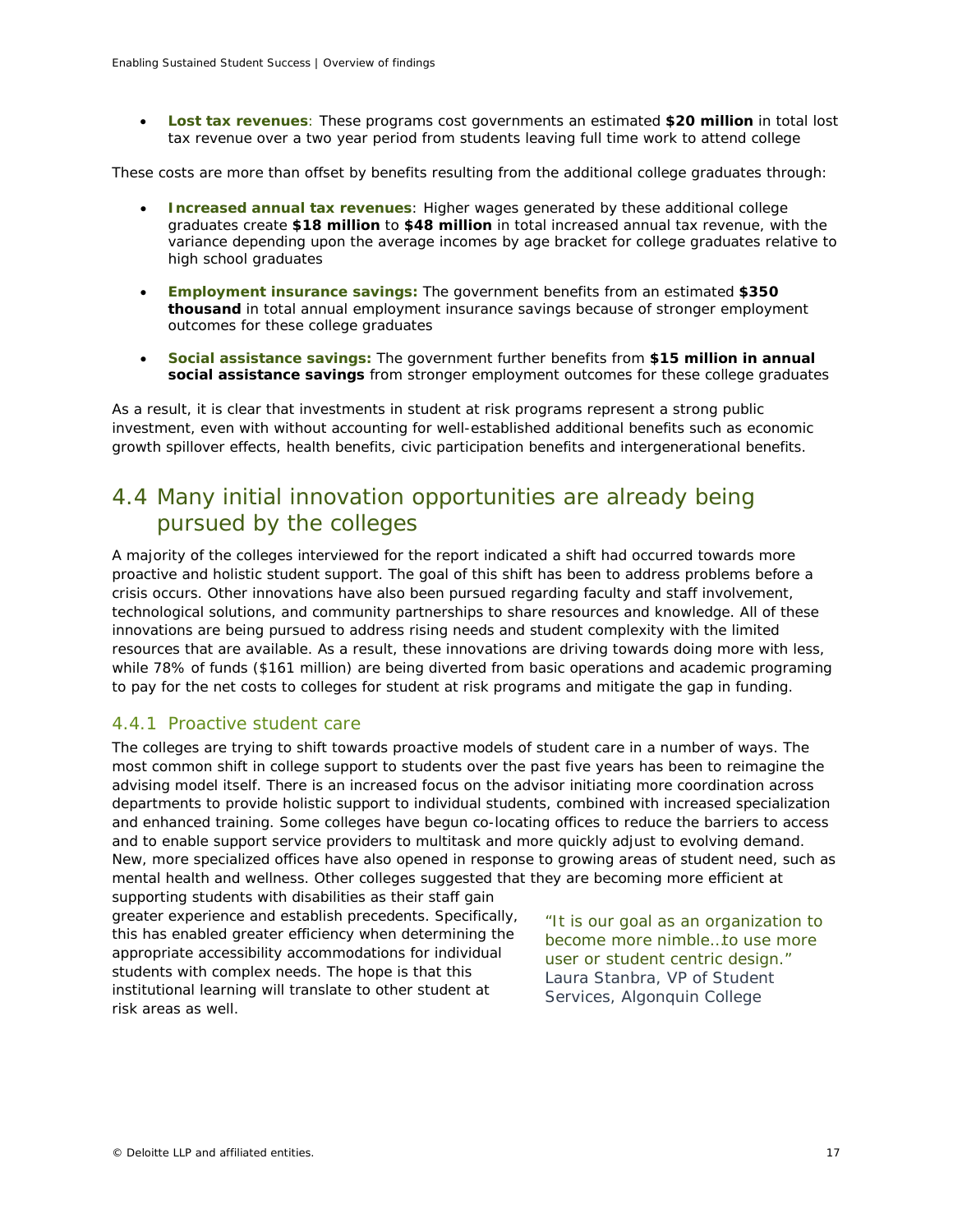- **Lost tax revenues**: These programs cost governments an estimated **$20 million** in total lost tax revenue over a two year period from students leaving full time work to attend college

These costs are more than offset by benefits resulting from the additional college graduates through:

- **Increased annual tax revenues**: Higher wages generated by these additional college graduates create **$18 million** to **$48 million** in total increased annual tax revenue, with the variance depending upon the average incomes by age bracket for college graduates relative to high school graduates
- **Employment insurance savings:** The government benefits from an estimated **$350 thousand** in total annual employment insurance savings because of stronger employment outcomes for these college graduates
- **Social assistance savings:** The government further benefits from **$15 million in annual social assistance savings** from stronger employment outcomes for these college graduates

As a result, it is clear that investments in student at risk programs represent a strong public investment, even with without accounting for well-established additional benefits such as economic growth spillover effects, health benefits, civic participation benefits and intergenerational benefits.

## 4.4 Many initial innovation opportunities are already being pursued by the colleges

A majority of the colleges interviewed for the report indicated a shift had occurred towards more proactive and holistic student support. The goal of this shift has been to address problems before a crisis occurs. Other innovations have also been pursued regarding faculty and staff involvement, technological solutions, and community partnerships to share resources and knowledge. All of these innovations are being pursued to address rising needs and student complexity with the limited resources that are available. As a result, these innovations are driving towards doing more with less, while 78% of funds ($161 million) are being diverted from basic operations and academic programing to pay for the net costs to colleges for student at risk programs and mitigate the gap in funding.

### 4.4.1 Proactive student care

The colleges are trying to shift towards proactive models of student care in a number of ways. The most common shift in college support to students over the past five years has been to reimagine the advising model itself. There is an increased focus on the advisor initiating more coordination across departments to provide holistic support to individual students, combined with increased specialization and enhanced training. Some colleges have begun co-locating offices to reduce the barriers to access and to enable support service providers to multitask and more quickly adjust to evolving demand. New, more specialized offices have also opened in response to growing areas of student need, such as mental health and wellness. Other colleges suggested that they are becoming more efficient at supporting students with disabilities as their staff gain greater experience and establish precedents. Specifically, this has enabled greater efficiency when determining the appropriate accessibility accommodations for individual students with complex needs. The hope is that this institutional learning will translate to other student at risk areas as well.

> *"It is our goal as an organization to become more nimble…to use more user or student centric design."*
> Laura Stanbra, VP of Student Services, Algonquin College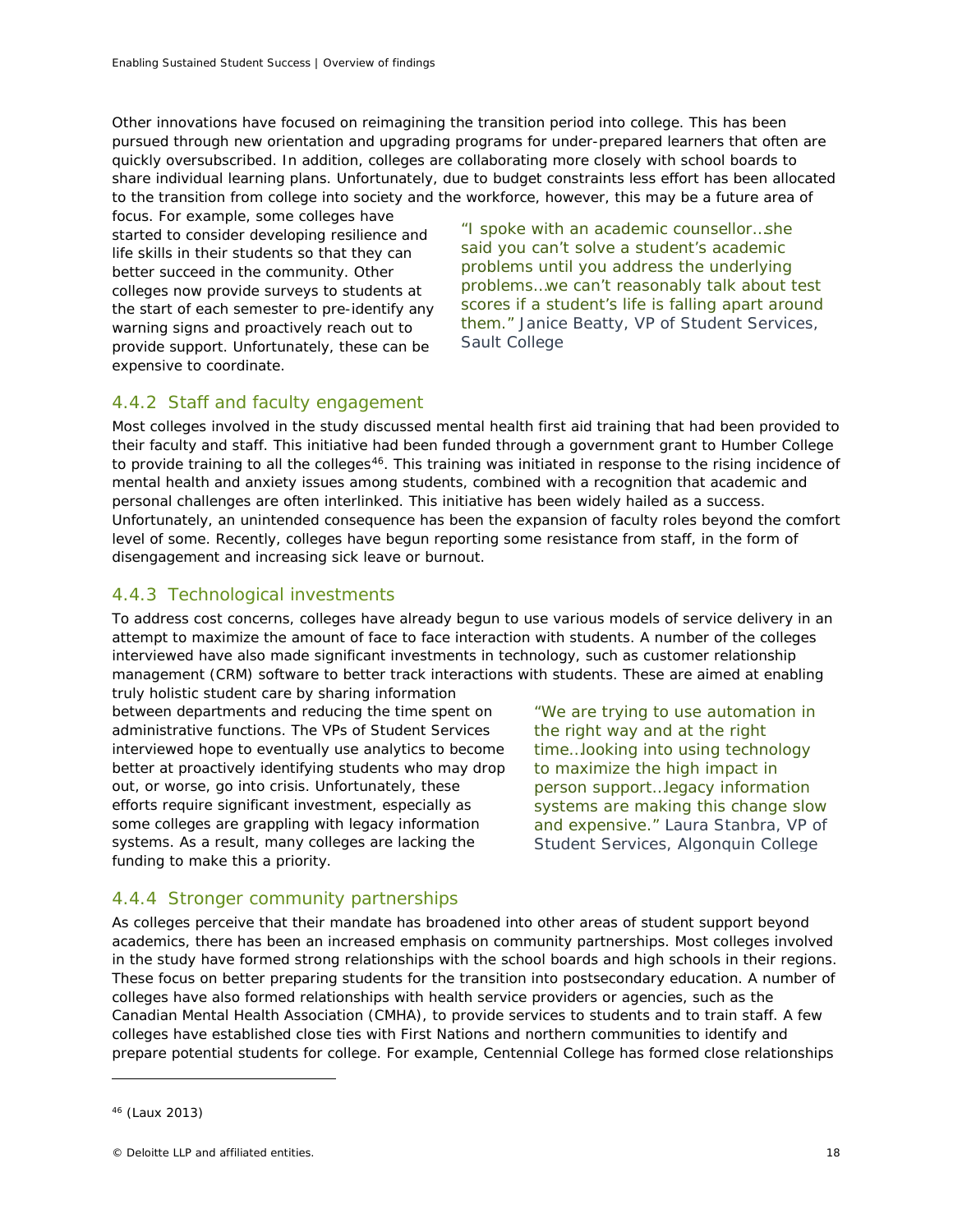Other innovations have focused on reimagining the transition period into college. This has been pursued through new orientation and upgrading programs for under-prepared learners that often are quickly oversubscribed. In addition, colleges are collaborating more closely with school boards to share individual learning plans. Unfortunately, due to budget constraints less effort has been allocated to the transition from college into society and the workforce, however, this may be a future area of focus. For example, some colleges have started to consider developing resilience and life skills in their students so that they can better succeed in the community. Other colleges now provide surveys to students at the start of each semester to pre-identify any warning signs and proactively reach out to provide support. Unfortunately, these can be expensive to coordinate.

> "I spoke with an academic counsellor…she said you can't solve a student's academic problems until you address the underlying problems…we can't reasonably talk about test scores if a student's life is falling apart around them." Janice Beatty, VP of Student Services, Sault College

### 4.4.2 Staff and faculty engagement

Most colleges involved in the study discussed mental health first aid training that had been provided to their faculty and staff. This initiative had been funded through a government grant to Humber College to provide training to all the colleges[46]. This training was initiated in response to the rising incidence of mental health and anxiety issues among students, combined with a recognition that academic and personal challenges are often interlinked. This initiative has been widely hailed as a success. Unfortunately, an unintended consequence has been the expansion of faculty roles beyond the comfort level of some. Recently, colleges have begun reporting some resistance from staff, in the form of disengagement and increasing sick leave or burnout.

### 4.4.3 Technological investments

To address cost concerns, colleges have already begun to use various models of service delivery in an attempt to maximize the amount of face to face interaction with students. A number of the colleges interviewed have also made significant investments in technology, such as customer relationship management (CRM) software to better track interactions with students. These are aimed at enabling truly holistic student care by sharing information between departments and reducing the time spent on administrative functions. The VPs of Student Services interviewed hope to eventually use analytics to become better at proactively identifying students who may drop out, or worse, go into crisis. Unfortunately, these efforts require significant investment, especially as some colleges are grappling with legacy information systems. As a result, many colleges are lacking the funding to make this a priority.

> "We are trying to use automation in the right way and at the right time…looking into using technology to maximize the high impact in person support…legacy information systems are making this change slow and expensive." Laura Stanbra, VP of Student Services, Algonquin College

### 4.4.4 Stronger community partnerships

As colleges perceive that their mandate has broadened into other areas of student support beyond academics, there has been an increased emphasis on community partnerships. Most colleges involved in the study have formed strong relationships with the school boards and high schools in their regions. These focus on better preparing students for the transition into postsecondary education. A number of colleges have also formed relationships with health service providers or agencies, such as the Canadian Mental Health Association (CMHA), to provide services to students and to train staff. A few colleges have established close ties with First Nations and northern communities to identify and prepare potential students for college. For example, Centennial College has formed close relationships

[46] (Laux 2013)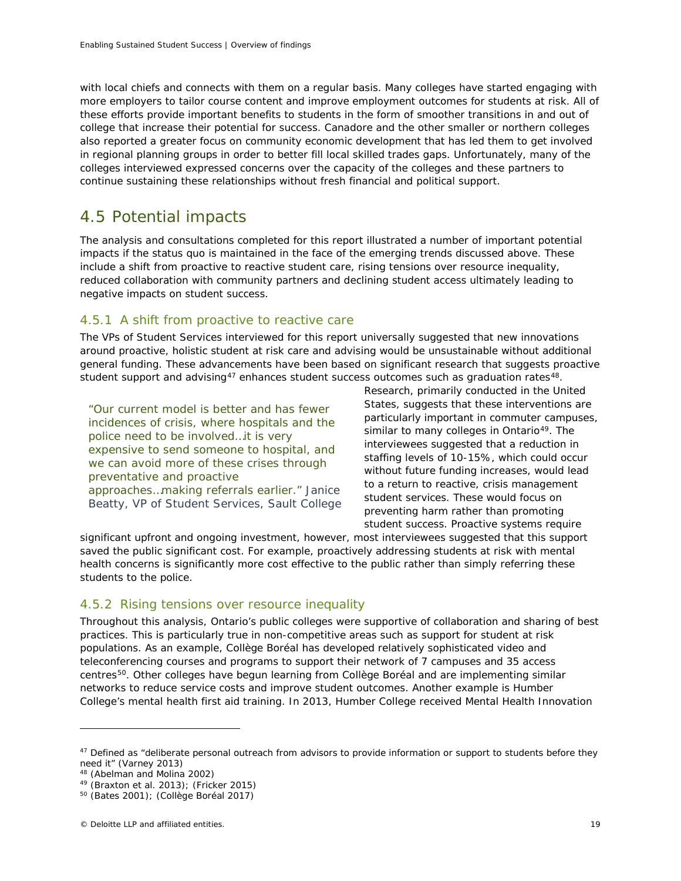with local chiefs and connects with them on a regular basis. Many colleges have started engaging with more employers to tailor course content and improve employment outcomes for students at risk. All of these efforts provide important benefits to students in the form of smoother transitions in and out of college that increase their potential for success. Canadore and the other smaller or northern colleges also reported a greater focus on community economic development that has led them to get involved in regional planning groups in order to better fill local skilled trades gaps. Unfortunately, many of the colleges interviewed expressed concerns over the capacity of the colleges and these partners to continue sustaining these relationships without fresh financial and political support.

## 4.5 Potential impacts

The analysis and consultations completed for this report illustrated a number of important potential impacts if the status quo is maintained in the face of the emerging trends discussed above. These include a shift from proactive to reactive student care, rising tensions over resource inequality, reduced collaboration with community partners and declining student access ultimately leading to negative impacts on student success.

### 4.5.1 A shift from proactive to reactive care

The VPs of Student Services interviewed for this report universally suggested that new innovations around proactive, holistic student at risk care and advising would be unsustainable without additional general funding. These advancements have been based on significant research that suggests proactive student support and advising[47] enhances student success outcomes such as graduation rates[48]. Research, primarily conducted in the United States, suggests that these interventions are particularly important in commuter campuses, similar to many colleges in Ontario[49]. The interviewees suggested that a reduction in staffing levels of 10-15%, which could occur without future funding increases, would lead to a return to reactive, crisis management student services. These would focus on preventing harm rather than promoting student success. Proactive systems require significant upfront and ongoing investment, however, most interviewees suggested that this support saved the public significant cost. For example, proactively addressing students at risk with mental health concerns is significantly more cost effective to the public rather than simply referring these students to the police.

> "Our current model is better and has fewer incidences of crisis, where hospitals and the police need to be involved…it is very expensive to send someone to hospital, and we can avoid more of these crises through preventative and proactive approaches…making referrals earlier." Janice Beatty, VP of Student Services, Sault College

### 4.5.2 Rising tensions over resource inequality

Throughout this analysis, Ontario's public colleges were supportive of collaboration and sharing of best practices. This is particularly true in non-competitive areas such as support for student at risk populations. As an example, Collège Boréal has developed relatively sophisticated video and teleconferencing courses and programs to support their network of 7 campuses and 35 access centres[50]. Other colleges have begun learning from Collège Boréal and are implementing similar networks to reduce service costs and improve student outcomes. Another example is Humber College's mental health first aid training. In 2013, Humber College received Mental Health Innovation

---

[47] Defined as "deliberate personal outreach from advisors to provide information or support to students before they need it" (Varney 2013)

[48] (Abelman and Molina 2002)

[49] (Braxton et al. 2013); (Fricker 2015)

[50] (Bates 2001); (Collège Boréal 2017)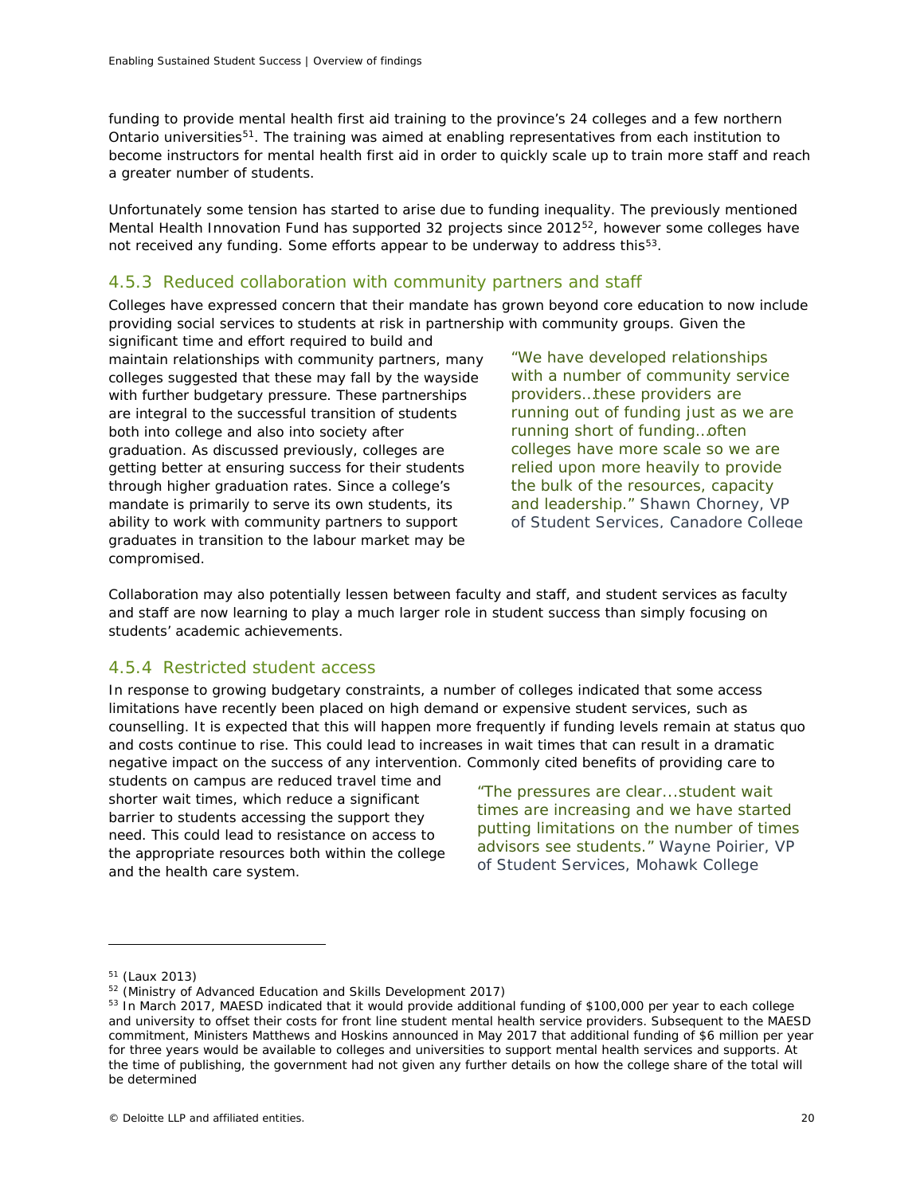funding to provide mental health first aid training to the province's 24 colleges and a few northern Ontario universities[51]. The training was aimed at enabling representatives from each institution to become instructors for mental health first aid in order to quickly scale up to train more staff and reach a greater number of students.

Unfortunately some tension has started to arise due to funding inequality. The previously mentioned Mental Health Innovation Fund has supported 32 projects since 2012[52], however some colleges have not received any funding. Some efforts appear to be underway to address this[53].

### 4.5.3 Reduced collaboration with community partners and staff

Colleges have expressed concern that their mandate has grown beyond core education to now include providing social services to students at risk in partnership with community groups. Given the significant time and effort required to build and maintain relationships with community partners, many colleges suggested that these may fall by the wayside with further budgetary pressure. These partnerships are integral to the successful transition of students both into college and also into society after graduation. As discussed previously, colleges are getting better at ensuring success for their students through higher graduation rates. Since a college's mandate is primarily to serve its own students, its ability to work with community partners to support graduates in transition to the labour market may be compromised.

> "We have developed relationships with a number of community service providers…these providers are running out of funding just as we are running short of funding…often colleges have more scale so we are relied upon more heavily to provide the bulk of the resources, capacity and leadership." Shawn Chorney, VP of Student Services, Canadore College

Collaboration may also potentially lessen between faculty and staff, and student services as faculty and staff are now learning to play a much larger role in student success than simply focusing on students' academic achievements.

### 4.5.4 Restricted student access

In response to growing budgetary constraints, a number of colleges indicated that some access limitations have recently been placed on high demand or expensive student services, such as counselling. It is expected that this will happen more frequently if funding levels remain at status quo and costs continue to rise. This could lead to increases in wait times that can result in a dramatic negative impact on the success of any intervention. Commonly cited benefits of providing care to students on campus are reduced travel time and shorter wait times, which reduce a significant barrier to students accessing the support they need. This could lead to resistance on access to the appropriate resources both within the college and the health care system.

> "The pressures are clear...student wait times are increasing and we have started putting limitations on the number of times advisors see students." Wayne Poirier, VP of Student Services, Mohawk College

---

[51] (Laux 2013)

[52] (Ministry of Advanced Education and Skills Development 2017)

[53] In March 2017, MAESD indicated that it would provide additional funding of $100,000 per year to each college and university to offset their costs for front line student mental health service providers. Subsequent to the MAESD commitment, Ministers Matthews and Hoskins announced in May 2017 that additional funding of $6 million per year for three years would be available to colleges and universities to support mental health services and supports. At the time of publishing, the government had not given any further details on how the college share of the total will be determined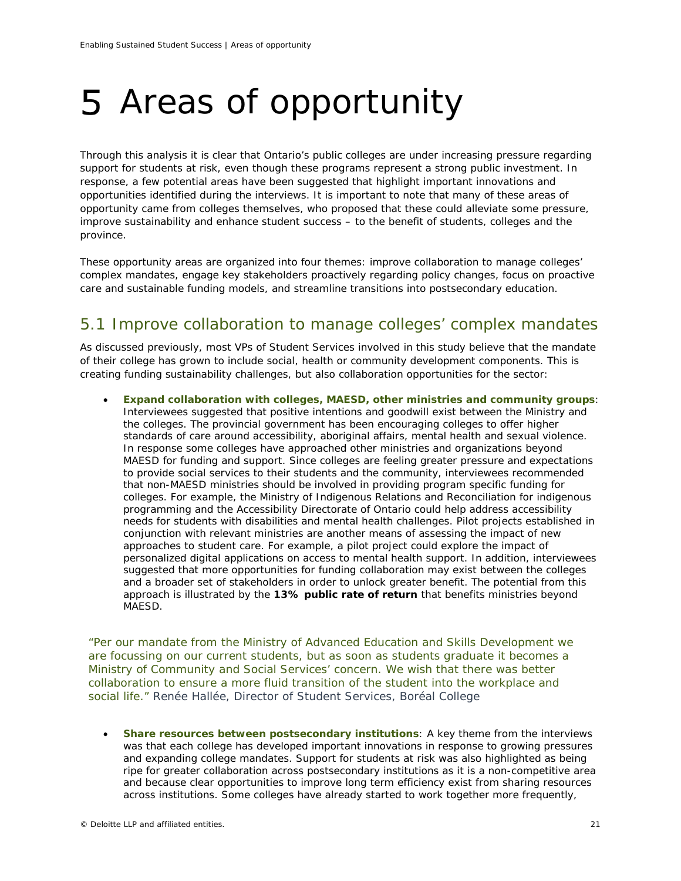# 5 Areas of opportunity

Through this analysis it is clear that Ontario's public colleges are under increasing pressure regarding support for students at risk, even though these programs represent a strong public investment. In response, a few potential areas have been suggested that highlight important innovations and opportunities identified during the interviews. It is important to note that many of these areas of opportunity came from colleges themselves, who proposed that these could alleviate some pressure, improve sustainability and enhance student success – to the benefit of students, colleges and the province.

These opportunity areas are organized into four themes: improve collaboration to manage colleges' complex mandates, engage key stakeholders proactively regarding policy changes, focus on proactive care and sustainable funding models, and streamline transitions into postsecondary education.

## 5.1 Improve collaboration to manage colleges' complex mandates

As discussed previously, most VPs of Student Services involved in this study believe that the mandate of their college has grown to include social, health or community development components. This is creating funding sustainability challenges, but also collaboration opportunities for the sector:

- **Expand collaboration with colleges, MAESD, other ministries and community groups**: Interviewees suggested that positive intentions and goodwill exist between the Ministry and the colleges. The provincial government has been encouraging colleges to offer higher standards of care around accessibility, aboriginal affairs, mental health and sexual violence. In response some colleges have approached other ministries and organizations beyond MAESD for funding and support. Since colleges are feeling greater pressure and expectations to provide social services to their students and the community, interviewees recommended that non-MAESD ministries should be involved in providing program specific funding for colleges. For example, the Ministry of Indigenous Relations and Reconciliation for indigenous programming and the Accessibility Directorate of Ontario could help address accessibility needs for students with disabilities and mental health challenges. Pilot projects established in conjunction with relevant ministries are another means of assessing the impact of new approaches to student care. For example, a pilot project could explore the impact of personalized digital applications on access to mental health support. In addition, interviewees suggested that more opportunities for funding collaboration may exist between the colleges and a broader set of stakeholders in order to unlock greater benefit. The potential from this approach is illustrated by the **13% public rate of return** that benefits ministries beyond MAESD.

"Per our mandate from the Ministry of Advanced Education and Skills Development we are focussing on our current students, but as soon as students graduate it becomes a Ministry of Community and Social Services' concern. We wish that there was better collaboration to ensure a more fluid transition of the student into the workplace and social life." Renée Hallée, Director of Student Services, Boréal College

- **Share resources between postsecondary institutions**: A key theme from the interviews was that each college has developed important innovations in response to growing pressures and expanding college mandates. Support for students at risk was also highlighted as being ripe for greater collaboration across postsecondary institutions as it is a non-competitive area and because clear opportunities to improve long term efficiency exist from sharing resources across institutions. Some colleges have already started to work together more frequently,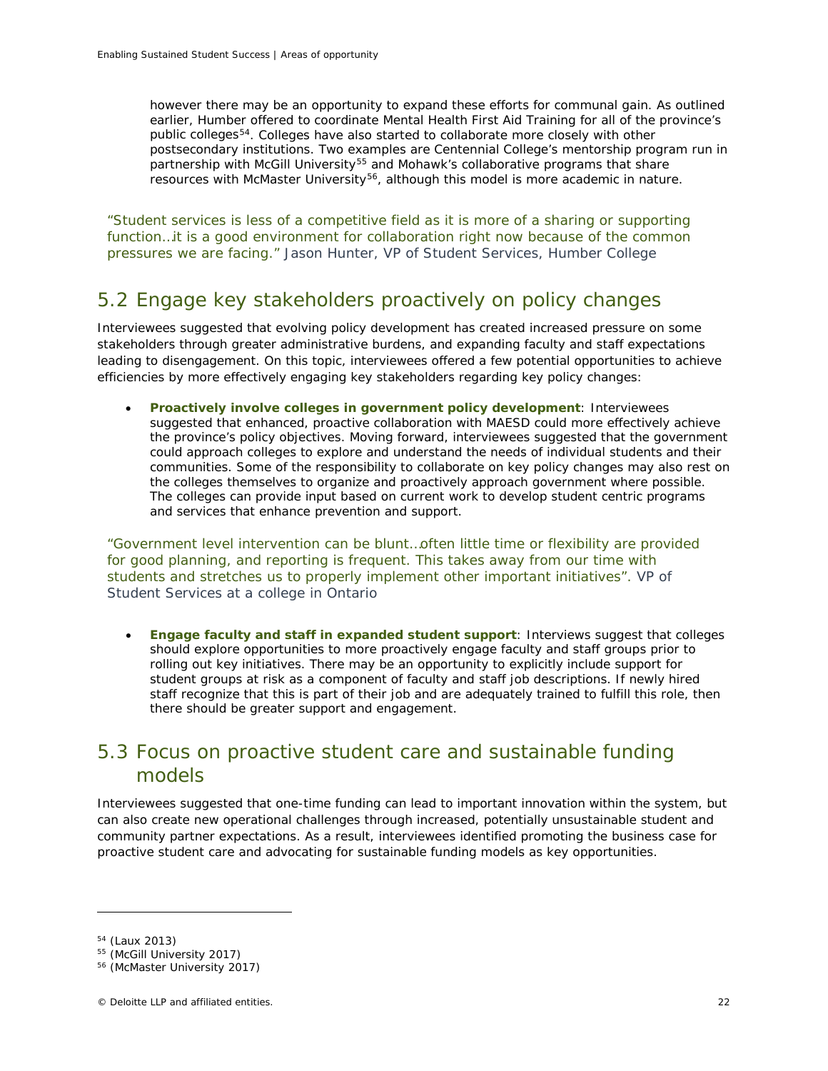however there may be an opportunity to expand these efforts for communal gain. As outlined earlier, Humber offered to coordinate Mental Health First Aid Training for all of the province's public colleges[54]. Colleges have also started to collaborate more closely with other postsecondary institutions. Two examples are Centennial College's mentorship program run in partnership with McGill University[55] and Mohawk's collaborative programs that share resources with McMaster University[56], although this model is more academic in nature.

"Student services is less of a competitive field as it is more of a sharing or supporting function…it is a good environment for collaboration right now because of the common pressures we are facing." Jason Hunter, VP of Student Services, Humber College

## 5.2 Engage key stakeholders proactively on policy changes

Interviewees suggested that evolving policy development has created increased pressure on some stakeholders through greater administrative burdens, and expanding faculty and staff expectations leading to disengagement. On this topic, interviewees offered a few potential opportunities to achieve efficiencies by more effectively engaging key stakeholders regarding key policy changes:

- **Proactively involve colleges in government policy development**: Interviewees suggested that enhanced, proactive collaboration with MAESD could more effectively achieve the province's policy objectives. Moving forward, interviewees suggested that the government could approach colleges to explore and understand the needs of individual students and their communities. Some of the responsibility to collaborate on key policy changes may also rest on the colleges themselves to organize and proactively approach government where possible. The colleges can provide input based on current work to develop student centric programs and services that enhance prevention and support.

"Government level intervention can be blunt…often little time or flexibility are provided for good planning, and reporting is frequent. This takes away from our time with students and stretches us to properly implement other important initiatives". VP of Student Services at a college in Ontario

- **Engage faculty and staff in expanded student support**: Interviews suggest that colleges should explore opportunities to more proactively engage faculty and staff groups prior to rolling out key initiatives. There may be an opportunity to explicitly include support for student groups at risk as a component of faculty and staff job descriptions. If newly hired staff recognize that this is part of their job and are adequately trained to fulfill this role, then there should be greater support and engagement.

## 5.3 Focus on proactive student care and sustainable funding models

Interviewees suggested that one-time funding can lead to important innovation within the system, but can also create new operational challenges through increased, potentially unsustainable student and community partner expectations. As a result, interviewees identified promoting the business case for proactive student care and advocating for sustainable funding models as key opportunities.

---

[54] (Laux 2013)
[55] (McGill University 2017)
[56] (McMaster University 2017)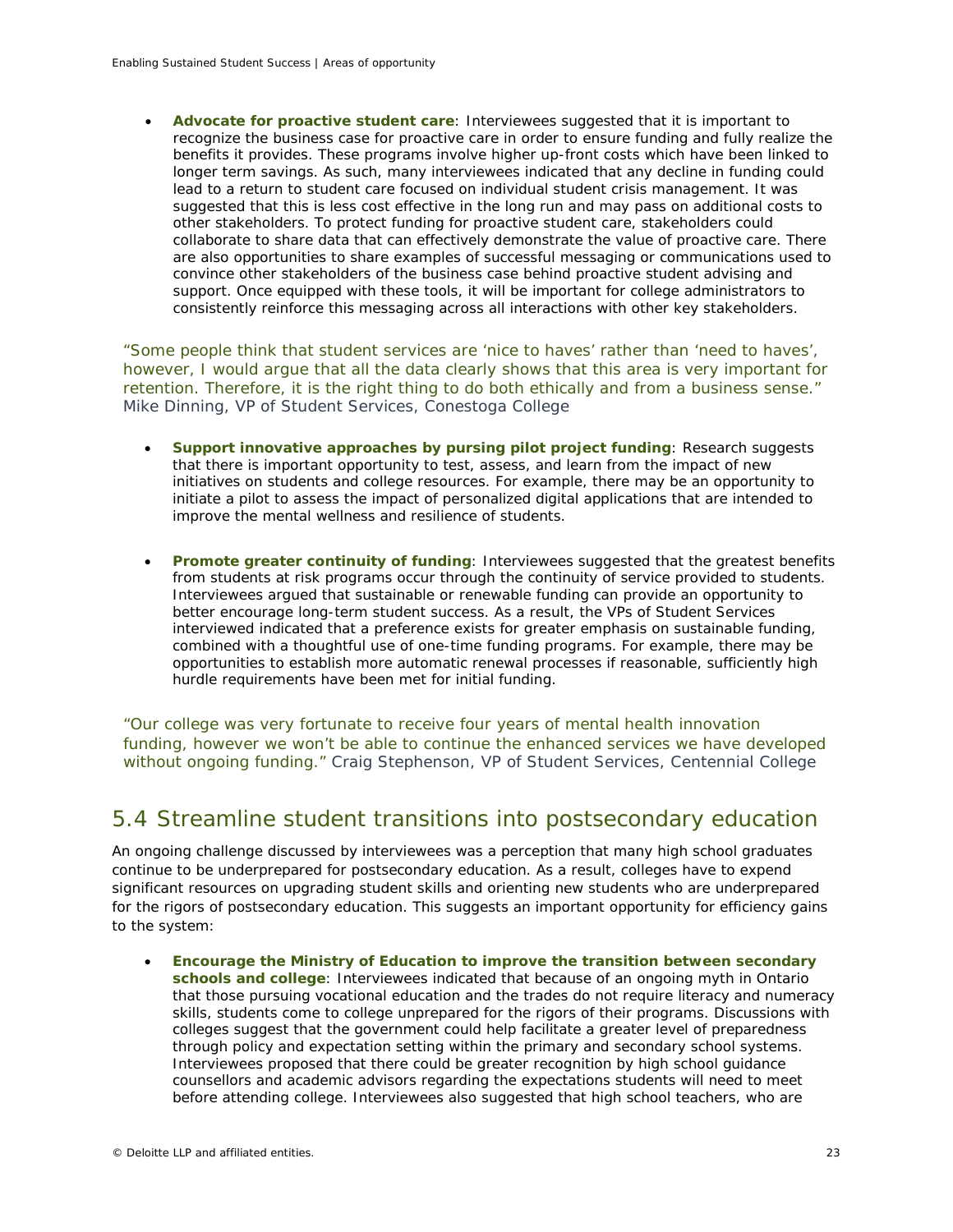- **Advocate for proactive student care**: Interviewees suggested that it is important to recognize the business case for proactive care in order to ensure funding and fully realize the benefits it provides. These programs involve higher up-front costs which have been linked to longer term savings. As such, many interviewees indicated that any decline in funding could lead to a return to student care focused on individual student crisis management. It was suggested that this is less cost effective in the long run and may pass on additional costs to other stakeholders. To protect funding for proactive student care, stakeholders could collaborate to share data that can effectively demonstrate the value of proactive care. There are also opportunities to share examples of successful messaging or communications used to convince other stakeholders of the business case behind proactive student advising and support. Once equipped with these tools, it will be important for college administrators to consistently reinforce this messaging across all interactions with other key stakeholders.

"Some people think that student services are 'nice to haves' rather than 'need to haves', however, I would argue that all the data clearly shows that this area is very important for retention. Therefore, it is the right thing to do both ethically and from a business sense." Mike Dinning, VP of Student Services, Conestoga College

- **Support innovative approaches by pursing pilot project funding**: Research suggests that there is important opportunity to test, assess, and learn from the impact of new initiatives on students and college resources. For example, there may be an opportunity to initiate a pilot to assess the impact of personalized digital applications that are intended to improve the mental wellness and resilience of students.

- **Promote greater continuity of funding**: Interviewees suggested that the greatest benefits from students at risk programs occur through the continuity of service provided to students. Interviewees argued that sustainable or renewable funding can provide an opportunity to better encourage long-term student success. As a result, the VPs of Student Services interviewed indicated that a preference exists for greater emphasis on sustainable funding, combined with a thoughtful use of one-time funding programs. For example, there may be opportunities to establish more automatic renewal processes if reasonable, sufficiently high hurdle requirements have been met for initial funding.

"Our college was very fortunate to receive four years of mental health innovation funding, however we won't be able to continue the enhanced services we have developed without ongoing funding." Craig Stephenson, VP of Student Services, Centennial College

## 5.4 Streamline student transitions into postsecondary education

An ongoing challenge discussed by interviewees was a perception that many high school graduates continue to be underprepared for postsecondary education. As a result, colleges have to expend significant resources on upgrading student skills and orienting new students who are underprepared for the rigors of postsecondary education. This suggests an important opportunity for efficiency gains to the system:

- **Encourage the Ministry of Education to improve the transition between secondary schools and college**: Interviewees indicated that because of an ongoing myth in Ontario that those pursuing vocational education and the trades do not require literacy and numeracy skills, students come to college unprepared for the rigors of their programs. Discussions with colleges suggest that the government could help facilitate a greater level of preparedness through policy and expectation setting within the primary and secondary school systems. Interviewees proposed that there could be greater recognition by high school guidance counsellors and academic advisors regarding the expectations students will need to meet before attending college. Interviewees also suggested that high school teachers, who are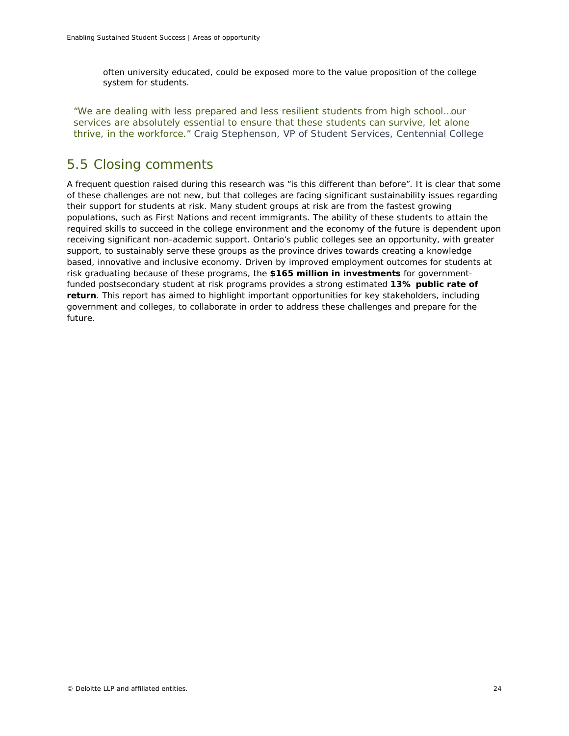often university educated, could be exposed more to the value proposition of the college system for students.

*"We are dealing with less prepared and less resilient students from high school…our services are absolutely essential to ensure that these students can survive, let alone thrive, in the workforce."* Craig Stephenson, VP of Student Services, Centennial College

## 5.5 Closing comments

A frequent question raised during this research was "is this different than before". It is clear that some of these challenges are not new, but that colleges are facing significant sustainability issues regarding their support for students at risk. Many student groups at risk are from the fastest growing populations, such as First Nations and recent immigrants. The ability of these students to attain the required skills to succeed in the college environment and the economy of the future is dependent upon receiving significant non-academic support. Ontario's public colleges see an opportunity, with greater support, to sustainably serve these groups as the province drives towards creating a knowledge based, innovative and inclusive economy. Driven by improved employment outcomes for students at risk graduating because of these programs, the **$165 million in investments** for government-funded postsecondary student at risk programs provides a strong estimated **13% public rate of return**. This report has aimed to highlight important opportunities for key stakeholders, including government and colleges, to collaborate in order to address these challenges and prepare for the future.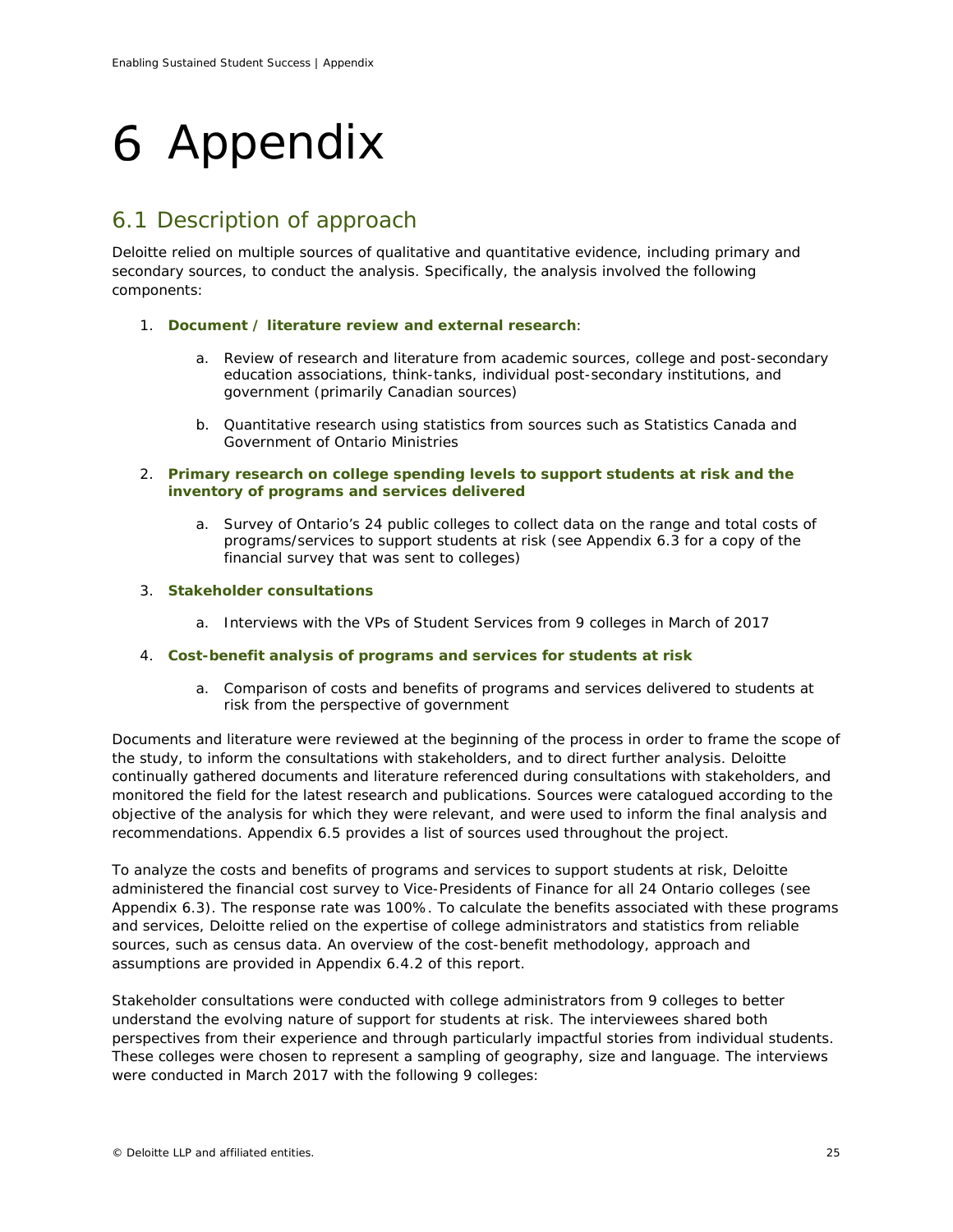# 6 Appendix

## 6.1 Description of approach

Deloitte relied on multiple sources of qualitative and quantitative evidence, including primary and secondary sources, to conduct the analysis. Specifically, the analysis involved the following components:

1. **Document / literature review and external research**:
    a. Review of research and literature from academic sources, college and post-secondary education associations, think-tanks, individual post-secondary institutions, and government (primarily Canadian sources)
    b. Quantitative research using statistics from sources such as Statistics Canada and Government of Ontario Ministries
2. **Primary research on college spending levels to support students at risk and the inventory of programs and services delivered**
    a. Survey of Ontario's 24 public colleges to collect data on the range and total costs of programs/services to support students at risk (see Appendix 6.3 for a copy of the financial survey that was sent to colleges)
3. **Stakeholder consultations**
    a. Interviews with the VPs of Student Services from 9 colleges in March of 2017
4. **Cost-benefit analysis of programs and services for students at risk**
    a. Comparison of costs and benefits of programs and services delivered to students at risk from the perspective of government

Documents and literature were reviewed at the beginning of the process in order to frame the scope of the study, to inform the consultations with stakeholders, and to direct further analysis. Deloitte continually gathered documents and literature referenced during consultations with stakeholders, and monitored the field for the latest research and publications. Sources were catalogued according to the objective of the analysis for which they were relevant, and were used to inform the final analysis and recommendations. Appendix 6.5 provides a list of sources used throughout the project.

To analyze the costs and benefits of programs and services to support students at risk, Deloitte administered the financial cost survey to Vice-Presidents of Finance for all 24 Ontario colleges (see Appendix 6.3). The response rate was 100%. To calculate the benefits associated with these programs and services, Deloitte relied on the expertise of college administrators and statistics from reliable sources, such as census data. An overview of the cost-benefit methodology, approach and assumptions are provided in Appendix 6.4.2 of this report.

Stakeholder consultations were conducted with college administrators from 9 colleges to better understand the evolving nature of support for students at risk. The interviewees shared both perspectives from their experience and through particularly impactful stories from individual students. These colleges were chosen to represent a sampling of geography, size and language. The interviews were conducted in March 2017 with the following 9 colleges: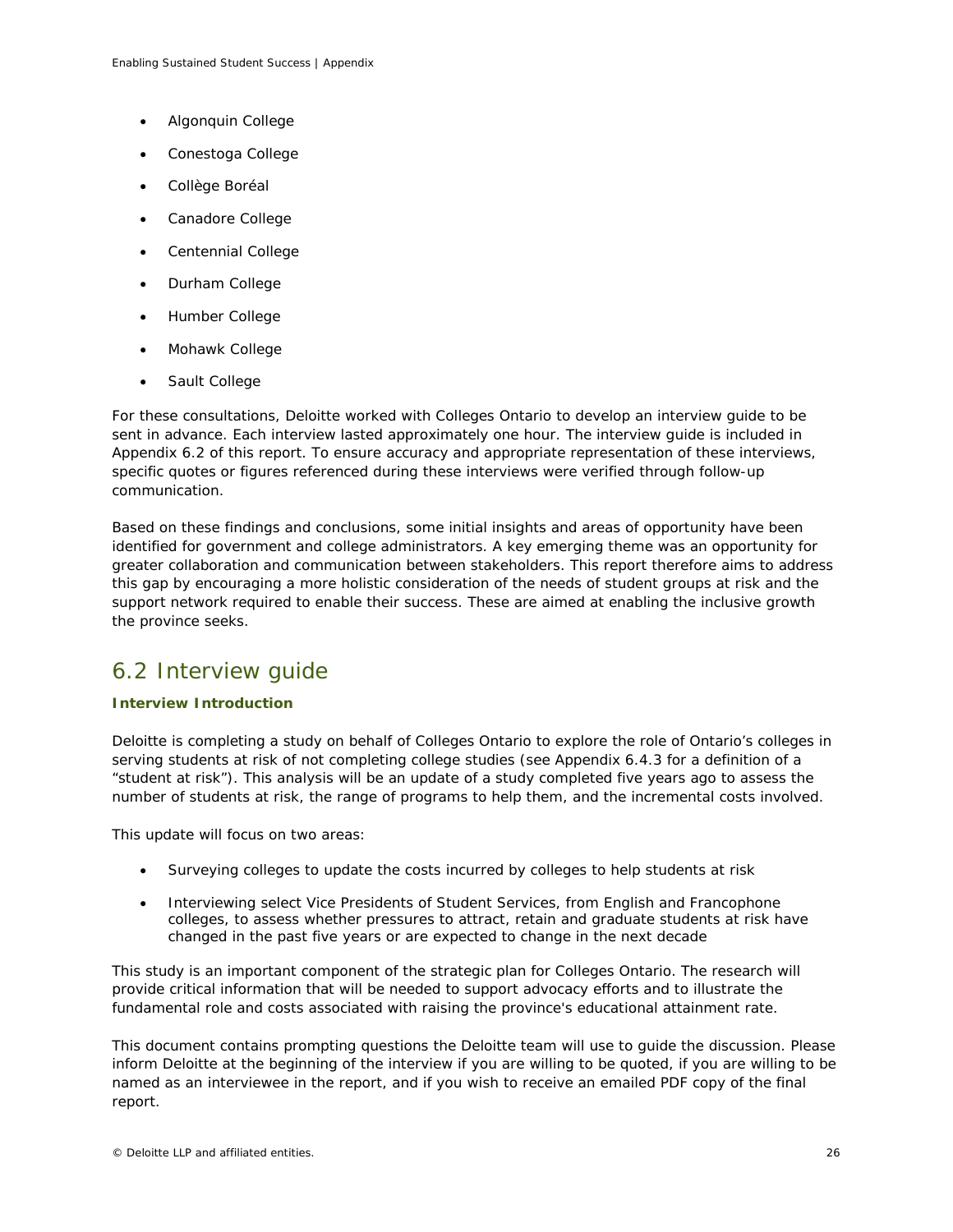- Algonquin College
- Conestoga College
- Collège Boréal
- Canadore College
- Centennial College
- Durham College
- Humber College
- Mohawk College
- Sault College

For these consultations, Deloitte worked with Colleges Ontario to develop an interview guide to be sent in advance. Each interview lasted approximately one hour. The interview guide is included in Appendix 6.2 of this report. To ensure accuracy and appropriate representation of these interviews, specific quotes or figures referenced during these interviews were verified through follow-up communication.

Based on these findings and conclusions, some initial insights and areas of opportunity have been identified for government and college administrators. A key emerging theme was an opportunity for greater collaboration and communication between stakeholders. This report therefore aims to address this gap by encouraging a more holistic consideration of the needs of student groups at risk and the support network required to enable their success. These are aimed at enabling the inclusive growth the province seeks.

## 6.2 Interview guide

**Interview Introduction**

Deloitte is completing a study on behalf of Colleges Ontario to explore the role of Ontario's colleges in serving students at risk of not completing college studies (see Appendix 6.4.3 for a definition of a "student at risk"). This analysis will be an update of a study completed five years ago to assess the number of students at risk, the range of programs to help them, and the incremental costs involved.

This update will focus on two areas:

- Surveying colleges to update the costs incurred by colleges to help students at risk
- Interviewing select Vice Presidents of Student Services, from English and Francophone colleges, to assess whether pressures to attract, retain and graduate students at risk have changed in the past five years or are expected to change in the next decade

This study is an important component of the strategic plan for Colleges Ontario. The research will provide critical information that will be needed to support advocacy efforts and to illustrate the fundamental role and costs associated with raising the province's educational attainment rate.

This document contains prompting questions the Deloitte team will use to guide the discussion. Please inform Deloitte at the beginning of the interview if you are willing to be quoted, if you are willing to be named as an interviewee in the report, and if you wish to receive an emailed PDF copy of the final report.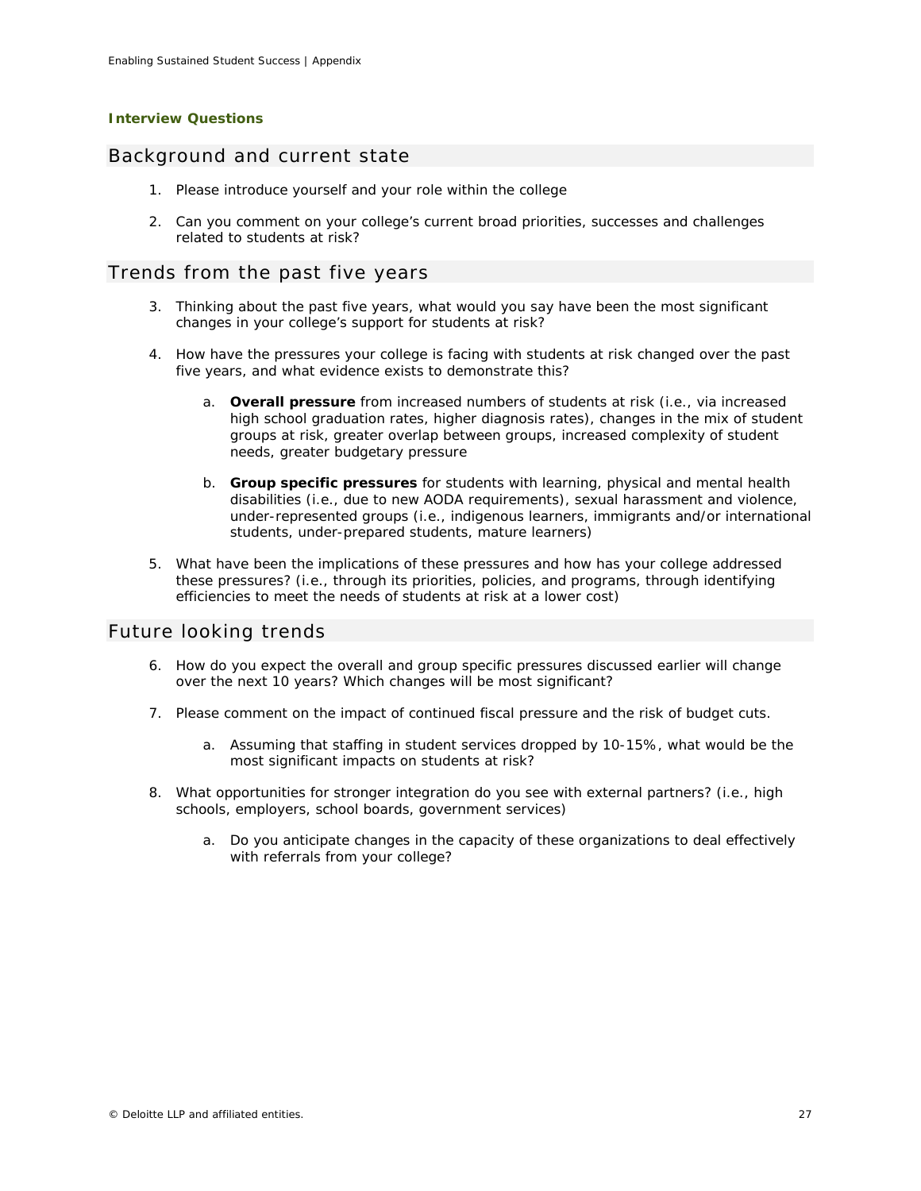**Interview Questions**

## Background and current state

1. Please introduce yourself and your role within the college
2. Can you comment on your college's current broad priorities, successes and challenges related to students at risk?

## Trends from the past five years

3. Thinking about the past five years, what would you say have been the most significant changes in your college's support for students at risk?
4. How have the pressures your college is facing with students at risk changed over the past five years, and what evidence exists to demonstrate this?
    a. **Overall pressure** from increased numbers of students at risk (i.e., via increased high school graduation rates, higher diagnosis rates), changes in the mix of student groups at risk, greater overlap between groups, increased complexity of student needs, greater budgetary pressure
    b. **Group specific pressures** for students with learning, physical and mental health disabilities (i.e., due to new AODA requirements), sexual harassment and violence, under-represented groups (i.e., indigenous learners, immigrants and/or international students, under-prepared students, mature learners)
5. What have been the implications of these pressures and how has your college addressed these pressures? (i.e., through its priorities, policies, and programs, through identifying efficiencies to meet the needs of students at risk at a lower cost)

## Future looking trends

6. How do you expect the overall and group specific pressures discussed earlier will change over the next 10 years? Which changes will be most significant?
7. Please comment on the impact of continued fiscal pressure and the risk of budget cuts.
    a. Assuming that staffing in student services dropped by 10-15%, what would be the most significant impacts on students at risk?
8. What opportunities for stronger integration do you see with external partners? (i.e., high schools, employers, school boards, government services)
    a. Do you anticipate changes in the capacity of these organizations to deal effectively with referrals from your college?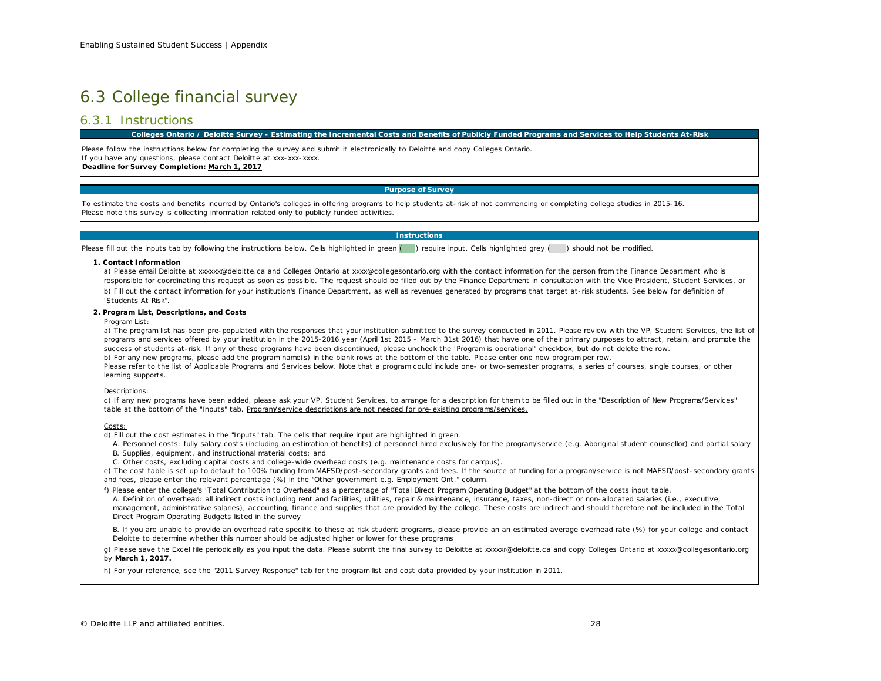## 6.3 College financial survey

### 6.3.1 Instructions

**Colleges Ontario / Deloitte Survey - Estimating the Incremental Costs and Benefits of Publicly Funded Programs and Services to Help Students At-Risk**

Please follow the instructions below for completing the survey and submit it electronically to Deloitte and copy Colleges Ontario.
If you have any questions, please contact Deloitte at xxx-xxx-xxxx.
**Deadline for Survey Completion: March 1, 2017**

**Purpose of Survey**

To estimate the costs and benefits incurred by Ontario's colleges in offering programs to help students at-risk of not commencing or completing college studies in 2015-16.
Please note this survey is collecting information related only to publicly funded activities.

**Instructions**

Please fill out the inputs tab by following the instructions below. Cells highlighted in green ( ) require input. Cells highlighted grey ( ) should not be modified.

**1. Contact Information**

a) Please email Deloitte at xxxxxx@deloitte.ca and Colleges Ontario at xxxx@collegesontario.org with the contact information for the person from the Finance Department who is responsible for coordinating this request as soon as possible. The request should be filled out by the Finance Department in consultation with the Vice President, Student Services, or

b) Fill out the contact information for your institution's Finance Department, as well as revenues generated by programs that target at-risk students. See below for definition of "Students At Risk".

**2. Program List, Descriptions, and Costs**

Program List:

a) The program list has been pre-populated with the responses that your institution submitted to the survey conducted in 2011. Please review with the VP, Student Services, the list of programs and services offered by your institution in the 2015-2016 year (April 1st 2015 - March 31st 2016) that have one of their primary purposes to attract, retain, and promote the success of students at-risk. If any of these programs have been discontinued, please uncheck the "Program is operational" checkbox, but do not delete the row.

b) For any new programs, please add the program name(s) in the blank rows at the bottom of the table. Please enter one new program per row.

Please refer to the list of Applicable Programs and Services below. Note that a program could include one- or two-semester programs, a series of courses, single courses, or other learning supports.

Descriptions:

c) If any new programs have been added, please ask your VP, Student Services, to arrange for a description for them to be filled out in the "Description of New Programs/Services" table at the bottom of the "Inputs" tab. Program/service descriptions are not needed for pre-existing programs/services.

Costs:

d) Fill out the cost estimates in the "Inputs" tab. The cells that require input are highlighted in green.

A. Personnel costs: fully salary costs (including an estimation of benefits) of personnel hired exclusively for the program/service (e.g. Aboriginal student counsellor) and partial salary

B. Supplies, equipment, and instructional material costs; and

C. Other costs, excluding capital costs and college-wide overhead costs (e.g. maintenance costs for campus).

e) The cost table is set up to default to 100% funding from MAESD/post-secondary grants and fees. If the source of funding for a program/service is not MAESD/post-secondary grants and fees, please enter the relevant percentage (%) in the "Other government e.g. Employment Ont." column.

f) Please enter the college's "Total Contribution to Overhead" as a percentage of "Total Direct Program Operating Budget" at the bottom of the costs input table.

A. Definition of overhead: all indirect costs including rent and facilities, utilities, repair & maintenance, insurance, taxes, non-direct or non-allocated salaries (i.e., executive, management, administrative salaries), accounting, finance and supplies that are provided by the college. These costs are indirect and should therefore not be included in the Total Direct Program Operating Budgets listed in the survey

B. If you are unable to provide an overhead rate specific to these at risk student programs, please provide an an estimated average overhead rate (%) for your college and contact Deloitte to determine whether this number should be adjusted higher or lower for these programs

g) Please save the Excel file periodically as you input the data. Please submit the final survey to Deloitte at xxxxxr@deloitte.ca and copy Colleges Ontario at xxxxx@collegesontario.org by **March 1, 2017.**

h) For your reference, see the "2011 Survey Response" tab for the program list and cost data provided by your institution in 2011.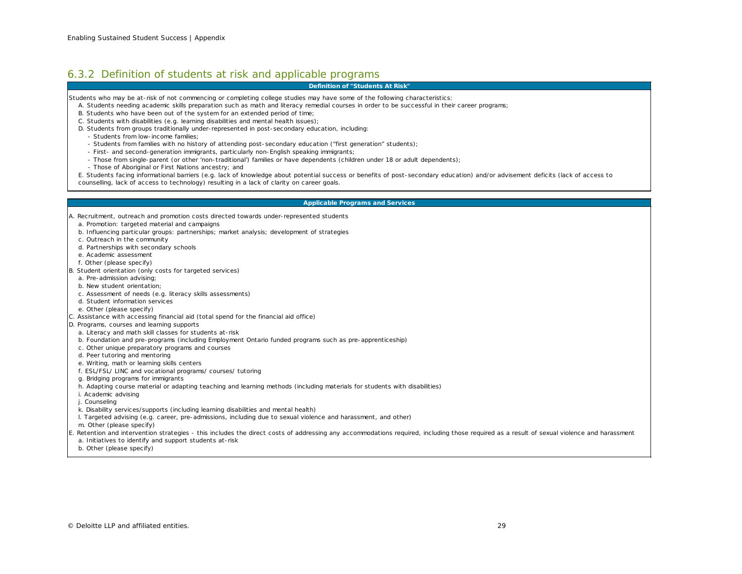### 6.3.2 Definition of students at risk and applicable programs

**Definition of "Students At Risk"**

Students who may be at-risk of not commencing or completing college studies may have some of the following characteristics:

A. Students needing academic skills preparation such as math and literacy remedial courses in order to be successful in their career programs;

B. Students who have been out of the system for an extended period of time;

C. Students with disabilities (e.g. learning disabilities and mental health issues);

D. Students from groups traditionally under-represented in post-secondary education, including:

- Students from low-income families;
- Students from families with no history of attending post-secondary education ("first generation" students);
- First- and second-generation immigrants, particularly non-English speaking immigrants;
- Those from single-parent (or other 'non-traditional') families or have dependents (children under 18 or adult dependents);
- Those of Aboriginal or First Nations ancestry; and

E. Students facing informational barriers (e.g. lack of knowledge about potential success or benefits of post-secondary education) and/or advisement deficits (lack of access to counselling, lack of access to technology) resulting in a lack of clarity on career goals.

**Applicable Programs and Services**

A. Recruitment, outreach and promotion costs directed towards under-represented students

- a. Promotion: targeted material and campaigns
- b. Influencing particular groups: partnerships; market analysis; development of strategies
- c. Outreach in the community
- d. Partnerships with secondary schools
- e. Academic assessment
- f. Other (please specify)

B. Student orientation (only costs for targeted services)

- a. Pre-admission advising;
- b. New student orientation;
- c. Assessment of needs (e.g. literacy skills assessments)
- d. Student information services
- e. Other (please specify)

C. Assistance with accessing financial aid (total spend for the financial aid office)

D. Programs, courses and learning supports

- a. Literacy and math skill classes for students at-risk
- b. Foundation and pre-programs (including Employment Ontario funded programs such as pre-apprenticeship)
- c. Other unique preparatory programs and courses
- d. Peer tutoring and mentoring
- e. Writing, math or learning skills centers
- f. ESL/FSL/ LINC and vocational programs/ courses/ tutoring
- g. Bridging programs for immigrants
- h. Adapting course material or adapting teaching and learning methods (including materials for students with disabilities)
- i. Academic advising
- j. Counseling
- k. Disability services/supports (including learning disabilities and mental health)
- l. Targeted advising (e.g. career, pre-admissions, including due to sexual violence and harassment, and other)
- m. Other (please specify)

E. Retention and intervention strategies - this includes the direct costs of addressing any accommodations required, including those required as a result of sexual violence and harassment

- a. Initiatives to identify and support students at-risk
- b. Other (please specify)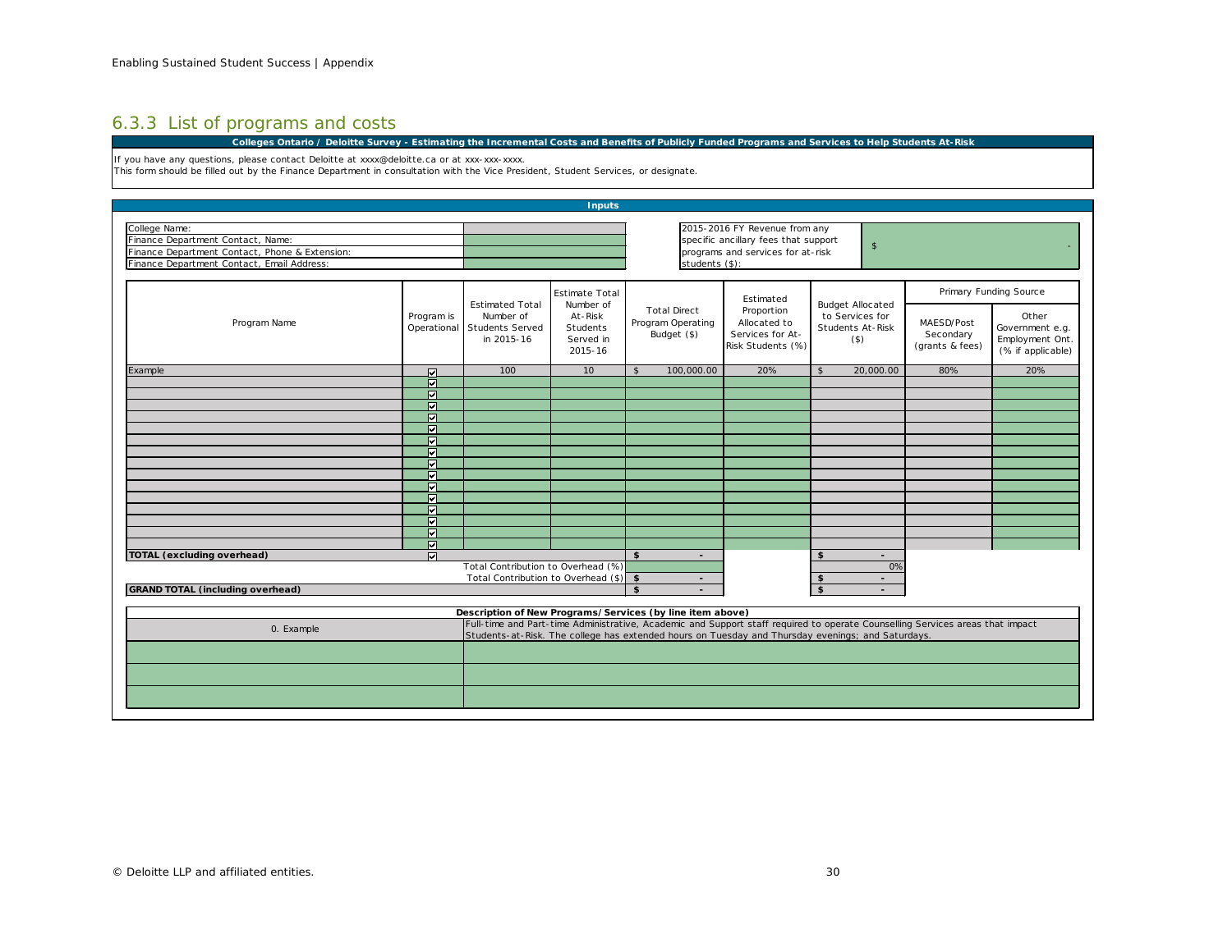### 6.3.3 List of programs and costs

**Colleges Ontario / Deloitte Survey - Estimating the Incremental Costs and Benefits of Publicly Funded Programs and Services to Help Students At-Risk**

If you have any questions, please contact Deloitte at xxxx@deloitte.ca or at xxx-xxx-xxxx.
This form should be filled out by the Finance Department in consultation with the Vice President, Student Services, or designate.

**Inputs**

| | |
|---|---|
| College Name: | |
| Finance Department Contact, Name: | |
| Finance Department Contact, Phone & Extension: | |
| Finance Department Contact, Email Address: | |

| | |
|---|---|
| 2015-2016 FY Revenue from any specific ancillary fees that support programs and services for at-risk students ($): | $ - |

| Program Name | Program is Operational | Estimated Total Number of Students Served in 2015-16 | Estimate Total Number of At-Risk Students Served in 2015-16 | Total Direct Program Operating Budget ($) | Estimated Proportion Allocated to Services for At-Risk Students (%) | Budget Allocated to Services for Students At-Risk ($) | Primary Funding Source | |
|---|---|---|---|---|---|---|---|---|
| | | | | | | | MAESD/Post Secondary (grants & fees) | Other Government e.g. Employment Ont. (% if applicable) |
| Example | ☑ | 100 | 10 | $ 100,000.00 | 20% | $ 20,000.00 | 80% | 20% |
| | ☑ | | | | | | | |
| | ☑ | | | | | | | |
| | ☑ | | | | | | | |
| | ☑ | | | | | | | |
| | ☑ | | | | | | | |
| | ☑ | | | | | | | |
| | ☑ | | | | | | | |
| | ☑ | | | | | | | |
| | ☑ | | | | | | | |
| | ☑ | | | | | | | |
| | ☑ | | | | | | | |
| | ☑ | | | | | | | |
| | ☑ | | | | | | | |
| | ☑ | | | | | | | |
| | ☑ | | | | | | | |
| **TOTAL (excluding overhead)** | ☑ | | | **$ -** | | **$ -** | | |
| | | Total Contribution to Overhead (%) | | | | 0% | | |
| | | Total Contribution to Overhead ($) | | **$ -** | | **$ -** | | |
| **GRAND TOTAL (including overhead)** | | | | **$ -** | | **$ -** | | |

| | **Description of New Programs/Services (by line item above)** |
|---|---|
| 0. Example | Full-time and Part-time Administrative, Academic and Support staff required to operate Counselling Services areas that impact Students-at-Risk. The college has extended hours on Tuesday and Thursday evenings; and Saturdays. |
| | |
| | |
| | |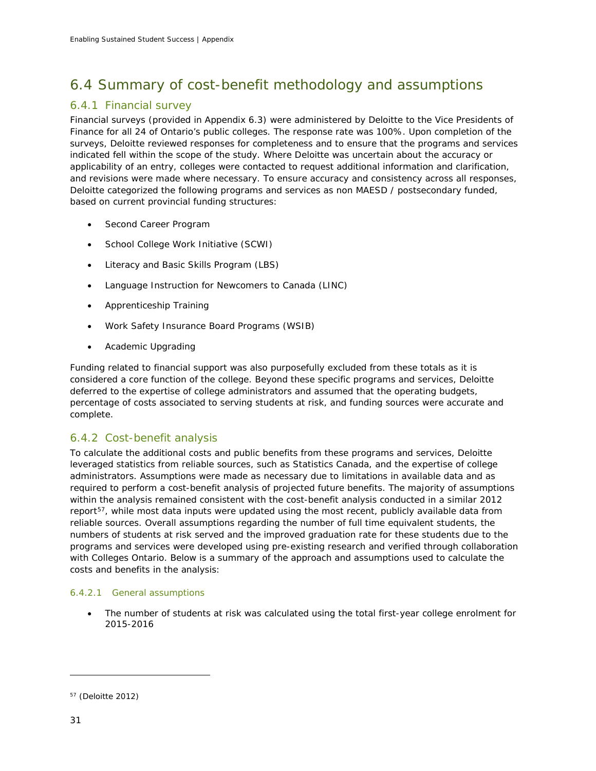## 6.4 Summary of cost-benefit methodology and assumptions

### 6.4.1 Financial survey

Financial surveys (provided in Appendix 6.3) were administered by Deloitte to the Vice Presidents of Finance for all 24 of Ontario's public colleges. The response rate was 100%. Upon completion of the surveys, Deloitte reviewed responses for completeness and to ensure that the programs and services indicated fell within the scope of the study. Where Deloitte was uncertain about the accuracy or applicability of an entry, colleges were contacted to request additional information and clarification, and revisions were made where necessary. To ensure accuracy and consistency across all responses, Deloitte categorized the following programs and services as non MAESD / postsecondary funded, based on current provincial funding structures:

- Second Career Program
- School College Work Initiative (SCWI)
- Literacy and Basic Skills Program (LBS)
- Language Instruction for Newcomers to Canada (LINC)
- Apprenticeship Training
- Work Safety Insurance Board Programs (WSIB)
- Academic Upgrading

Funding related to financial support was also purposefully excluded from these totals as it is considered a core function of the college. Beyond these specific programs and services, Deloitte deferred to the expertise of college administrators and assumed that the operating budgets, percentage of costs associated to serving students at risk, and funding sources were accurate and complete.

### 6.4.2 Cost-benefit analysis

To calculate the additional costs and public benefits from these programs and services, Deloitte leveraged statistics from reliable sources, such as Statistics Canada, and the expertise of college administrators. Assumptions were made as necessary due to limitations in available data and as required to perform a cost-benefit analysis of projected future benefits. The majority of assumptions within the analysis remained consistent with the cost-benefit analysis conducted in a similar 2012 report[57], while most data inputs were updated using the most recent, publicly available data from reliable sources. Overall assumptions regarding the number of full time equivalent students, the numbers of students at risk served and the improved graduation rate for these students due to the programs and services were developed using pre-existing research and verified through collaboration with Colleges Ontario. Below is a summary of the approach and assumptions used to calculate the costs and benefits in the analysis:

#### 6.4.2.1 General assumptions

- The number of students at risk was calculated using the total first-year college enrolment for 2015-2016

[57] (Deloitte 2012)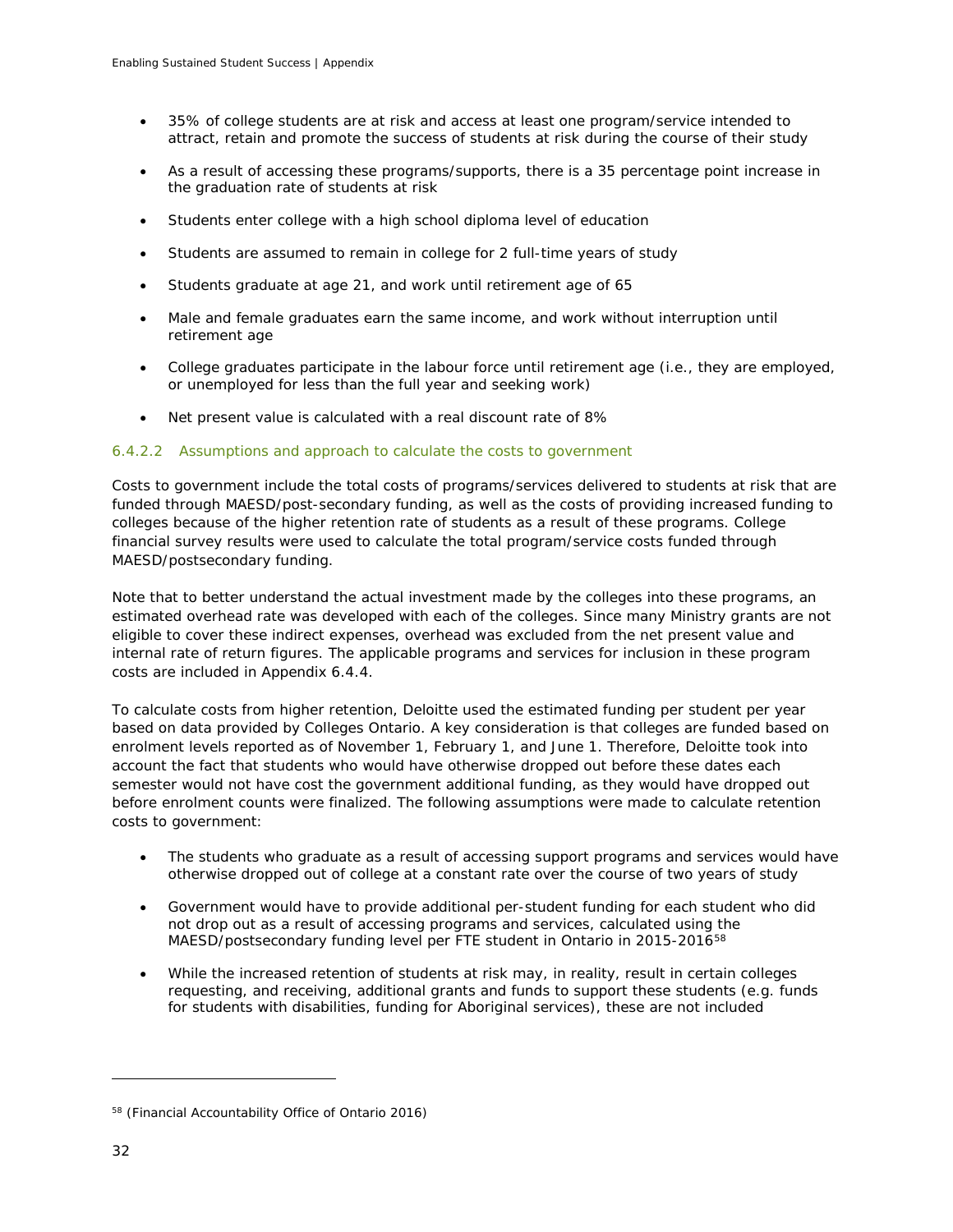- 35% of college students are at risk and access at least one program/service intended to attract, retain and promote the success of students at risk during the course of their study
- As a result of accessing these programs/supports, there is a 35 percentage point increase in the graduation rate of students at risk
- Students enter college with a high school diploma level of education
- Students are assumed to remain in college for 2 full-time years of study
- Students graduate at age 21, and work until retirement age of 65
- Male and female graduates earn the same income, and work without interruption until retirement age
- College graduates participate in the labour force until retirement age (i.e., they are employed, or unemployed for less than the full year and seeking work)
- Net present value is calculated with a real discount rate of 8%

#### 6.4.2.2 Assumptions and approach to calculate the costs to government

Costs to government include the total costs of programs/services delivered to students at risk that are funded through MAESD/post-secondary funding, as well as the costs of providing increased funding to colleges because of the higher retention rate of students as a result of these programs. College financial survey results were used to calculate the total program/service costs funded through MAESD/postsecondary funding.

Note that to better understand the actual investment made by the colleges into these programs, an estimated overhead rate was developed with each of the colleges. Since many Ministry grants are not eligible to cover these indirect expenses, overhead was excluded from the net present value and internal rate of return figures. The applicable programs and services for inclusion in these program costs are included in Appendix 6.4.4.

To calculate costs from higher retention, Deloitte used the estimated funding per student per year based on data provided by Colleges Ontario. A key consideration is that colleges are funded based on enrolment levels reported as of November 1, February 1, and June 1. Therefore, Deloitte took into account the fact that students who would have otherwise dropped out before these dates each semester would not have cost the government additional funding, as they would have dropped out before enrolment counts were finalized. The following assumptions were made to calculate retention costs to government:

- The students who graduate as a result of accessing support programs and services would have otherwise dropped out of college at a constant rate over the course of two years of study
- Government would have to provide additional per-student funding for each student who did not drop out as a result of accessing programs and services, calculated using the MAESD/postsecondary funding level per FTE student in Ontario in 2015-2016[58]
- While the increased retention of students at risk may, in reality, result in certain colleges requesting, and receiving, additional grants and funds to support these students (e.g. funds for students with disabilities, funding for Aboriginal services), these are not included

---

[58] (Financial Accountability Office of Ontario 2016)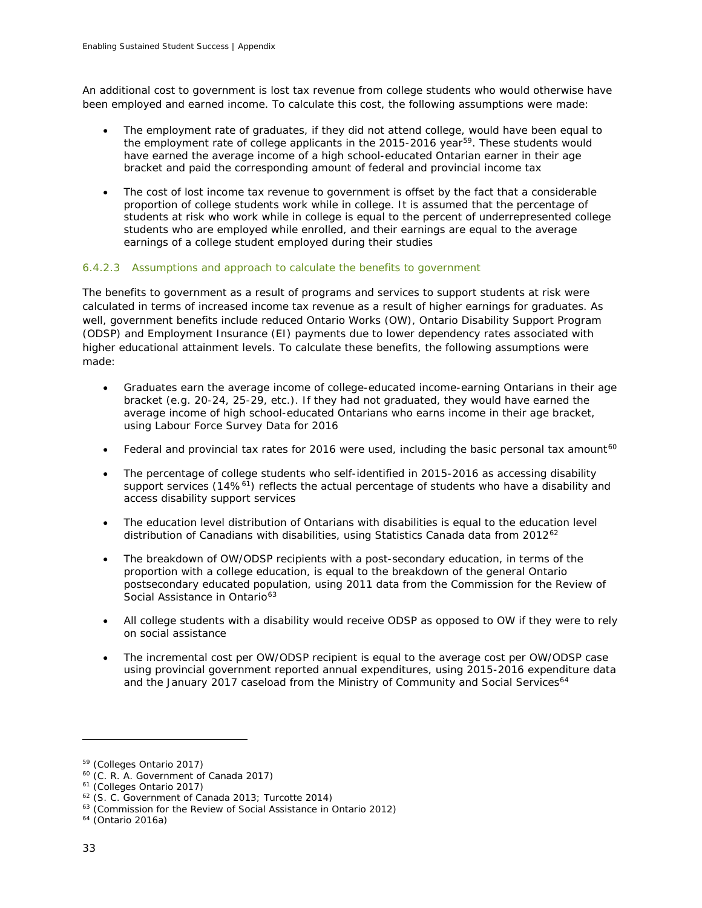An additional cost to government is lost tax revenue from college students who would otherwise have been employed and earned income. To calculate this cost, the following assumptions were made:

- The employment rate of graduates, if they did not attend college, would have been equal to the employment rate of college applicants in the 2015-2016 year[59]. These students would have earned the average income of a high school-educated Ontarian earner in their age bracket and paid the corresponding amount of federal and provincial income tax
- The cost of lost income tax revenue to government is offset by the fact that a considerable proportion of college students work while in college. It is assumed that the percentage of students at risk who work while in college is equal to the percent of underrepresented college students who are employed while enrolled, and their earnings are equal to the average earnings of a college student employed during their studies

#### 6.4.2.3 Assumptions and approach to calculate the benefits to government

The benefits to government as a result of programs and services to support students at risk were calculated in terms of increased income tax revenue as a result of higher earnings for graduates. As well, government benefits include reduced Ontario Works (OW), Ontario Disability Support Program (ODSP) and Employment Insurance (EI) payments due to lower dependency rates associated with higher educational attainment levels. To calculate these benefits, the following assumptions were made:

- Graduates earn the average income of college-educated income-earning Ontarians in their age bracket (e.g. 20-24, 25-29, etc.). If they had not graduated, they would have earned the average income of high school-educated Ontarians who earns income in their age bracket, using Labour Force Survey Data for 2016
- Federal and provincial tax rates for 2016 were used, including the basic personal tax amount[60]
- The percentage of college students who self-identified in 2015-2016 as accessing disability support services (14%[61]) reflects the actual percentage of students who have a disability and access disability support services
- The education level distribution of Ontarians with disabilities is equal to the education level distribution of Canadians with disabilities, using Statistics Canada data from 2012[62]
- The breakdown of OW/ODSP recipients with a post-secondary education, in terms of the proportion with a college education, is equal to the breakdown of the general Ontario postsecondary educated population, using 2011 data from the Commission for the Review of Social Assistance in Ontario[63]
- All college students with a disability would receive ODSP as opposed to OW if they were to rely on social assistance
- The incremental cost per OW/ODSP recipient is equal to the average cost per OW/ODSP case using provincial government reported annual expenditures, using 2015-2016 expenditure data and the January 2017 caseload from the Ministry of Community and Social Services[64]

---

[59] (Colleges Ontario 2017)
[60] (C. R. A. Government of Canada 2017)
[61] (Colleges Ontario 2017)
[62] (S. C. Government of Canada 2013; Turcotte 2014)
[63] (Commission for the Review of Social Assistance in Ontario 2012)
[64] (Ontario 2016a)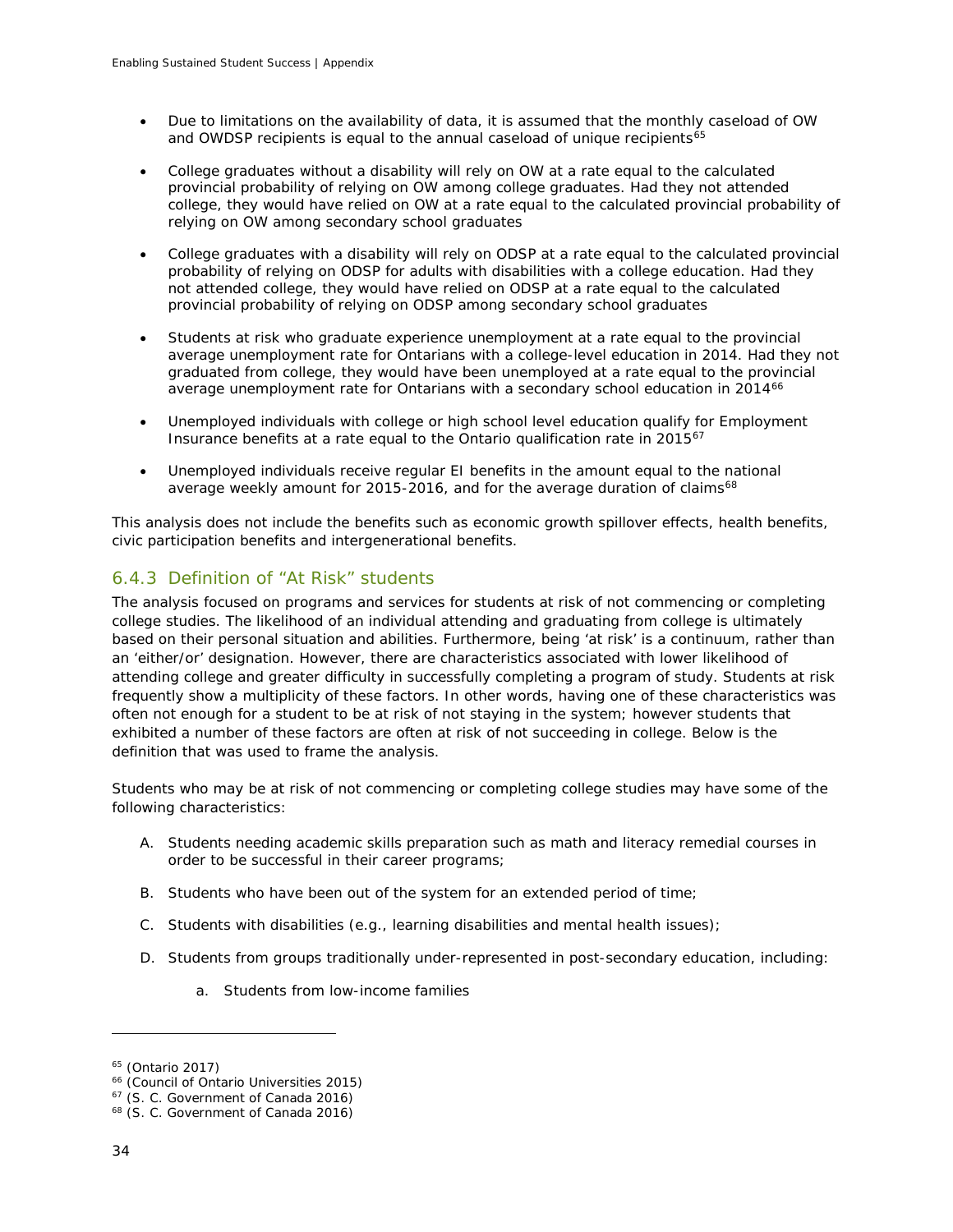- Due to limitations on the availability of data, it is assumed that the monthly caseload of OW and OWDSP recipients is equal to the annual caseload of unique recipients[65]

- College graduates without a disability will rely on OW at a rate equal to the calculated provincial probability of relying on OW among college graduates. Had they not attended college, they would have relied on OW at a rate equal to the calculated provincial probability of relying on OW among secondary school graduates

- College graduates with a disability will rely on ODSP at a rate equal to the calculated provincial probability of relying on ODSP for adults with disabilities with a college education. Had they not attended college, they would have relied on ODSP at a rate equal to the calculated provincial probability of relying on ODSP among secondary school graduates

- Students at risk who graduate experience unemployment at a rate equal to the provincial average unemployment rate for Ontarians with a college-level education in 2014. Had they not graduated from college, they would have been unemployed at a rate equal to the provincial average unemployment rate for Ontarians with a secondary school education in 2014[66]

- Unemployed individuals with college or high school level education qualify for Employment Insurance benefits at a rate equal to the Ontario qualification rate in 2015[67]

- Unemployed individuals receive regular EI benefits in the amount equal to the national average weekly amount for 2015-2016, and for the average duration of claims[68]

This analysis does not include the benefits such as economic growth spillover effects, health benefits, civic participation benefits and intergenerational benefits.

### 6.4.3 Definition of "At Risk" students

The analysis focused on programs and services for students at risk of not commencing or completing college studies. The likelihood of an individual attending and graduating from college is ultimately based on their personal situation and abilities. Furthermore, being 'at risk' is a continuum, rather than an 'either/or' designation. However, there are characteristics associated with lower likelihood of attending college and greater difficulty in successfully completing a program of study. Students at risk frequently show a multiplicity of these factors. In other words, having one of these characteristics was often not enough for a student to be at risk of not staying in the system; however students that exhibited a number of these factors are often at risk of not succeeding in college. Below is the definition that was used to frame the analysis.

Students who may be at risk of not commencing or completing college studies may have some of the following characteristics:

A. Students needing academic skills preparation such as math and literacy remedial courses in order to be successful in their career programs;

B. Students who have been out of the system for an extended period of time;

C. Students with disabilities (e.g., learning disabilities and mental health issues);

D. Students from groups traditionally under-represented in post-secondary education, including:

   a. Students from low-income families

---

[65] (Ontario 2017)

[66] (Council of Ontario Universities 2015)

[67] (S. C. Government of Canada 2016)

[68] (S. C. Government of Canada 2016)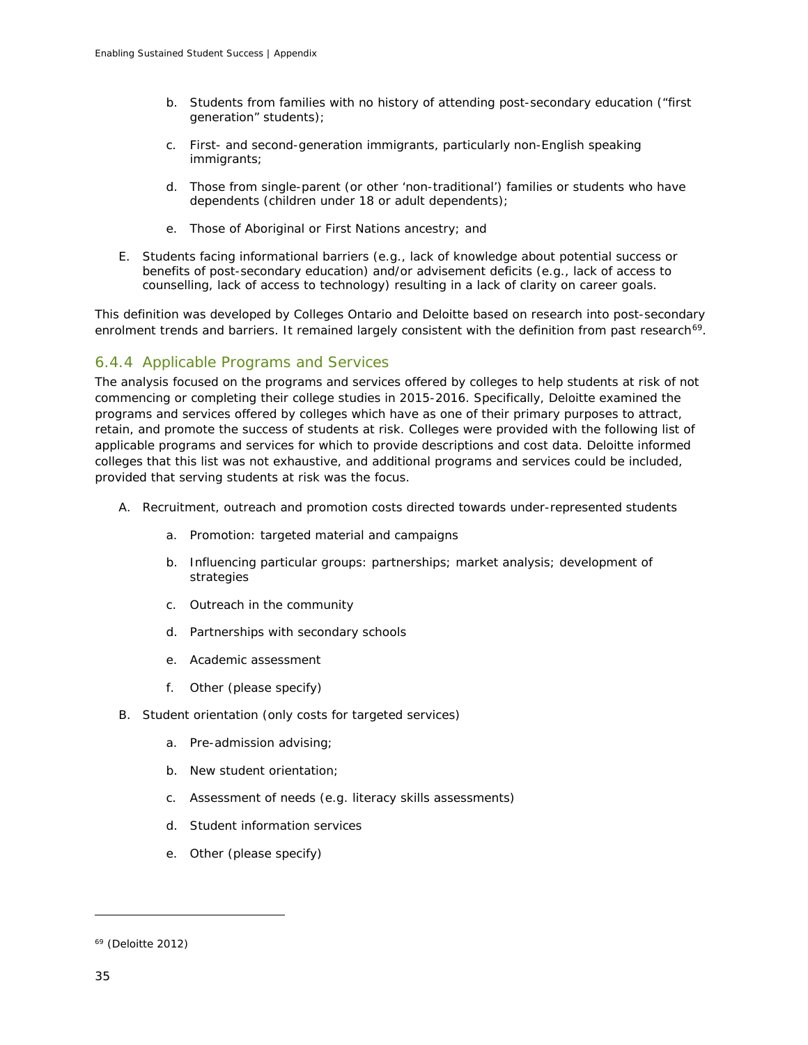b. Students from families with no history of attending post-secondary education ("first generation" students);

c. First- and second-generation immigrants, particularly non-English speaking immigrants;

d. Those from single-parent (or other 'non-traditional') families or students who have dependents (children under 18 or adult dependents);

e. Those of Aboriginal or First Nations ancestry; and

E. Students facing informational barriers (e.g., lack of knowledge about potential success or benefits of post-secondary education) and/or advisement deficits (e.g., lack of access to counselling, lack of access to technology) resulting in a lack of clarity on career goals.

This definition was developed by Colleges Ontario and Deloitte based on research into post-secondary enrolment trends and barriers. It remained largely consistent with the definition from past research[69].

### 6.4.4 Applicable Programs and Services

The analysis focused on the programs and services offered by colleges to help students at risk of not commencing or completing their college studies in 2015-2016. Specifically, Deloitte examined the programs and services offered by colleges which have as one of their primary purposes to attract, retain, and promote the success of students at risk. Colleges were provided with the following list of applicable programs and services for which to provide descriptions and cost data. Deloitte informed colleges that this list was not exhaustive, and additional programs and services could be included, provided that serving students at risk was the focus.

A. Recruitment, outreach and promotion costs directed towards under-represented students

   a. Promotion: targeted material and campaigns

   b. Influencing particular groups: partnerships; market analysis; development of strategies

   c. Outreach in the community

   d. Partnerships with secondary schools

   e. Academic assessment

   f. Other (please specify)

B. Student orientation (only costs for targeted services)

   a. Pre-admission advising;

   b. New student orientation;

   c. Assessment of needs (e.g. literacy skills assessments)

   d. Student information services

   e. Other (please specify)

[69] (Deloitte 2012)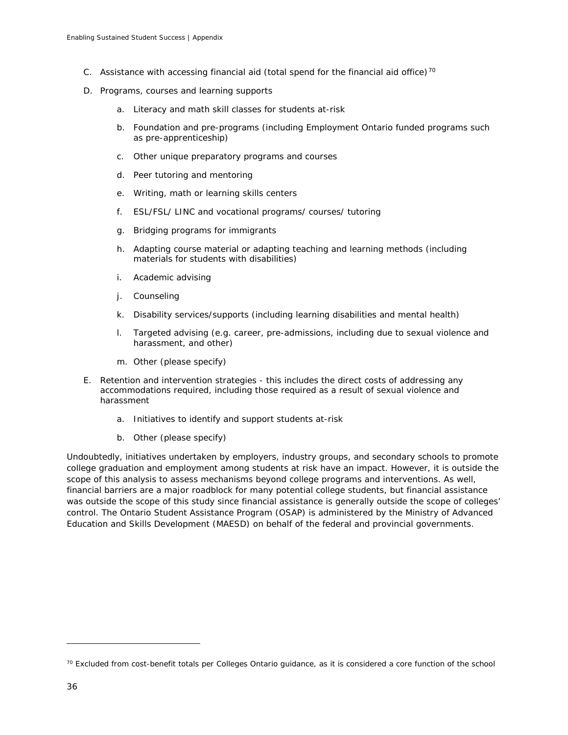C. Assistance with accessing financial aid (total spend for the financial aid office)[70]

D. Programs, courses and learning supports

   a. Literacy and math skill classes for students at-risk

   b. Foundation and pre-programs (including Employment Ontario funded programs such as pre-apprenticeship)

   c. Other unique preparatory programs and courses

   d. Peer tutoring and mentoring

   e. Writing, math or learning skills centers

   f. ESL/FSL/ LINC and vocational programs/ courses/ tutoring

   g. Bridging programs for immigrants

   h. Adapting course material or adapting teaching and learning methods (including materials for students with disabilities)

   i. Academic advising

   j. Counseling

   k. Disability services/supports (including learning disabilities and mental health)

   l. Targeted advising (e.g. career, pre-admissions, including due to sexual violence and harassment, and other)

   m. Other (please specify)

E. Retention and intervention strategies - this includes the direct costs of addressing any accommodations required, including those required as a result of sexual violence and harassment

   a. Initiatives to identify and support students at-risk

   b. Other (please specify)

Undoubtedly, initiatives undertaken by employers, industry groups, and secondary schools to promote college graduation and employment among students at risk have an impact. However, it is outside the scope of this analysis to assess mechanisms beyond college programs and interventions. As well, financial barriers are a major roadblock for many potential college students, but financial assistance was outside the scope of this study since financial assistance is generally outside the scope of colleges' control. The Ontario Student Assistance Program (OSAP) is administered by the Ministry of Advanced Education and Skills Development (MAESD) on behalf of the federal and provincial governments.

[70] Excluded from cost-benefit totals per Colleges Ontario guidance, as it is considered a core function of the school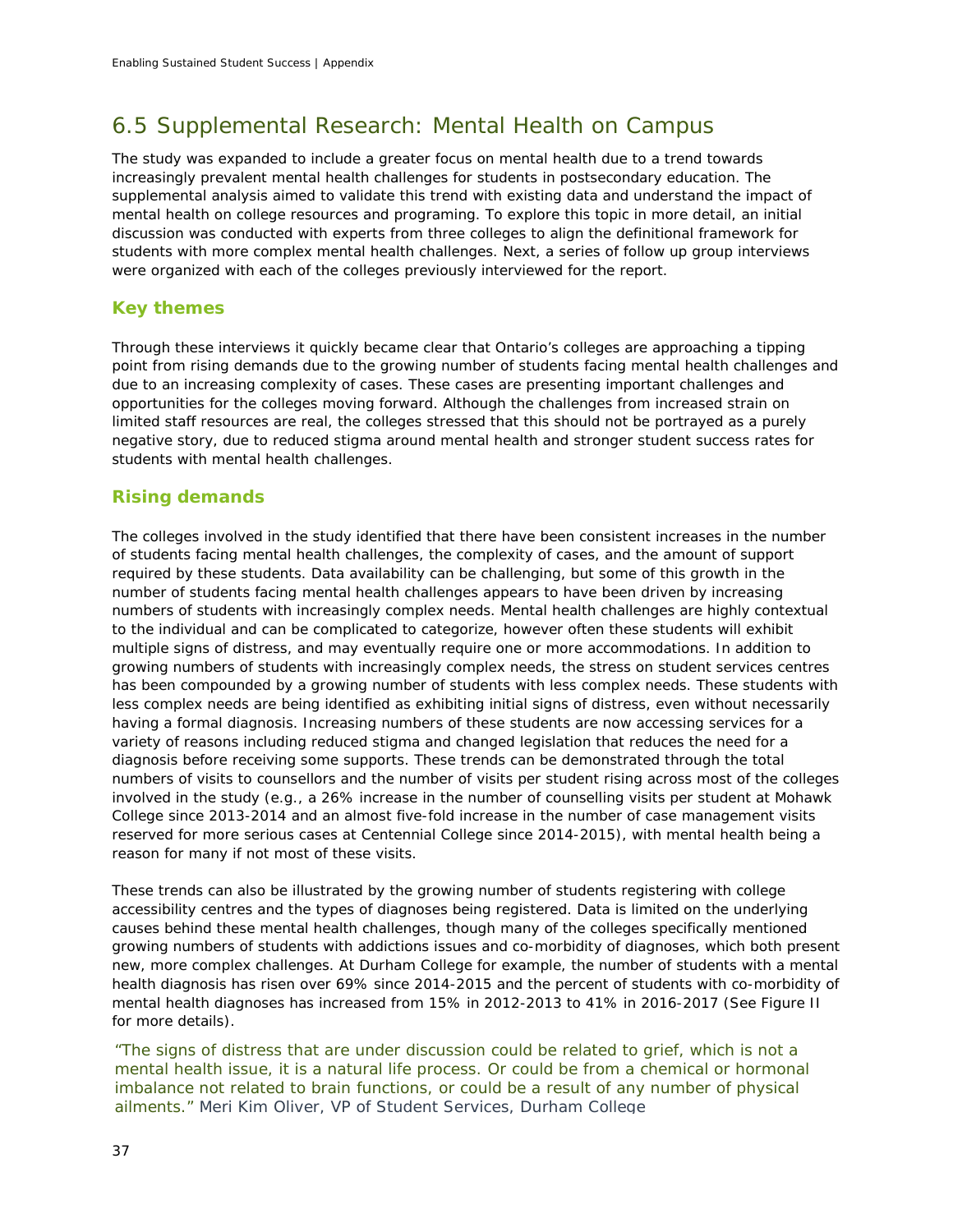## 6.5 Supplemental Research: Mental Health on Campus

The study was expanded to include a greater focus on mental health due to a trend towards increasingly prevalent mental health challenges for students in postsecondary education. The supplemental analysis aimed to validate this trend with existing data and understand the impact of mental health on college resources and programing. To explore this topic in more detail, an initial discussion was conducted with experts from three colleges to align the definitional framework for students with more complex mental health challenges. Next, a series of follow up group interviews were organized with each of the colleges previously interviewed for the report.

### Key themes

Through these interviews it quickly became clear that Ontario's colleges are approaching a tipping point from rising demands due to the growing number of students facing mental health challenges and due to an increasing complexity of cases. These cases are presenting important challenges and opportunities for the colleges moving forward. Although the challenges from increased strain on limited staff resources are real, the colleges stressed that this should not be portrayed as a purely negative story, due to reduced stigma around mental health and stronger student success rates for students with mental health challenges.

### Rising demands

The colleges involved in the study identified that there have been consistent increases in the number of students facing mental health challenges, the complexity of cases, and the amount of support required by these students. Data availability can be challenging, but some of this growth in the number of students facing mental health challenges appears to have been driven by increasing numbers of students with increasingly complex needs. Mental health challenges are highly contextual to the individual and can be complicated to categorize, however often these students will exhibit multiple signs of distress, and may eventually require one or more accommodations. In addition to growing numbers of students with increasingly complex needs, the stress on student services centres has been compounded by a growing number of students with less complex needs. These students with less complex needs are being identified as exhibiting initial signs of distress, even without necessarily having a formal diagnosis. Increasing numbers of these students are now accessing services for a variety of reasons including reduced stigma and changed legislation that reduces the need for a diagnosis before receiving some supports. These trends can be demonstrated through the total numbers of visits to counsellors and the number of visits per student rising across most of the colleges involved in the study (e.g., a 26% increase in the number of counselling visits per student at Mohawk College since 2013-2014 and an almost five-fold increase in the number of case management visits reserved for more serious cases at Centennial College since 2014-2015), with mental health being a reason for many if not most of these visits.

These trends can also be illustrated by the growing number of students registering with college accessibility centres and the types of diagnoses being registered. Data is limited on the underlying causes behind these mental health challenges, though many of the colleges specifically mentioned growing numbers of students with addictions issues and co-morbidity of diagnoses, which both present new, more complex challenges. At Durham College for example, the number of students with a mental health diagnosis has risen over 69% since 2014-2015 and the percent of students with co-morbidity of mental health diagnoses has increased from 15% in 2012-2013 to 41% in 2016-2017 (See Figure II for more details).

> "The signs of distress that are under discussion could be related to grief, which is not a mental health issue, it is a natural life process. Or could be from a chemical or hormonal imbalance not related to brain functions, or could be a result of any number of physical ailments." Meri Kim Oliver, VP of Student Services, Durham College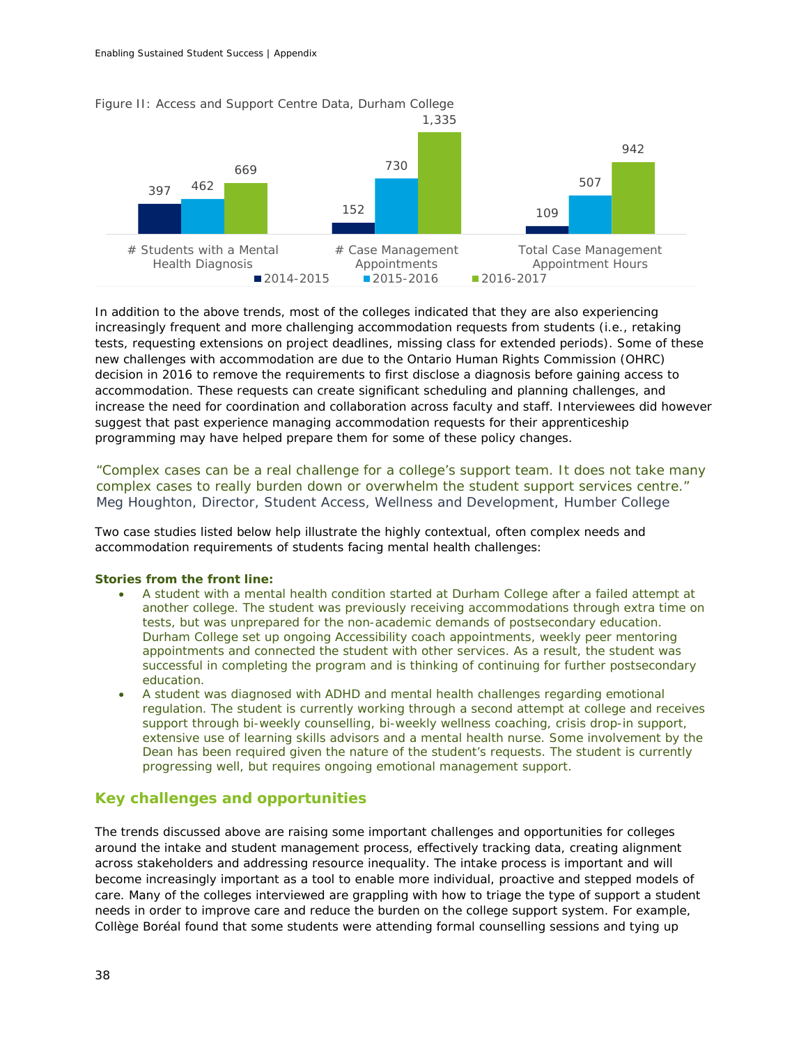Figure II: Access and Support Centre Data, Durham College

| | 2014-2015 | 2015-2016 | 2016-2017 |
|---|---|---|---|
| # Students with a Mental Health Diagnosis | 397 | 462 | 669 |
| # Case Management Appointments | 152 | 730 | 1,335 |
| Total Case Management Appointment Hours | 109 | 507 | 942 |

In addition to the above trends, most of the colleges indicated that they are also experiencing increasingly frequent and more challenging accommodation requests from students (i.e., retaking tests, requesting extensions on project deadlines, missing class for extended periods). Some of these new challenges with accommodation are due to the Ontario Human Rights Commission (OHRC) decision in 2016 to remove the requirements to first disclose a diagnosis before gaining access to accommodation. These requests can create significant scheduling and planning challenges, and increase the need for coordination and collaboration across faculty and staff. Interviewees did however suggest that past experience managing accommodation requests for their apprenticeship programming may have helped prepare them for some of these policy changes.

"Complex cases can be a real challenge for a college's support team. It does not take many complex cases to really burden down or overwhelm the student support services centre."
Meg Houghton, Director, Student Access, Wellness and Development, Humber College

Two case studies listed below help illustrate the highly contextual, often complex needs and accommodation requirements of students facing mental health challenges:

**Stories from the front line:**

- A student with a mental health condition started at Durham College after a failed attempt at another college. The student was previously receiving accommodations through extra time on tests, but was unprepared for the non-academic demands of postsecondary education. Durham College set up ongoing Accessibility coach appointments, weekly peer mentoring appointments and connected the student with other services. As a result, the student was successful in completing the program and is thinking of continuing for further postsecondary education.
- A student was diagnosed with ADHD and mental health challenges regarding emotional regulation. The student is currently working through a second attempt at college and receives support through bi-weekly counselling, bi-weekly wellness coaching, crisis drop-in support, extensive use of learning skills advisors and a mental health nurse. Some involvement by the Dean has been required given the nature of the student's requests. The student is currently progressing well, but requires ongoing emotional management support.

## Key challenges and opportunities

The trends discussed above are raising some important challenges and opportunities for colleges around the intake and student management process, effectively tracking data, creating alignment across stakeholders and addressing resource inequality. The intake process is important and will become increasingly important as a tool to enable more individual, proactive and stepped models of care. Many of the colleges interviewed are grappling with how to triage the type of support a student needs in order to improve care and reduce the burden on the college support system. For example, Collège Boréal found that some students were attending formal counselling sessions and tying up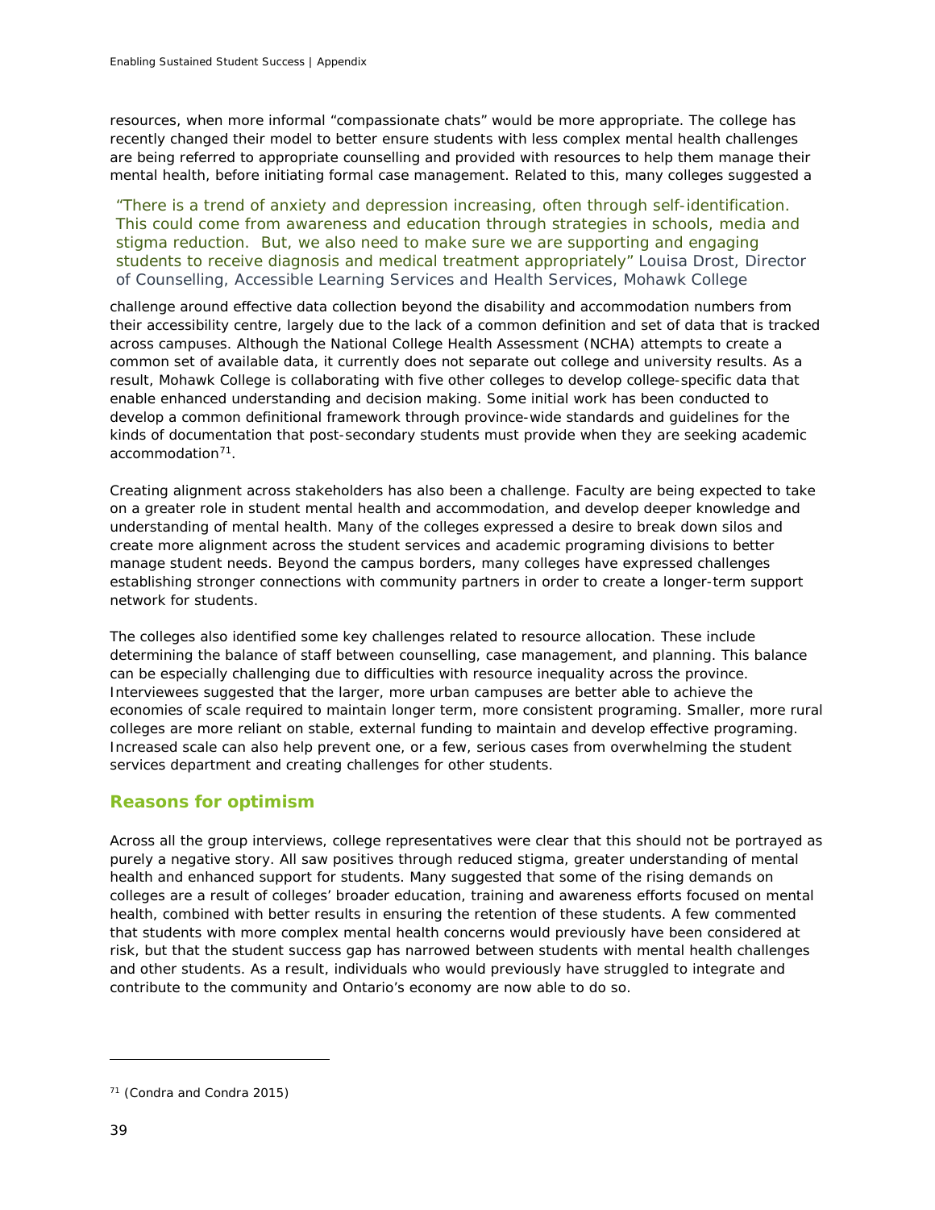resources, when more informal "compassionate chats" would be more appropriate. The college has recently changed their model to better ensure students with less complex mental health challenges are being referred to appropriate counselling and provided with resources to help them manage their mental health, before initiating formal case management. Related to this, many colleges suggested a challenge around effective data collection beyond the disability and accommodation numbers from their accessibility centre, largely due to the lack of a common definition and set of data that is tracked across campuses. Although the National College Health Assessment (NCHA) attempts to create a common set of available data, it currently does not separate out college and university results. As a result, Mohawk College is collaborating with five other colleges to develop college-specific data that enable enhanced understanding and decision making. Some initial work has been conducted to develop a common definitional framework through province-wide standards and guidelines for the kinds of documentation that post-secondary students must provide when they are seeking academic accommodation[71].

> "There is a trend of anxiety and depression increasing, often through self-identification. This could come from awareness and education through strategies in schools, media and stigma reduction. But, we also need to make sure we are supporting and engaging students to receive diagnosis and medical treatment appropriately" Louisa Drost, Director of Counselling, Accessible Learning Services and Health Services, Mohawk College

Creating alignment across stakeholders has also been a challenge. Faculty are being expected to take on a greater role in student mental health and accommodation, and develop deeper knowledge and understanding of mental health. Many of the colleges expressed a desire to break down silos and create more alignment across the student services and academic programing divisions to better manage student needs. Beyond the campus borders, many colleges have expressed challenges establishing stronger connections with community partners in order to create a longer-term support network for students.

The colleges also identified some key challenges related to resource allocation. These include determining the balance of staff between counselling, case management, and planning. This balance can be especially challenging due to difficulties with resource inequality across the province. Interviewees suggested that the larger, more urban campuses are better able to achieve the economies of scale required to maintain longer term, more consistent programing. Smaller, more rural colleges are more reliant on stable, external funding to maintain and develop effective programing. Increased scale can also help prevent one, or a few, serious cases from overwhelming the student services department and creating challenges for other students.

## Reasons for optimism

Across all the group interviews, college representatives were clear that this should not be portrayed as purely a negative story. All saw positives through reduced stigma, greater understanding of mental health and enhanced support for students. Many suggested that some of the rising demands on colleges are a result of colleges' broader education, training and awareness efforts focused on mental health, combined with better results in ensuring the retention of these students. A few commented that students with more complex mental health concerns would previously have been considered at risk, but that the student success gap has narrowed between students with mental health challenges and other students. As a result, individuals who would previously have struggled to integrate and contribute to the community and Ontario's economy are now able to do so.

---

[71] (Condra and Condra 2015)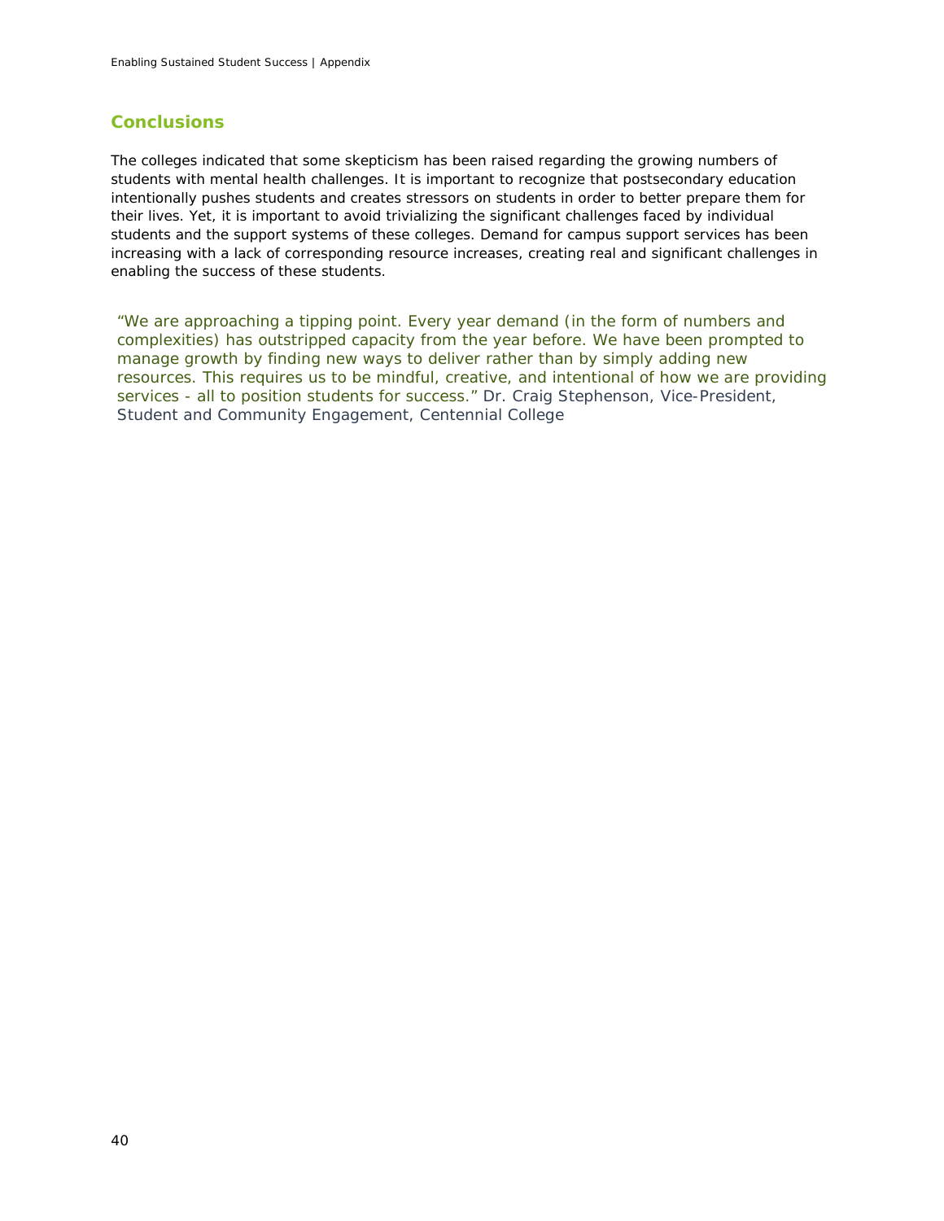## Conclusions

The colleges indicated that some skepticism has been raised regarding the growing numbers of students with mental health challenges. It is important to recognize that postsecondary education intentionally pushes students and creates stressors on students in order to better prepare them for their lives. Yet, it is important to avoid trivializing the significant challenges faced by individual students and the support systems of these colleges. Demand for campus support services has been increasing with a lack of corresponding resource increases, creating real and significant challenges in enabling the success of these students.

"We are approaching a tipping point. Every year demand (in the form of numbers and complexities) has outstripped capacity from the year before. We have been prompted to manage growth by finding new ways to deliver rather than by simply adding new resources. This requires us to be mindful, creative, and intentional of how we are providing services - all to position students for success." Dr. Craig Stephenson, Vice-President, Student and Community Engagement, Centennial College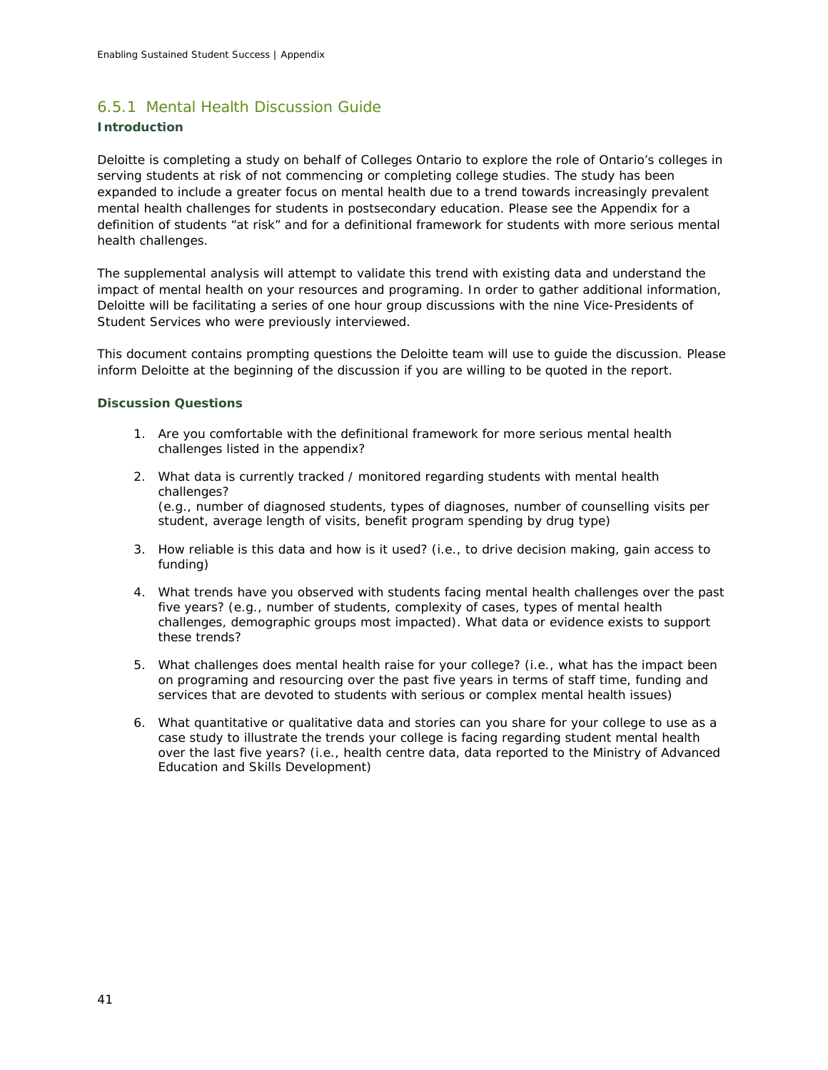### 6.5.1 Mental Health Discussion Guide

**Introduction**

Deloitte is completing a study on behalf of Colleges Ontario to explore the role of Ontario's colleges in serving students at risk of not commencing or completing college studies. The study has been expanded to include a greater focus on mental health due to a trend towards increasingly prevalent mental health challenges for students in postsecondary education. Please see the Appendix for a definition of students "at risk" and for a definitional framework for students with more serious mental health challenges.

The supplemental analysis will attempt to validate this trend with existing data and understand the impact of mental health on your resources and programing. In order to gather additional information, Deloitte will be facilitating a series of one hour group discussions with the nine Vice-Presidents of Student Services who were previously interviewed.

This document contains prompting questions the Deloitte team will use to guide the discussion. Please inform Deloitte at the beginning of the discussion if you are willing to be quoted in the report.

**Discussion Questions**

1. Are you comfortable with the definitional framework for more serious mental health challenges listed in the appendix?
2. What data is currently tracked / monitored regarding students with mental health challenges?
   (e.g., number of diagnosed students, types of diagnoses, number of counselling visits per student, average length of visits, benefit program spending by drug type)
3. How reliable is this data and how is it used? (i.e., to drive decision making, gain access to funding)
4. What trends have you observed with students facing mental health challenges over the past five years? (e.g., number of students, complexity of cases, types of mental health challenges, demographic groups most impacted). What data or evidence exists to support these trends?
5. What challenges does mental health raise for your college? (i.e., what has the impact been on programing and resourcing over the past five years in terms of staff time, funding and services that are devoted to students with serious or complex mental health issues)
6. What quantitative or qualitative data and stories can you share for your college to use as a case study to illustrate the trends your college is facing regarding student mental health over the last five years? (i.e., health centre data, data reported to the Ministry of Advanced Education and Skills Development)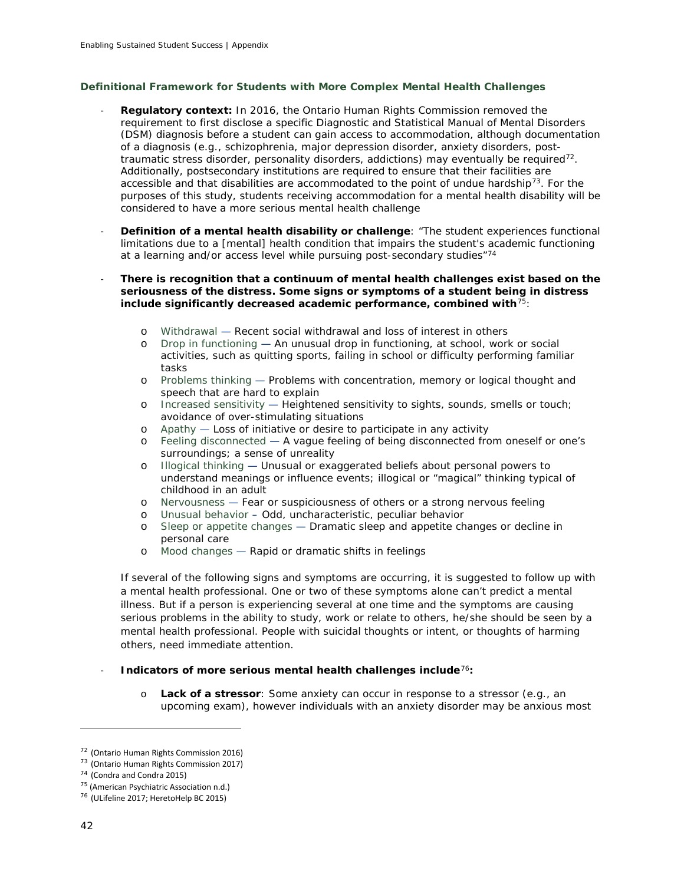### Definitional Framework for Students with More Complex Mental Health Challenges

- **Regulatory context:** In 2016, the Ontario Human Rights Commission removed the requirement to first disclose a specific Diagnostic and Statistical Manual of Mental Disorders (DSM) diagnosis before a student can gain access to accommodation, although documentation of a diagnosis (e.g., schizophrenia, major depression disorder, anxiety disorders, post-traumatic stress disorder, personality disorders, addictions) may eventually be required[72]. Additionally, postsecondary institutions are required to ensure that their facilities are accessible and that disabilities are accommodated to the point of undue hardship[73]. For the purposes of this study, students receiving accommodation for a mental health disability will be considered to have a more serious mental health challenge

- **Definition of a mental health disability or challenge**: *"The student experiences functional limitations due to a [mental] health condition that impairs the student's academic functioning at a learning and/or access level while pursuing post-secondary studies"*[74]

- **There is recognition that a continuum of mental health challenges exist based on the seriousness of the distress. Some signs or symptoms of a student being in distress include significantly decreased academic performance, combined with**[75]:

  - Withdrawal — Recent social withdrawal and loss of interest in others
  - Drop in functioning — An unusual drop in functioning, at school, work or social activities, such as quitting sports, failing in school or difficulty performing familiar tasks
  - Problems thinking — Problems with concentration, memory or logical thought and speech that are hard to explain
  - Increased sensitivity — Heightened sensitivity to sights, sounds, smells or touch; avoidance of over-stimulating situations
  - Apathy — Loss of initiative or desire to participate in any activity
  - Feeling disconnected — A vague feeling of being disconnected from oneself or one's surroundings; a sense of unreality
  - Illogical thinking — Unusual or exaggerated beliefs about personal powers to understand meanings or influence events; illogical or "magical" thinking typical of childhood in an adult
  - Nervousness — Fear or suspiciousness of others or a strong nervous feeling
  - Unusual behavior – Odd, uncharacteristic, peculiar behavior
  - Sleep or appetite changes — Dramatic sleep and appetite changes or decline in personal care
  - Mood changes — Rapid or dramatic shifts in feelings

  If several of the following signs and symptoms are occurring, it is suggested to follow up with a mental health professional. One or two of these symptoms alone can't predict a mental illness. But if a person is experiencing several at one time and the symptoms are causing serious problems in the ability to study, work or relate to others, he/she should be seen by a mental health professional. People with suicidal thoughts or intent, or thoughts of harming others, need immediate attention.

- **Indicators of more serious mental health challenges include**[76]**:**

  - **Lack of a stressor**: Some anxiety can occur in response to a stressor (e.g., an upcoming exam), however individuals with an anxiety disorder may be anxious most

---

[72] (Ontario Human Rights Commission 2016)
[73] (Ontario Human Rights Commission 2017)
[74] (Condra and Condra 2015)
[75] (American Psychiatric Association n.d.)
[76] (ULifeline 2017; HeretoHelp BC 2015)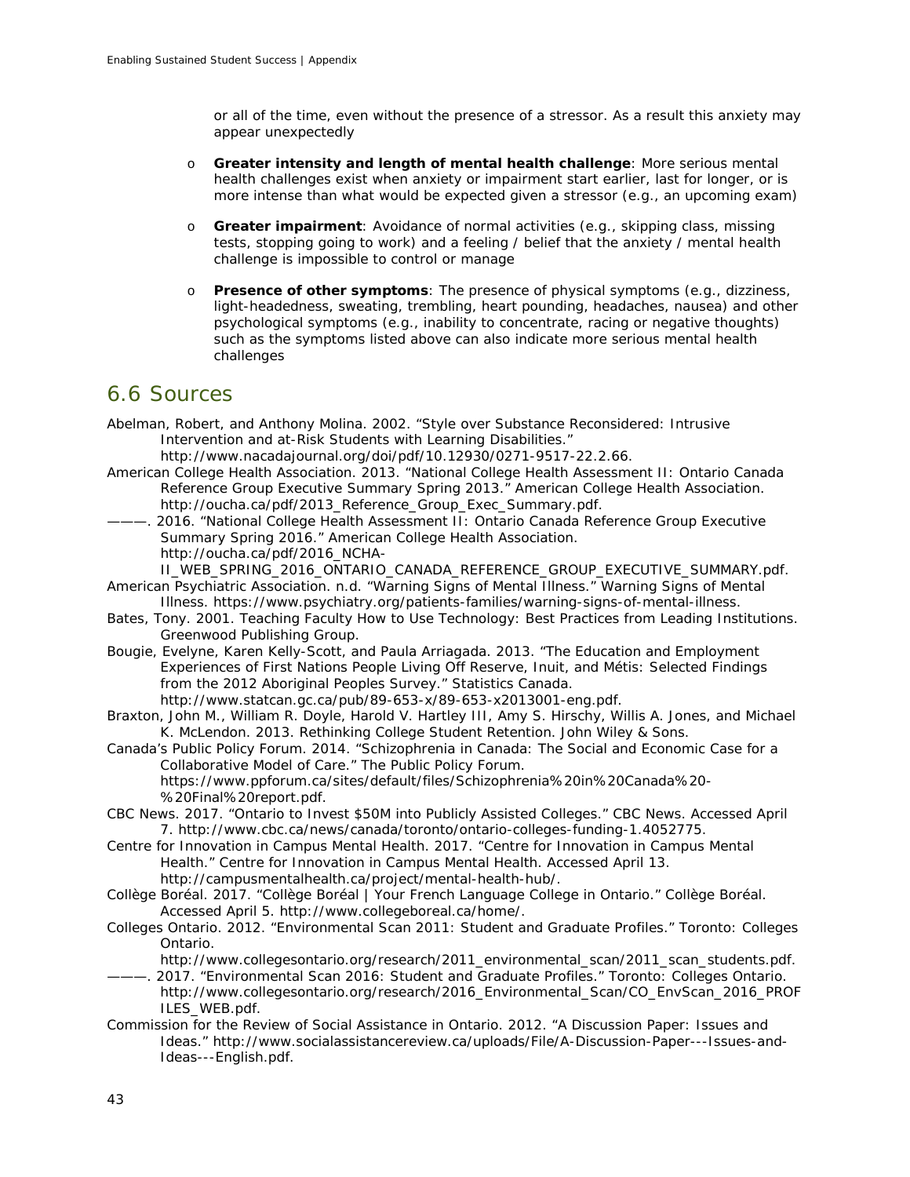or all of the time, even without the presence of a stressor. As a result this anxiety may appear unexpectedly

- **Greater intensity and length of mental health challenge**: More serious mental health challenges exist when anxiety or impairment start earlier, last for longer, or is more intense than what would be expected given a stressor (e.g., an upcoming exam)
- **Greater impairment**: Avoidance of normal activities (e.g., skipping class, missing tests, stopping going to work) and a feeling / belief that the anxiety / mental health challenge is impossible to control or manage
- **Presence of other symptoms**: The presence of physical symptoms (e.g., dizziness, light-headedness, sweating, trembling, heart pounding, headaches, nausea) and other psychological symptoms (e.g., inability to concentrate, racing or negative thoughts) such as the symptoms listed above can also indicate more serious mental health challenges

## 6.6 Sources

Abelman, Robert, and Anthony Molina. 2002. "Style over Substance Reconsidered: Intrusive Intervention and at-Risk Students with Learning Disabilities." http://www.nacadajournal.org/doi/pdf/10.12930/0271-9517-22.2.66.

American College Health Association. 2013. "National College Health Assessment II: Ontario Canada Reference Group Executive Summary Spring 2013." American College Health Association. http://oucha.ca/pdf/2013_Reference_Group_Exec_Summary.pdf.

———. 2016. "National College Health Assessment II: Ontario Canada Reference Group Executive Summary Spring 2016." American College Health Association. http://oucha.ca/pdf/2016_NCHA-II_WEB_SPRING_2016_ONTARIO_CANADA_REFERENCE_GROUP_EXECUTIVE_SUMMARY.pdf.

American Psychiatric Association. n.d. "Warning Signs of Mental Illness." Warning Signs of Mental Illness. https://www.psychiatry.org/patients-families/warning-signs-of-mental-illness.

Bates, Tony. 2001. Teaching Faculty How to Use Technology: Best Practices from Leading Institutions. Greenwood Publishing Group.

Bougie, Evelyne, Karen Kelly-Scott, and Paula Arriagada. 2013. "The Education and Employment Experiences of First Nations People Living Off Reserve, Inuit, and Métis: Selected Findings from the 2012 Aboriginal Peoples Survey." Statistics Canada. http://www.statcan.gc.ca/pub/89-653-x/89-653-x2013001-eng.pdf.

Braxton, John M., William R. Doyle, Harold V. Hartley III, Amy S. Hirschy, Willis A. Jones, and Michael K. McLendon. 2013. Rethinking College Student Retention. John Wiley & Sons.

Canada's Public Policy Forum. 2014. "Schizophrenia in Canada: The Social and Economic Case for a Collaborative Model of Care." The Public Policy Forum. https://www.ppforum.ca/sites/default/files/Schizophrenia%20in%20Canada%20-%20Final%20report.pdf.

CBC News. 2017. "Ontario to Invest $50M into Publicly Assisted Colleges." CBC News. Accessed April 7. http://www.cbc.ca/news/canada/toronto/ontario-colleges-funding-1.4052775.

Centre for Innovation in Campus Mental Health. 2017. "Centre for Innovation in Campus Mental Health." Centre for Innovation in Campus Mental Health. Accessed April 13. http://campusmentalhealth.ca/project/mental-health-hub/.

Collège Boréal. 2017. "Collège Boréal | Your French Language College in Ontario." Collège Boréal. Accessed April 5. http://www.collegeboreal.ca/home/.

Colleges Ontario. 2012. "Environmental Scan 2011: Student and Graduate Profiles." Toronto: Colleges Ontario. http://www.collegesontario.org/research/2011_environmental_scan/2011_scan_students.pdf.

———. 2017. "Environmental Scan 2016: Student and Graduate Profiles." Toronto: Colleges Ontario. http://www.collegesontario.org/research/2016_Environmental_Scan/CO_EnvScan_2016_PROFILES_WEB.pdf.

Commission for the Review of Social Assistance in Ontario. 2012. "A Discussion Paper: Issues and Ideas." http://www.socialassistancereview.ca/uploads/File/A-Discussion-Paper---Issues-and-Ideas---English.pdf.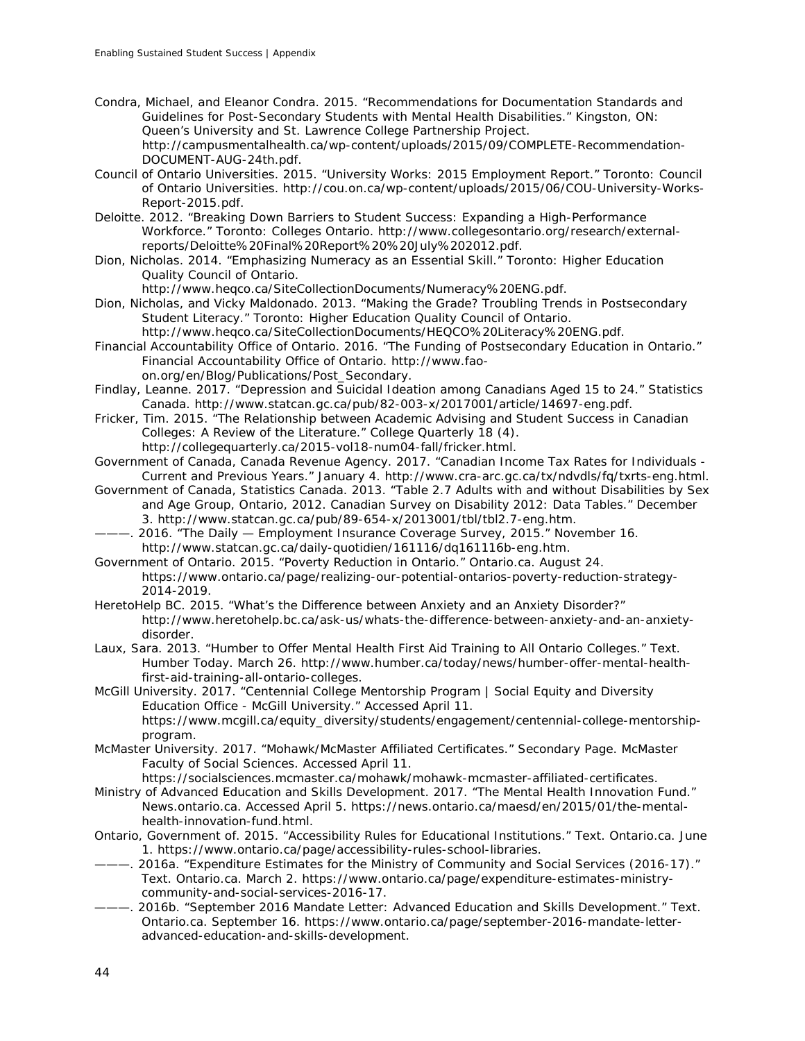Condra, Michael, and Eleanor Condra. 2015. "Recommendations for Documentation Standards and Guidelines for Post-Secondary Students with Mental Health Disabilities." Kingston, ON: Queen's University and St. Lawrence College Partnership Project. http://campusmentalhealth.ca/wp-content/uploads/2015/09/COMPLETE-Recommendation-DOCUMENT-AUG-24th.pdf.

Council of Ontario Universities. 2015. "University Works: 2015 Employment Report." Toronto: Council of Ontario Universities. http://cou.on.ca/wp-content/uploads/2015/06/COU-University-Works-Report-2015.pdf.

Deloitte. 2012. "Breaking Down Barriers to Student Success: Expanding a High-Performance Workforce." Toronto: Colleges Ontario. http://www.collegesontario.org/research/external-reports/Deloitte%20Final%20Report%20%20July%202012.pdf.

Dion, Nicholas. 2014. "Emphasizing Numeracy as an Essential Skill." Toronto: Higher Education Quality Council of Ontario. http://www.heqco.ca/SiteCollectionDocuments/Numeracy%20ENG.pdf.

Dion, Nicholas, and Vicky Maldonado. 2013. "Making the Grade? Troubling Trends in Postsecondary Student Literacy." Toronto: Higher Education Quality Council of Ontario. http://www.heqco.ca/SiteCollectionDocuments/HEQCO%20Literacy%20ENG.pdf.

Financial Accountability Office of Ontario. 2016. "The Funding of Postsecondary Education in Ontario." Financial Accountability Office of Ontario. http://www.fao-on.org/en/Blog/Publications/Post_Secondary.

Findlay, Leanne. 2017. "Depression and Suicidal Ideation among Canadians Aged 15 to 24." Statistics Canada. http://www.statcan.gc.ca/pub/82-003-x/2017001/article/14697-eng.pdf.

Fricker, Tim. 2015. "The Relationship between Academic Advising and Student Success in Canadian Colleges: A Review of the Literature." College Quarterly 18 (4). http://collegequarterly.ca/2015-vol18-num04-fall/fricker.html.

Government of Canada, Canada Revenue Agency. 2017. "Canadian Income Tax Rates for Individuals - Current and Previous Years." January 4. http://www.cra-arc.gc.ca/tx/ndvdls/fq/txrts-eng.html.

Government of Canada, Statistics Canada. 2013. "Table 2.7 Adults with and without Disabilities by Sex and Age Group, Ontario, 2012. Canadian Survey on Disability 2012: Data Tables." December 3. http://www.statcan.gc.ca/pub/89-654-x/2013001/tbl/tbl2.7-eng.htm.

———. 2016. "The Daily — Employment Insurance Coverage Survey, 2015." November 16. http://www.statcan.gc.ca/daily-quotidien/161116/dq161116b-eng.htm.

Government of Ontario. 2015. "Poverty Reduction in Ontario." Ontario.ca. August 24. https://www.ontario.ca/page/realizing-our-potential-ontarios-poverty-reduction-strategy-2014-2019.

HeretoHelp BC. 2015. "What's the Difference between Anxiety and an Anxiety Disorder?" http://www.heretohelp.bc.ca/ask-us/whats-the-difference-between-anxiety-and-an-anxiety-disorder.

Laux, Sara. 2013. "Humber to Offer Mental Health First Aid Training to All Ontario Colleges." Text. Humber Today. March 26. http://www.humber.ca/today/news/humber-offer-mental-health-first-aid-training-all-ontario-colleges.

McGill University. 2017. "Centennial College Mentorship Program | Social Equity and Diversity Education Office - McGill University." Accessed April 11. https://www.mcgill.ca/equity_diversity/students/engagement/centennial-college-mentorship-program.

McMaster University. 2017. "Mohawk/McMaster Affiliated Certificates." Secondary Page. McMaster Faculty of Social Sciences. Accessed April 11. https://socialsciences.mcmaster.ca/mohawk/mohawk-mcmaster-affiliated-certificates.

Ministry of Advanced Education and Skills Development. 2017. "The Mental Health Innovation Fund." News.ontario.ca. Accessed April 5. https://news.ontario.ca/maesd/en/2015/01/the-mental-health-innovation-fund.html.

Ontario, Government of. 2015. "Accessibility Rules for Educational Institutions." Text. Ontario.ca. June 1. https://www.ontario.ca/page/accessibility-rules-school-libraries.

———. 2016a. "Expenditure Estimates for the Ministry of Community and Social Services (2016-17)." Text. Ontario.ca. March 2. https://www.ontario.ca/page/expenditure-estimates-ministry-community-and-social-services-2016-17.

———. 2016b. "September 2016 Mandate Letter: Advanced Education and Skills Development." Text. Ontario.ca. September 16. https://www.ontario.ca/page/september-2016-mandate-letter-advanced-education-and-skills-development.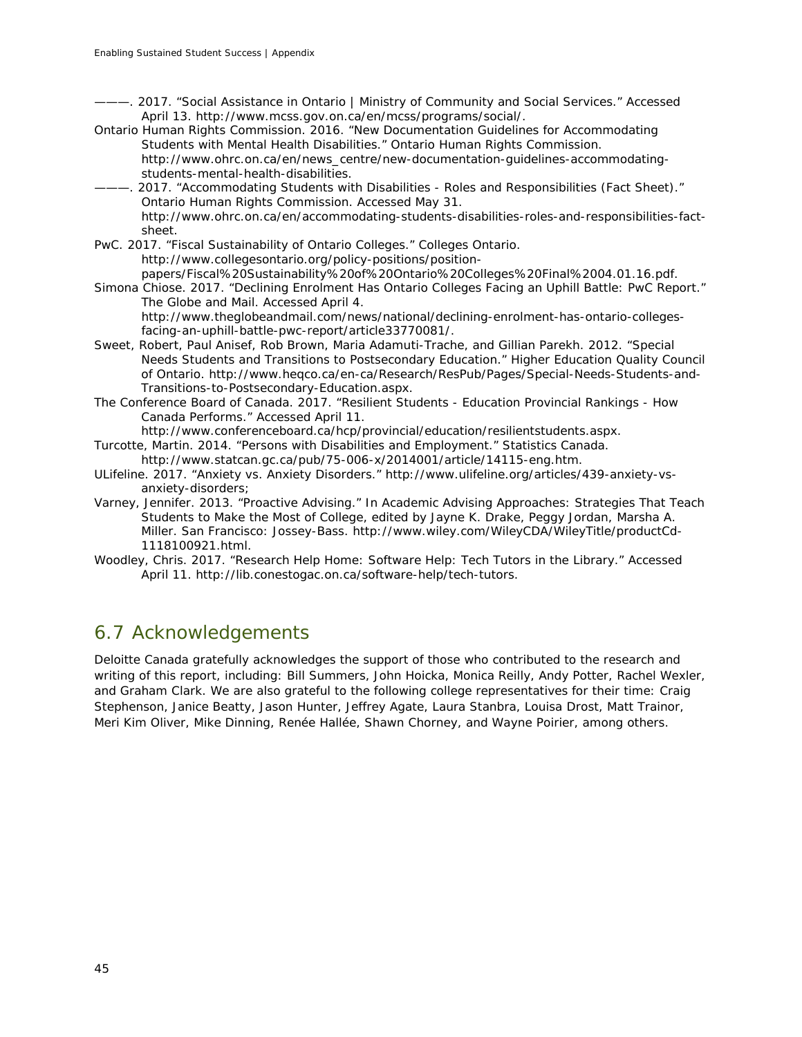———. 2017. “Social Assistance in Ontario | Ministry of Community and Social Services.” Accessed April 13. http://www.mcss.gov.on.ca/en/mcss/programs/social/.

Ontario Human Rights Commission. 2016. “New Documentation Guidelines for Accommodating Students with Mental Health Disabilities.” Ontario Human Rights Commission. http://www.ohrc.on.ca/en/news_centre/new-documentation-guidelines-accommodating-students-mental-health-disabilities.

———. 2017. “Accommodating Students with Disabilities - Roles and Responsibilities (Fact Sheet).” Ontario Human Rights Commission. Accessed May 31. http://www.ohrc.on.ca/en/accommodating-students-disabilities-roles-and-responsibilities-fact-sheet.

PwC. 2017. “Fiscal Sustainability of Ontario Colleges.” Colleges Ontario. http://www.collegesontario.org/policy-positions/position-papers/Fiscal%20Sustainability%20of%20Ontario%20Colleges%20Final%2004.01.16.pdf.

Simona Chiose. 2017. “Declining Enrolment Has Ontario Colleges Facing an Uphill Battle: PwC Report.” The Globe and Mail. Accessed April 4. http://www.theglobeandmail.com/news/national/declining-enrolment-has-ontario-colleges-facing-an-uphill-battle-pwc-report/article33770081/.

Sweet, Robert, Paul Anisef, Rob Brown, Maria Adamuti-Trache, and Gillian Parekh. 2012. “Special Needs Students and Transitions to Postsecondary Education.” Higher Education Quality Council of Ontario. http://www.heqco.ca/en-ca/Research/ResPub/Pages/Special-Needs-Students-and-Transitions-to-Postsecondary-Education.aspx.

The Conference Board of Canada. 2017. “Resilient Students - Education Provincial Rankings - How Canada Performs.” Accessed April 11. http://www.conferenceboard.ca/hcp/provincial/education/resilientstudents.aspx.

Turcotte, Martin. 2014. “Persons with Disabilities and Employment.” Statistics Canada. http://www.statcan.gc.ca/pub/75-006-x/2014001/article/14115-eng.htm.

ULifeline. 2017. “Anxiety vs. Anxiety Disorders.” http://www.ulifeline.org/articles/439-anxiety-vs-anxiety-disorders;

Varney, Jennifer. 2013. “Proactive Advising.” In Academic Advising Approaches: Strategies That Teach Students to Make the Most of College, edited by Jayne K. Drake, Peggy Jordan, Marsha A. Miller. San Francisco: Jossey-Bass. http://www.wiley.com/WileyCDA/WileyTitle/productCd-1118100921.html.

Woodley, Chris. 2017. “Research Help Home: Software Help: Tech Tutors in the Library.” Accessed April 11. http://lib.conestogac.on.ca/software-help/tech-tutors.

## 6.7 Acknowledgements

Deloitte Canada gratefully acknowledges the support of those who contributed to the research and writing of this report, including: Bill Summers, John Hoicka, Monica Reilly, Andy Potter, Rachel Wexler, and Graham Clark. We are also grateful to the following college representatives for their time: Craig Stephenson, Janice Beatty, Jason Hunter, Jeffrey Agate, Laura Stanbra, Louisa Drost, Matt Trainor, Meri Kim Oliver, Mike Dinning, Renée Hallée, Shawn Chorney, and Wayne Poirier, among others.